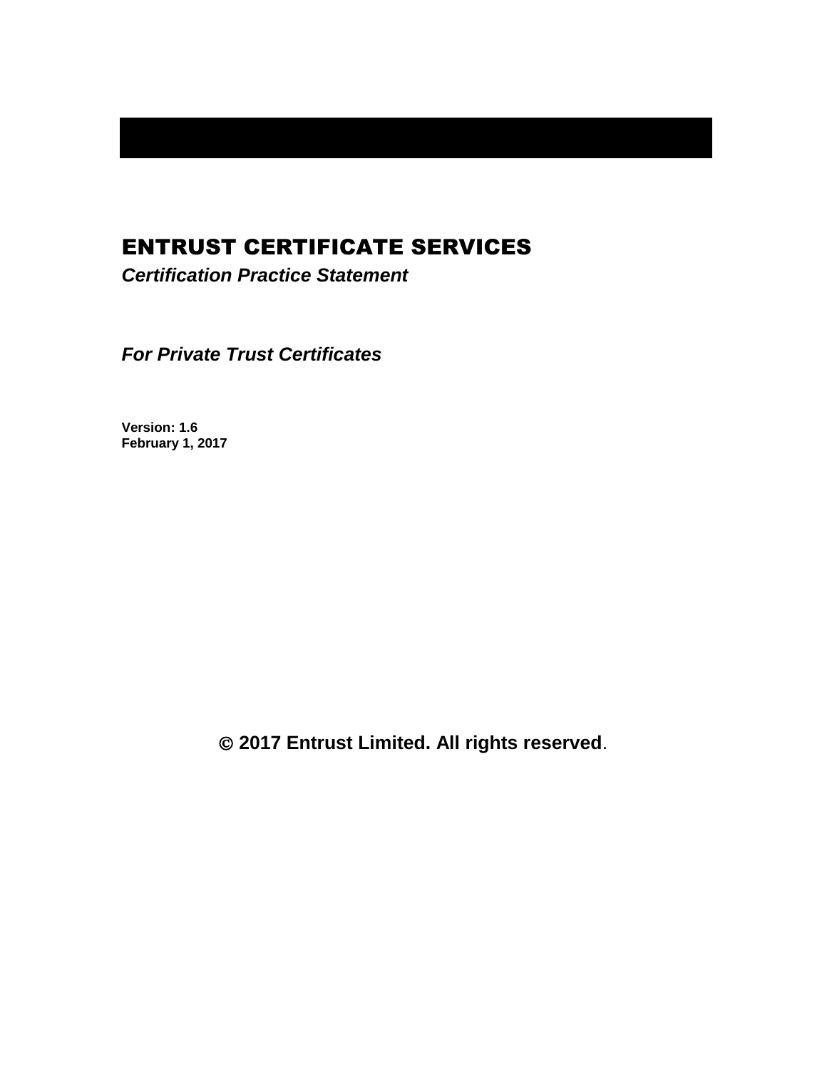# ENTRUST CERTIFICATE SERVICES

***Certification Practice Statement***

***For Private Trust Certificates***

**Version: 1.6**
**February 1, 2017**

**© 2017 Entrust Limited. All rights reserved**.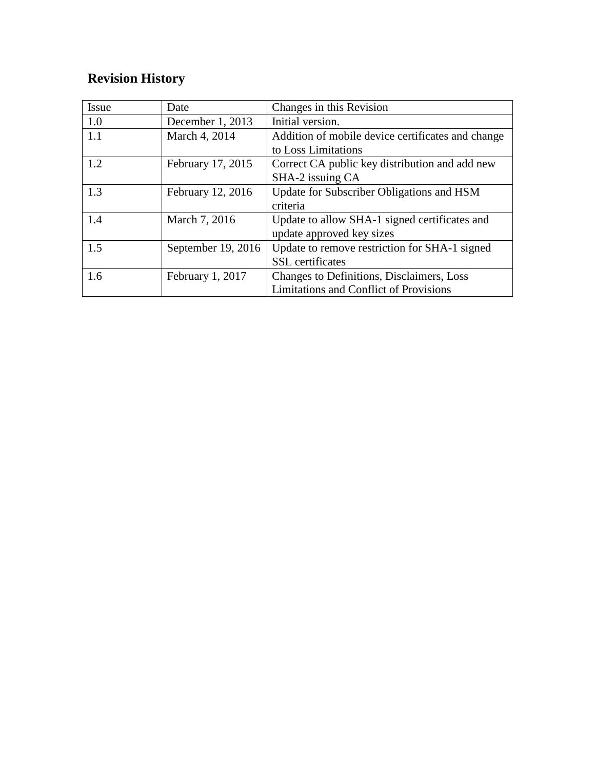## Revision History

| Issue | Date | Changes in this Revision |
| --- | --- | --- |
| 1.0 | December 1, 2013 | Initial version. |
| 1.1 | March 4, 2014 | Addition of mobile device certificates and change to Loss Limitations |
| 1.2 | February 17, 2015 | Correct CA public key distribution and add new SHA-2 issuing CA |
| 1.3 | February 12, 2016 | Update for Subscriber Obligations and HSM criteria |
| 1.4 | March 7, 2016 | Update to allow SHA-1 signed certificates and update approved key sizes |
| 1.5 | September 19, 2016 | Update to remove restriction for SHA-1 signed SSL certificates |
| 1.6 | February 1, 2017 | Changes to Definitions, Disclaimers, Loss Limitations and Conflict of Provisions |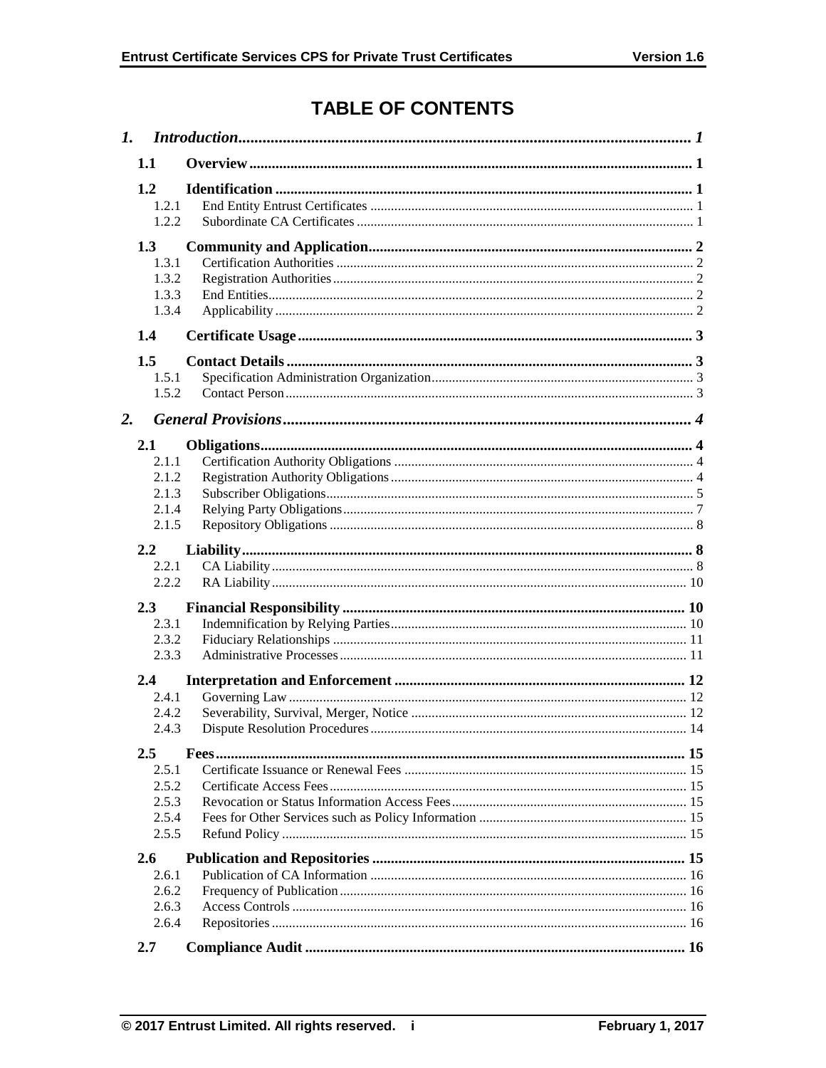# TABLE OF CONTENTS

*1. Introduction* ..... *1*

**1.1 Overview** ..... **1**

**1.2 Identification** ..... **1**

- 1.2.1 End Entity Entrust Certificates ..... 1
- 1.2.2 Subordinate CA Certificates ..... 1

**1.3 Community and Application** ..... **2**

- 1.3.1 Certification Authorities ..... 2
- 1.3.2 Registration Authorities ..... 2
- 1.3.3 End Entities ..... 2
- 1.3.4 Applicability ..... 2

**1.4 Certificate Usage** ..... **3**

**1.5 Contact Details** ..... **3**

- 1.5.1 Specification Administration Organization ..... 3
- 1.5.2 Contact Person ..... 3

*2. General Provisions* ..... *4*

**2.1 Obligations** ..... **4**

- 2.1.1 Certification Authority Obligations ..... 4
- 2.1.2 Registration Authority Obligations ..... 4
- 2.1.3 Subscriber Obligations ..... 5
- 2.1.4 Relying Party Obligations ..... 7
- 2.1.5 Repository Obligations ..... 8

**2.2 Liability** ..... **8**

- 2.2.1 CA Liability ..... 8
- 2.2.2 RA Liability ..... 10

**2.3 Financial Responsibility** ..... **10**

- 2.3.1 Indemnification by Relying Parties ..... 10
- 2.3.2 Fiduciary Relationships ..... 11
- 2.3.3 Administrative Processes ..... 11

**2.4 Interpretation and Enforcement** ..... **12**

- 2.4.1 Governing Law ..... 12
- 2.4.2 Severability, Survival, Merger, Notice ..... 12
- 2.4.3 Dispute Resolution Procedures ..... 14

**2.5 Fees** ..... **15**

- 2.5.1 Certificate Issuance or Renewal Fees ..... 15
- 2.5.2 Certificate Access Fees ..... 15
- 2.5.3 Revocation or Status Information Access Fees ..... 15
- 2.5.4 Fees for Other Services such as Policy Information ..... 15
- 2.5.5 Refund Policy ..... 15

**2.6 Publication and Repositories** ..... **15**

- 2.6.1 Publication of CA Information ..... 16
- 2.6.2 Frequency of Publication ..... 16
- 2.6.3 Access Controls ..... 16
- 2.6.4 Repositories ..... 16

**2.7 Compliance Audit** ..... **16**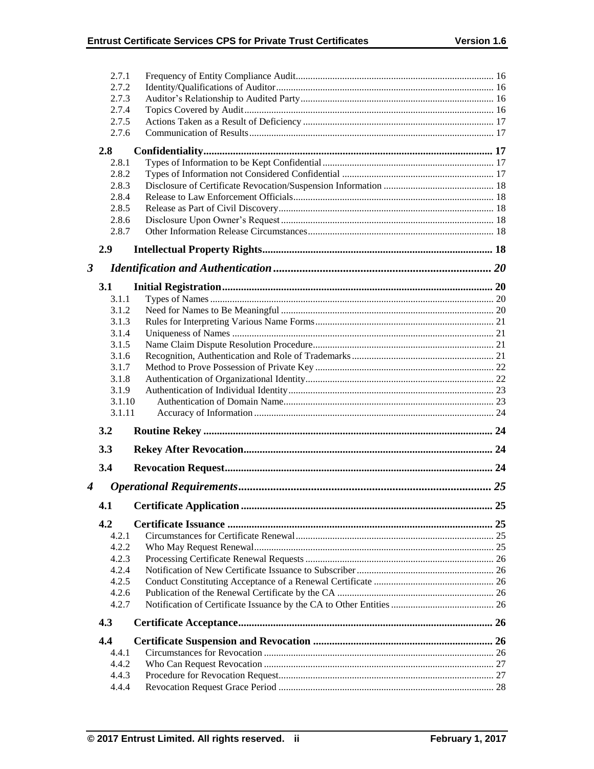2.7.1 Frequency of Entity Compliance Audit ..... 16
2.7.2 Identity/Qualifications of Auditor ..... 16
2.7.3 Auditor's Relationship to Audited Party ..... 16
2.7.4 Topics Covered by Audit ..... 16
2.7.5 Actions Taken as a Result of Deficiency ..... 17
2.7.6 Communication of Results ..... 17

**2.8 Confidentiality ..... 17**

2.8.1 Types of Information to be Kept Confidential ..... 17
2.8.2 Types of Information not Considered Confidential ..... 17
2.8.3 Disclosure of Certificate Revocation/Suspension Information ..... 18
2.8.4 Release to Law Enforcement Officials ..... 18
2.8.5 Release as Part of Civil Discovery ..... 18
2.8.6 Disclosure Upon Owner's Request ..... 18
2.8.7 Other Information Release Circumstances ..... 18

**2.9 Intellectual Property Rights ..... 18**

***3 Identification and Authentication ..... 20***

**3.1 Initial Registration ..... 20**

3.1.1 Types of Names ..... 20
3.1.2 Need for Names to Be Meaningful ..... 20
3.1.3 Rules for Interpreting Various Name Forms ..... 21
3.1.4 Uniqueness of Names ..... 21
3.1.5 Name Claim Dispute Resolution Procedure ..... 21
3.1.6 Recognition, Authentication and Role of Trademarks ..... 21
3.1.7 Method to Prove Possession of Private Key ..... 22
3.1.8 Authentication of Organizational Identity ..... 22
3.1.9 Authentication of Individual Identity ..... 23
3.1.10 Authentication of Domain Name ..... 23
3.1.11 Accuracy of Information ..... 24

**3.2 Routine Rekey ..... 24**

**3.3 Rekey After Revocation ..... 24**

**3.4 Revocation Request ..... 24**

***4 Operational Requirements ..... 25***

**4.1 Certificate Application ..... 25**

**4.2 Certificate Issuance ..... 25**

4.2.1 Circumstances for Certificate Renewal ..... 25
4.2.2 Who May Request Renewal ..... 25
4.2.3 Processing Certificate Renewal Requests ..... 26
4.2.4 Notification of New Certificate Issuance to Subscriber ..... 26
4.2.5 Conduct Constituting Acceptance of a Renewal Certificate ..... 26
4.2.6 Publication of the Renewal Certificate by the CA ..... 26
4.2.7 Notification of Certificate Issuance by the CA to Other Entities ..... 26

**4.3 Certificate Acceptance ..... 26**

**4.4 Certificate Suspension and Revocation ..... 26**

4.4.1 Circumstances for Revocation ..... 26
4.4.2 Who Can Request Revocation ..... 27
4.4.3 Procedure for Revocation Request ..... 27
4.4.4 Revocation Request Grace Period ..... 28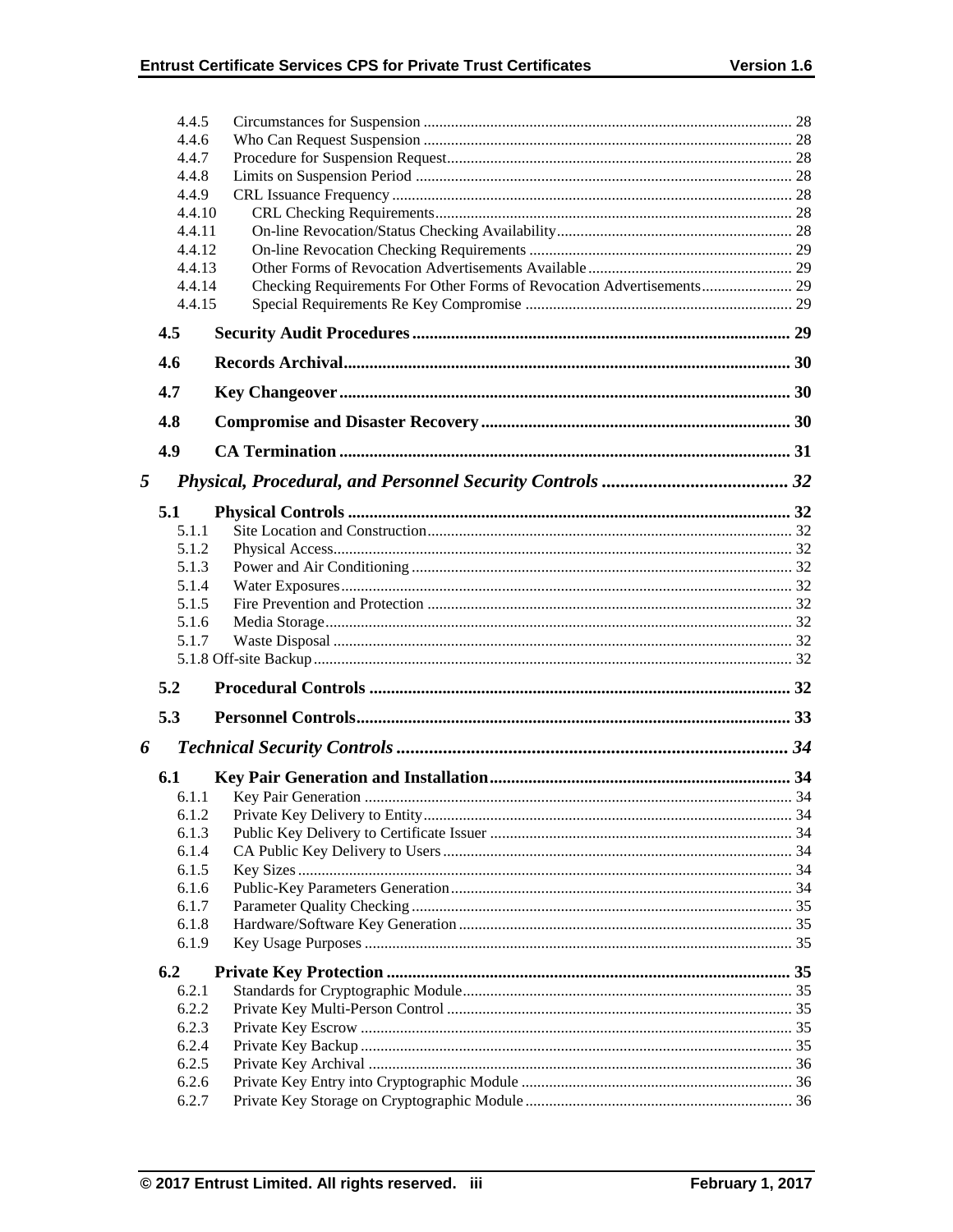4.4.5 Circumstances for Suspension ........................................................................................ 28
4.4.6 Who Can Request Suspension ........................................................................................ 28
4.4.7 Procedure for Suspension Request.................................................................................. 28
4.4.8 Limits on Suspension Period .......................................................................................... 28
4.4.9 CRL Issuance Frequency ................................................................................................ 28
4.4.10 CRL Checking Requirements...................................................................................... 28
4.4.11 On-line Revocation/Status Checking Availability....................................................... 28
4.4.12 On-line Revocation Checking Requirements .............................................................. 29
4.4.13 Other Forms of Revocation Advertisements Available ............................................... 29
4.4.14 Checking Requirements For Other Forms of Revocation Advertisements.................. 29
4.4.15 Special Requirements Re Key Compromise ............................................................... 29

**4.5 Security Audit Procedures ....................................................................................... 29**

**4.6 Records Archival........................................................................................................ 30**

**4.7 Key Changeover ........................................................................................................ 30**

**4.8 Compromise and Disaster Recovery ....................................................................... 30**

**4.9 CA Termination ........................................................................................................ 31**

***5 Physical, Procedural, and Personnel Security Controls ........................................ 32***

**5.1 Physical Controls ....................................................................................................... 32**

5.1.1 Site Location and Construction........................................................................................ 32
5.1.2 Physical Access................................................................................................................ 32
5.1.3 Power and Air Conditioning ............................................................................................ 32
5.1.4 Water Exposures.............................................................................................................. 32
5.1.5 Fire Prevention and Protection ........................................................................................ 32
5.1.6 Media Storage.................................................................................................................. 32
5.1.7 Waste Disposal ................................................................................................................ 32
5.1.8 Off-site Backup ................................................................................................................ 32

**5.2 Procedural Controls ................................................................................................. 32**

**5.3 Personnel Controls..................................................................................................... 33**

***6 Technical Security Controls ..................................................................................... 34***

**6.1 Key Pair Generation and Installation...................................................................... 34**

6.1.1 Key Pair Generation ........................................................................................................ 34
6.1.2 Private Key Delivery to Entity......................................................................................... 34
6.1.3 Public Key Delivery to Certificate Issuer ........................................................................ 34
6.1.4 CA Public Key Delivery to Users.................................................................................... 34
6.1.5 Key Sizes ......................................................................................................................... 34
6.1.6 Public-Key Parameters Generation.................................................................................. 34
6.1.7 Parameter Quality Checking ............................................................................................ 35
6.1.8 Hardware/Software Key Generation ................................................................................ 35
6.1.9 Key Usage Purposes ........................................................................................................ 35

**6.2 Private Key Protection .............................................................................................. 35**

6.2.1 Standards for Cryptographic Module............................................................................... 35
6.2.2 Private Key Multi-Person Control ................................................................................... 35
6.2.3 Private Key Escrow ......................................................................................................... 35
6.2.4 Private Key Backup ......................................................................................................... 35
6.2.5 Private Key Archival ....................................................................................................... 36
6.2.6 Private Key Entry into Cryptographic Module ................................................................ 36
6.2.7 Private Key Storage on Cryptographic Module ............................................................... 36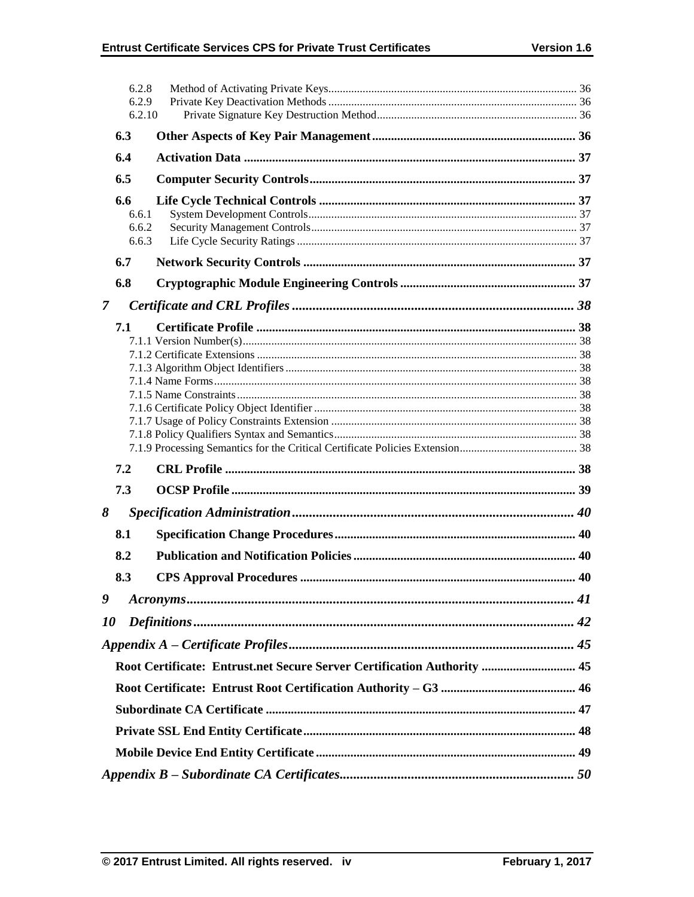6.2.8 Method of Activating Private Keys ..... 36
6.2.9 Private Key Deactivation Methods ..... 36
6.2.10 Private Signature Key Destruction Method ..... 36

**6.3 Other Aspects of Key Pair Management ..... 36**

**6.4 Activation Data ..... 37**

**6.5 Computer Security Controls ..... 37**

**6.6 Life Cycle Technical Controls ..... 37**
6.6.1 System Development Controls ..... 37
6.6.2 Security Management Controls ..... 37
6.6.3 Life Cycle Security Ratings ..... 37

**6.7 Network Security Controls ..... 37**

**6.8 Cryptographic Module Engineering Controls ..... 37**

***7 Certificate and CRL Profiles ..... 38***

**7.1 Certificate Profile ..... 38**
7.1.1 Version Number(s) ..... 38
7.1.2 Certificate Extensions ..... 38
7.1.3 Algorithm Object Identifiers ..... 38
7.1.4 Name Forms ..... 38
7.1.5 Name Constraints ..... 38
7.1.6 Certificate Policy Object Identifier ..... 38
7.1.7 Usage of Policy Constraints Extension ..... 38
7.1.8 Policy Qualifiers Syntax and Semantics ..... 38
7.1.9 Processing Semantics for the Critical Certificate Policies Extension ..... 38

**7.2 CRL Profile ..... 38**

**7.3 OCSP Profile ..... 39**

***8 Specification Administration ..... 40***

**8.1 Specification Change Procedures ..... 40**

**8.2 Publication and Notification Policies ..... 40**

**8.3 CPS Approval Procedures ..... 40**

***9 Acronyms ..... 41***

***10 Definitions ..... 42***

***Appendix A – Certificate Profiles ..... 45***

**Root Certificate: Entrust.net Secure Server Certification Authority ..... 45**

**Root Certificate: Entrust Root Certification Authority – G3 ..... 46**

**Subordinate CA Certificate ..... 47**

**Private SSL End Entity Certificate ..... 48**

**Mobile Device End Entity Certificate ..... 49**

***Appendix B – Subordinate CA Certificates ..... 50***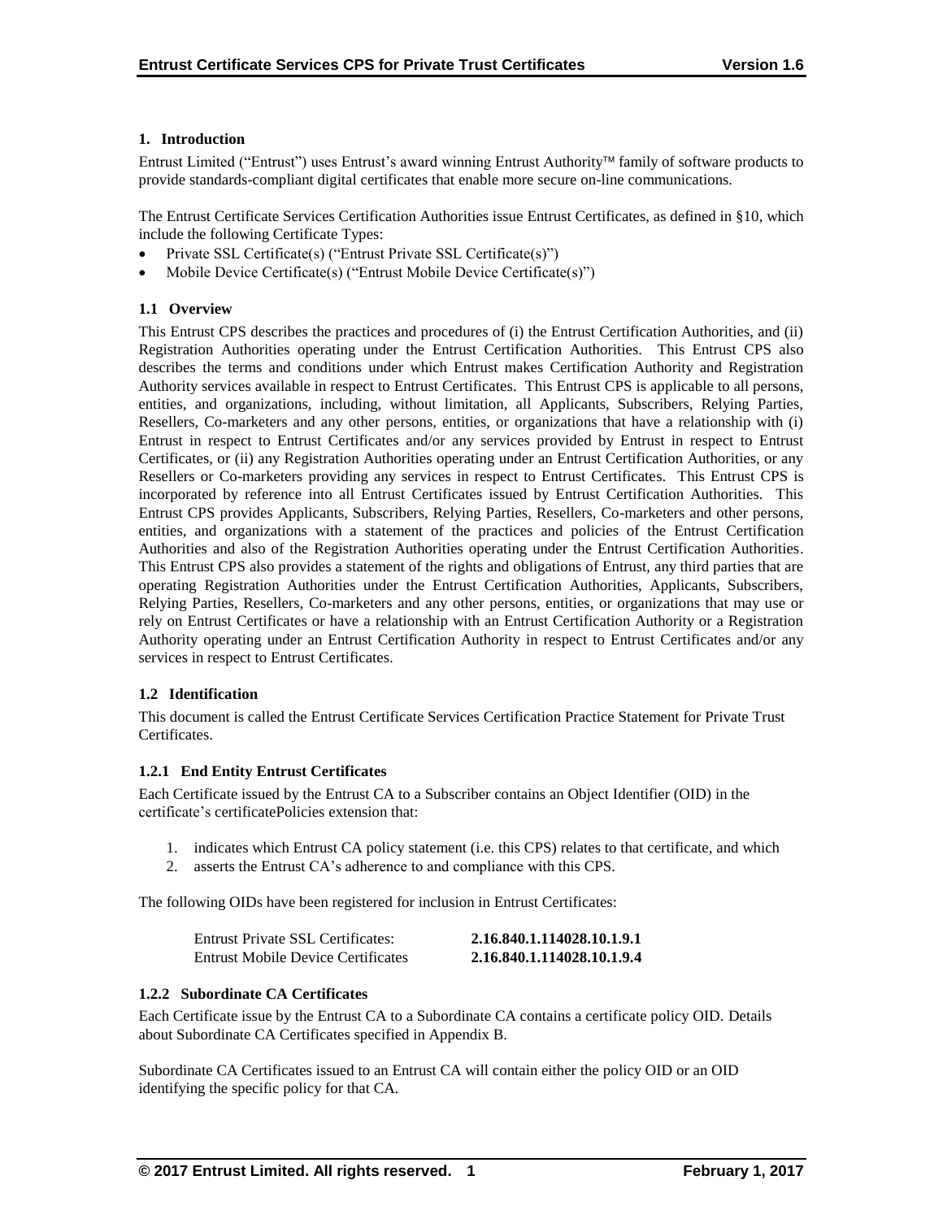# 1. Introduction

Entrust Limited ("Entrust") uses Entrust's award winning Entrust Authority™ family of software products to provide standards-compliant digital certificates that enable more secure on-line communications.

The Entrust Certificate Services Certification Authorities issue Entrust Certificates, as defined in §10, which include the following Certificate Types:

- Private SSL Certificate(s) ("Entrust Private SSL Certificate(s)")
- Mobile Device Certificate(s) ("Entrust Mobile Device Certificate(s)")

## 1.1 Overview

This Entrust CPS describes the practices and procedures of (i) the Entrust Certification Authorities, and (ii) Registration Authorities operating under the Entrust Certification Authorities. This Entrust CPS also describes the terms and conditions under which Entrust makes Certification Authority and Registration Authority services available in respect to Entrust Certificates. This Entrust CPS is applicable to all persons, entities, and organizations, including, without limitation, all Applicants, Subscribers, Relying Parties, Resellers, Co-marketers and any other persons, entities, or organizations that have a relationship with (i) Entrust in respect to Entrust Certificates and/or any services provided by Entrust in respect to Entrust Certificates, or (ii) any Registration Authorities operating under an Entrust Certification Authorities, or any Resellers or Co-marketers providing any services in respect to Entrust Certificates. This Entrust CPS is incorporated by reference into all Entrust Certificates issued by Entrust Certification Authorities. This Entrust CPS provides Applicants, Subscribers, Relying Parties, Resellers, Co-marketers and other persons, entities, and organizations with a statement of the practices and policies of the Entrust Certification Authorities and also of the Registration Authorities operating under the Entrust Certification Authorities. This Entrust CPS also provides a statement of the rights and obligations of Entrust, any third parties that are operating Registration Authorities under the Entrust Certification Authorities, Applicants, Subscribers, Relying Parties, Resellers, Co-marketers and any other persons, entities, or organizations that may use or rely on Entrust Certificates or have a relationship with an Entrust Certification Authority or a Registration Authority operating under an Entrust Certification Authority in respect to Entrust Certificates and/or any services in respect to Entrust Certificates.

## 1.2 Identification

This document is called the Entrust Certificate Services Certification Practice Statement for Private Trust Certificates.

### 1.2.1 End Entity Entrust Certificates

Each Certificate issued by the Entrust CA to a Subscriber contains an Object Identifier (OID) in the certificate's certificatePolicies extension that:

1. indicates which Entrust CA policy statement (i.e. this CPS) relates to that certificate, and which
2. asserts the Entrust CA's adherence to and compliance with this CPS.

The following OIDs have been registered for inclusion in Entrust Certificates:

| | |
|---|---|
| Entrust Private SSL Certificates: | **2.16.840.1.114028.10.1.9.1** |
| Entrust Mobile Device Certificates | **2.16.840.1.114028.10.1.9.4** |

### 1.2.2 Subordinate CA Certificates

Each Certificate issue by the Entrust CA to a Subordinate CA contains a certificate policy OID. Details about Subordinate CA Certificates specified in Appendix B.

Subordinate CA Certificates issued to an Entrust CA will contain either the policy OID or an OID identifying the specific policy for that CA.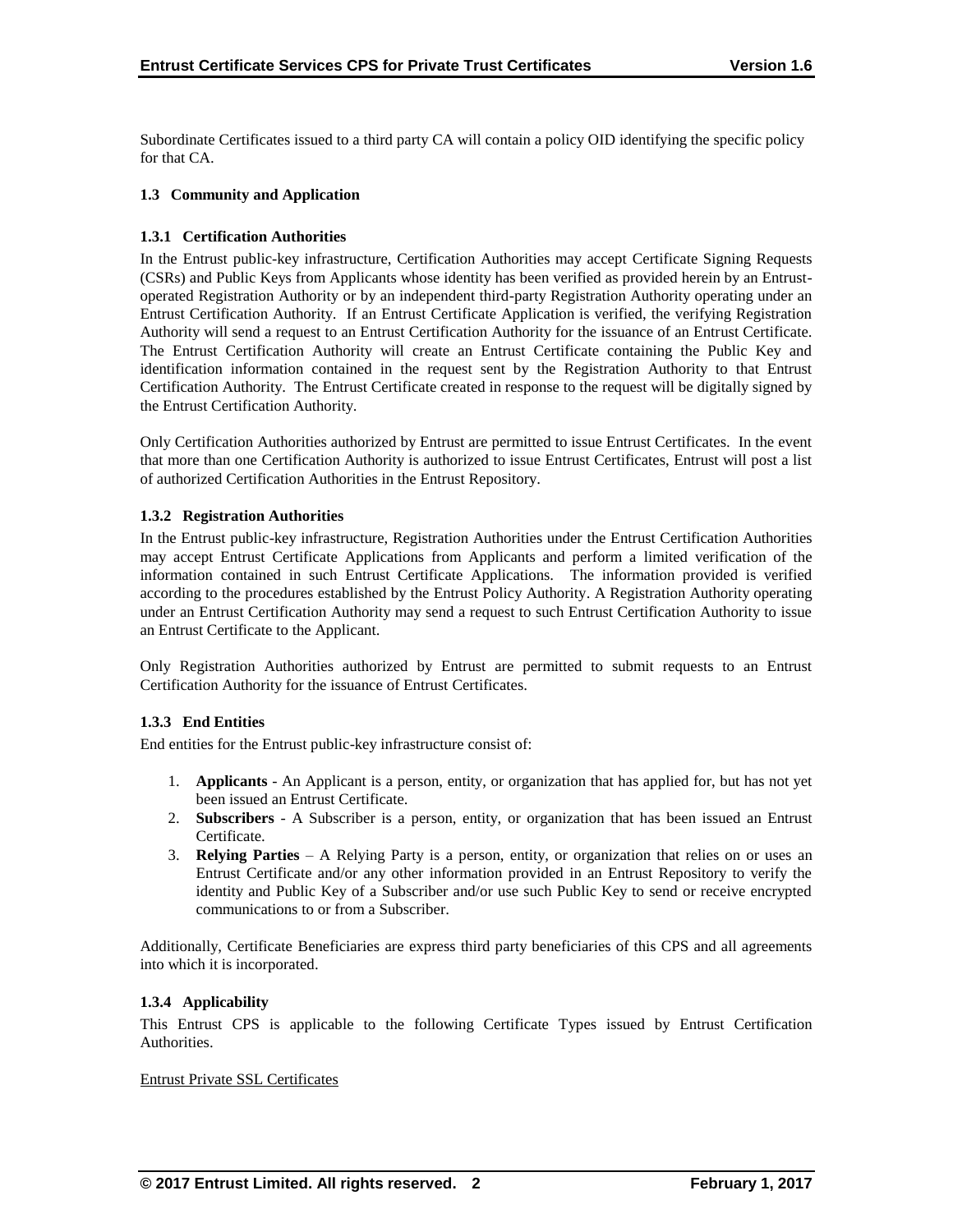Subordinate Certificates issued to a third party CA will contain a policy OID identifying the specific policy for that CA.

### 1.3 Community and Application

#### 1.3.1 Certification Authorities

In the Entrust public-key infrastructure, Certification Authorities may accept Certificate Signing Requests (CSRs) and Public Keys from Applicants whose identity has been verified as provided herein by an Entrust-operated Registration Authority or by an independent third-party Registration Authority operating under an Entrust Certification Authority. If an Entrust Certificate Application is verified, the verifying Registration Authority will send a request to an Entrust Certification Authority for the issuance of an Entrust Certificate. The Entrust Certification Authority will create an Entrust Certificate containing the Public Key and identification information contained in the request sent by the Registration Authority to that Entrust Certification Authority. The Entrust Certificate created in response to the request will be digitally signed by the Entrust Certification Authority.

Only Certification Authorities authorized by Entrust are permitted to issue Entrust Certificates. In the event that more than one Certification Authority is authorized to issue Entrust Certificates, Entrust will post a list of authorized Certification Authorities in the Entrust Repository.

#### 1.3.2 Registration Authorities

In the Entrust public-key infrastructure, Registration Authorities under the Entrust Certification Authorities may accept Entrust Certificate Applications from Applicants and perform a limited verification of the information contained in such Entrust Certificate Applications. The information provided is verified according to the procedures established by the Entrust Policy Authority. A Registration Authority operating under an Entrust Certification Authority may send a request to such Entrust Certification Authority to issue an Entrust Certificate to the Applicant.

Only Registration Authorities authorized by Entrust are permitted to submit requests to an Entrust Certification Authority for the issuance of Entrust Certificates.

#### 1.3.3 End Entities

End entities for the Entrust public-key infrastructure consist of:

1. **Applicants** - An Applicant is a person, entity, or organization that has applied for, but has not yet been issued an Entrust Certificate.
2. **Subscribers** - A Subscriber is a person, entity, or organization that has been issued an Entrust Certificate.
3. **Relying Parties** – A Relying Party is a person, entity, or organization that relies on or uses an Entrust Certificate and/or any other information provided in an Entrust Repository to verify the identity and Public Key of a Subscriber and/or use such Public Key to send or receive encrypted communications to or from a Subscriber.

Additionally, Certificate Beneficiaries are express third party beneficiaries of this CPS and all agreements into which it is incorporated.

#### 1.3.4 Applicability

This Entrust CPS is applicable to the following Certificate Types issued by Entrust Certification Authorities.

Entrust Private SSL Certificates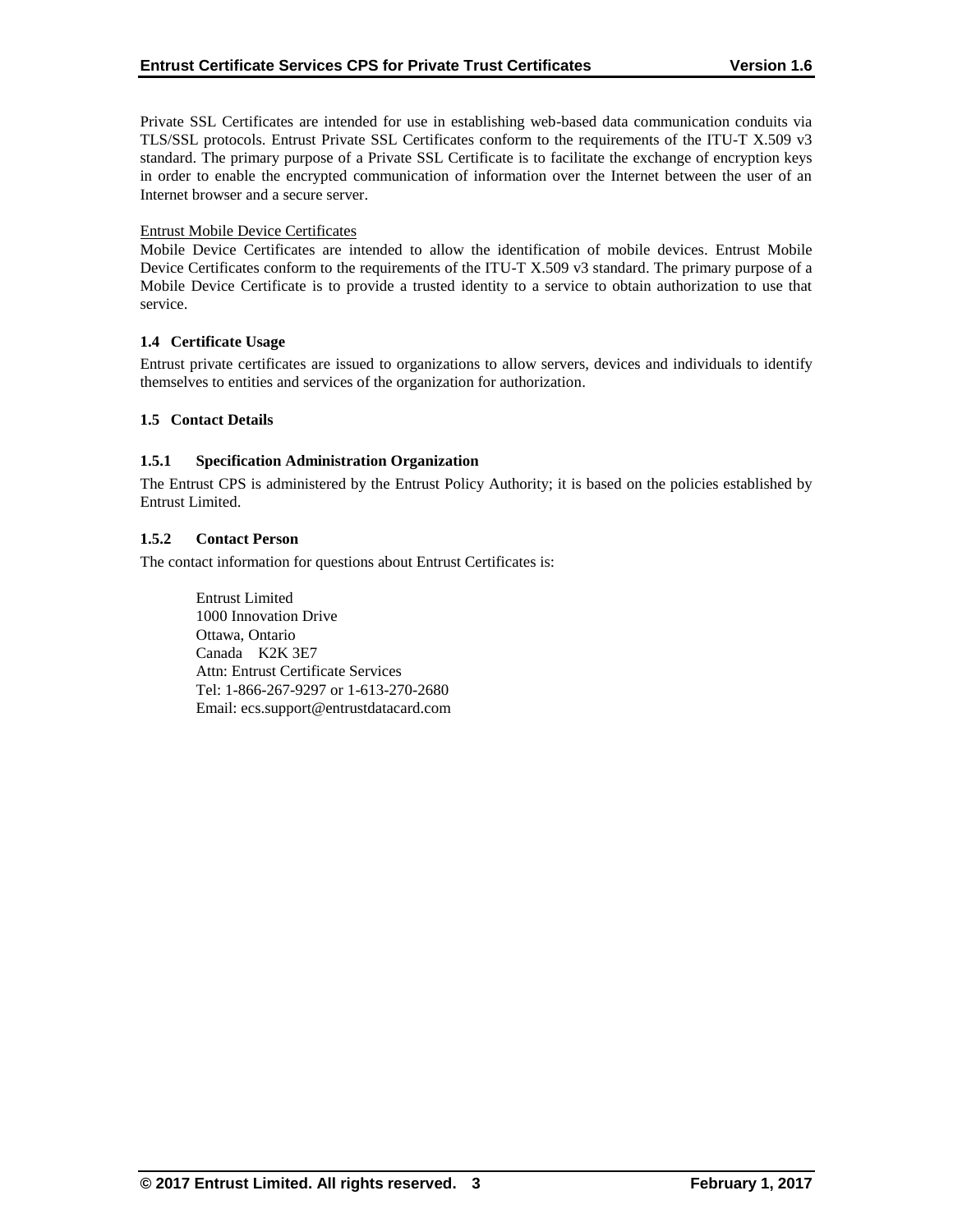Private SSL Certificates are intended for use in establishing web-based data communication conduits via TLS/SSL protocols. Entrust Private SSL Certificates conform to the requirements of the ITU-T X.509 v3 standard. The primary purpose of a Private SSL Certificate is to facilitate the exchange of encryption keys in order to enable the encrypted communication of information over the Internet between the user of an Internet browser and a secure server.

Entrust Mobile Device Certificates

Mobile Device Certificates are intended to allow the identification of mobile devices. Entrust Mobile Device Certificates conform to the requirements of the ITU-T X.509 v3 standard. The primary purpose of a Mobile Device Certificate is to provide a trusted identity to a service to obtain authorization to use that service.

### 1.4 Certificate Usage

Entrust private certificates are issued to organizations to allow servers, devices and individuals to identify themselves to entities and services of the organization for authorization.

### 1.5 Contact Details

#### 1.5.1 Specification Administration Organization

The Entrust CPS is administered by the Entrust Policy Authority; it is based on the policies established by Entrust Limited.

#### 1.5.2 Contact Person

The contact information for questions about Entrust Certificates is:

Entrust Limited
1000 Innovation Drive
Ottawa, Ontario
Canada K2K 3E7
Attn: Entrust Certificate Services
Tel: 1-866-267-9297 or 1-613-270-2680
Email: ecs.support@entrustdatacard.com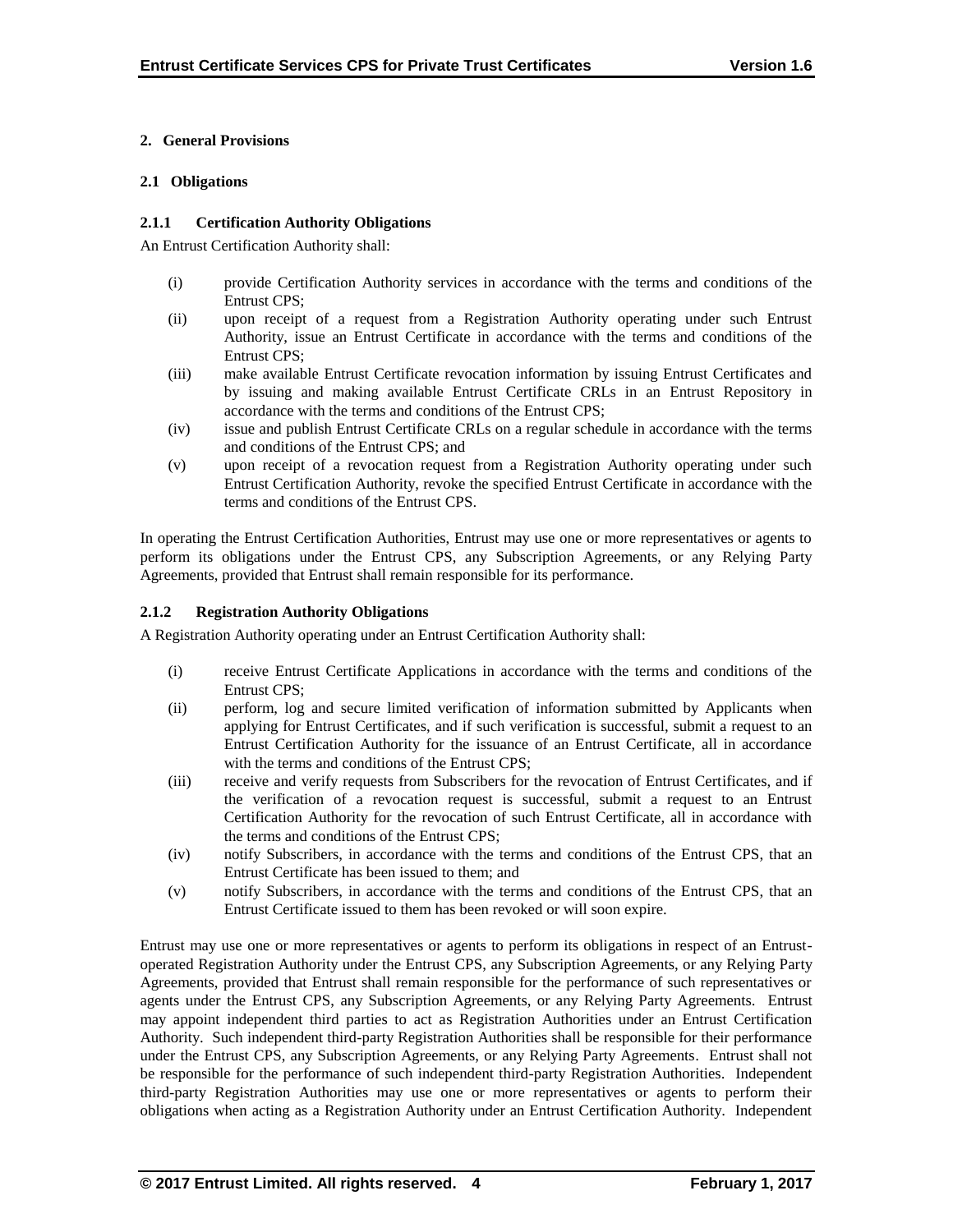## 2. General Provisions

### 2.1 Obligations

#### 2.1.1 Certification Authority Obligations

An Entrust Certification Authority shall:

(i) provide Certification Authority services in accordance with the terms and conditions of the Entrust CPS;

(ii) upon receipt of a request from a Registration Authority operating under such Entrust Authority, issue an Entrust Certificate in accordance with the terms and conditions of the Entrust CPS;

(iii) make available Entrust Certificate revocation information by issuing Entrust Certificates and by issuing and making available Entrust Certificate CRLs in an Entrust Repository in accordance with the terms and conditions of the Entrust CPS;

(iv) issue and publish Entrust Certificate CRLs on a regular schedule in accordance with the terms and conditions of the Entrust CPS; and

(v) upon receipt of a revocation request from a Registration Authority operating under such Entrust Certification Authority, revoke the specified Entrust Certificate in accordance with the terms and conditions of the Entrust CPS.

In operating the Entrust Certification Authorities, Entrust may use one or more representatives or agents to perform its obligations under the Entrust CPS, any Subscription Agreements, or any Relying Party Agreements, provided that Entrust shall remain responsible for its performance.

#### 2.1.2 Registration Authority Obligations

A Registration Authority operating under an Entrust Certification Authority shall:

(i) receive Entrust Certificate Applications in accordance with the terms and conditions of the Entrust CPS;

(ii) perform, log and secure limited verification of information submitted by Applicants when applying for Entrust Certificates, and if such verification is successful, submit a request to an Entrust Certification Authority for the issuance of an Entrust Certificate, all in accordance with the terms and conditions of the Entrust CPS;

(iii) receive and verify requests from Subscribers for the revocation of Entrust Certificates, and if the verification of a revocation request is successful, submit a request to an Entrust Certification Authority for the revocation of such Entrust Certificate, all in accordance with the terms and conditions of the Entrust CPS;

(iv) notify Subscribers, in accordance with the terms and conditions of the Entrust CPS, that an Entrust Certificate has been issued to them; and

(v) notify Subscribers, in accordance with the terms and conditions of the Entrust CPS, that an Entrust Certificate issued to them has been revoked or will soon expire.

Entrust may use one or more representatives or agents to perform its obligations in respect of an Entrust-operated Registration Authority under the Entrust CPS, any Subscription Agreements, or any Relying Party Agreements, provided that Entrust shall remain responsible for the performance of such representatives or agents under the Entrust CPS, any Subscription Agreements, or any Relying Party Agreements. Entrust may appoint independent third parties to act as Registration Authorities under an Entrust Certification Authority. Such independent third-party Registration Authorities shall be responsible for their performance under the Entrust CPS, any Subscription Agreements, or any Relying Party Agreements. Entrust shall not be responsible for the performance of such independent third-party Registration Authorities. Independent third-party Registration Authorities may use one or more representatives or agents to perform their obligations when acting as a Registration Authority under an Entrust Certification Authority. Independent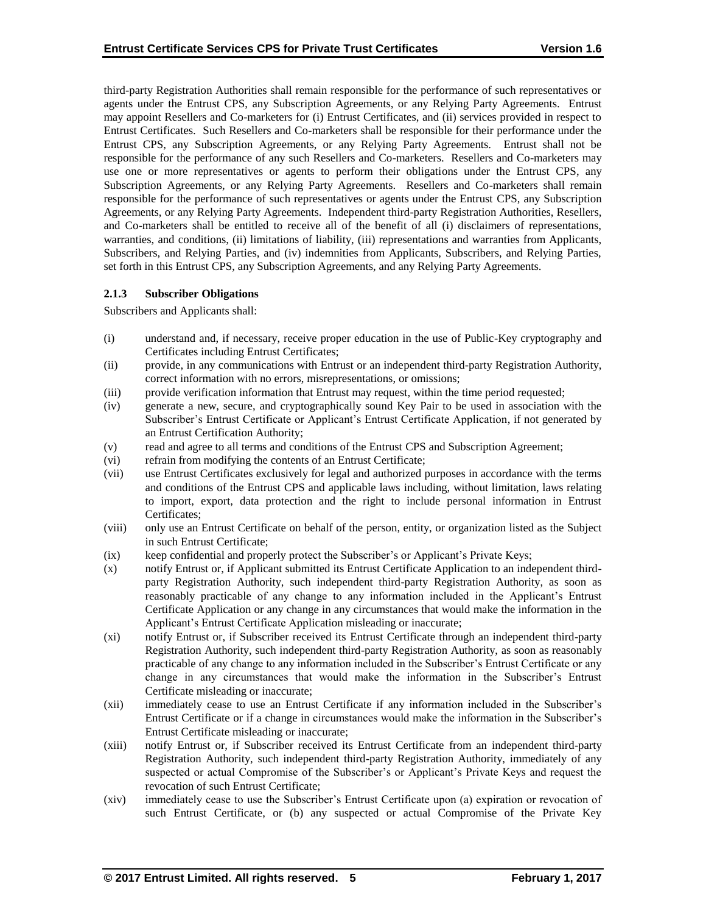third-party Registration Authorities shall remain responsible for the performance of such representatives or agents under the Entrust CPS, any Subscription Agreements, or any Relying Party Agreements. Entrust may appoint Resellers and Co-marketers for (i) Entrust Certificates, and (ii) services provided in respect to Entrust Certificates. Such Resellers and Co-marketers shall be responsible for their performance under the Entrust CPS, any Subscription Agreements, or any Relying Party Agreements. Entrust shall not be responsible for the performance of any such Resellers and Co-marketers. Resellers and Co-marketers may use one or more representatives or agents to perform their obligations under the Entrust CPS, any Subscription Agreements, or any Relying Party Agreements. Resellers and Co-marketers shall remain responsible for the performance of such representatives or agents under the Entrust CPS, any Subscription Agreements, or any Relying Party Agreements. Independent third-party Registration Authorities, Resellers, and Co-marketers shall be entitled to receive all of the benefit of all (i) disclaimers of representations, warranties, and conditions, (ii) limitations of liability, (iii) representations and warranties from Applicants, Subscribers, and Relying Parties, and (iv) indemnities from Applicants, Subscribers, and Relying Parties, set forth in this Entrust CPS, any Subscription Agreements, and any Relying Party Agreements.

### 2.1.3 Subscriber Obligations

Subscribers and Applicants shall:

(i) understand and, if necessary, receive proper education in the use of Public-Key cryptography and Certificates including Entrust Certificates;

(ii) provide, in any communications with Entrust or an independent third-party Registration Authority, correct information with no errors, misrepresentations, or omissions;

(iii) provide verification information that Entrust may request, within the time period requested;

(iv) generate a new, secure, and cryptographically sound Key Pair to be used in association with the Subscriber's Entrust Certificate or Applicant's Entrust Certificate Application, if not generated by an Entrust Certification Authority;

(v) read and agree to all terms and conditions of the Entrust CPS and Subscription Agreement;

(vi) refrain from modifying the contents of an Entrust Certificate;

(vii) use Entrust Certificates exclusively for legal and authorized purposes in accordance with the terms and conditions of the Entrust CPS and applicable laws including, without limitation, laws relating to import, export, data protection and the right to include personal information in Entrust Certificates;

(viii) only use an Entrust Certificate on behalf of the person, entity, or organization listed as the Subject in such Entrust Certificate;

(ix) keep confidential and properly protect the Subscriber's or Applicant's Private Keys;

(x) notify Entrust or, if Applicant submitted its Entrust Certificate Application to an independent third-party Registration Authority, such independent third-party Registration Authority, as soon as reasonably practicable of any change to any information included in the Applicant's Entrust Certificate Application or any change in any circumstances that would make the information in the Applicant's Entrust Certificate Application misleading or inaccurate;

(xi) notify Entrust or, if Subscriber received its Entrust Certificate through an independent third-party Registration Authority, such independent third-party Registration Authority, as soon as reasonably practicable of any change to any information included in the Subscriber's Entrust Certificate or any change in any circumstances that would make the information in the Subscriber's Entrust Certificate misleading or inaccurate;

(xii) immediately cease to use an Entrust Certificate if any information included in the Subscriber's Entrust Certificate or if a change in circumstances would make the information in the Subscriber's Entrust Certificate misleading or inaccurate;

(xiii) notify Entrust or, if Subscriber received its Entrust Certificate from an independent third-party Registration Authority, such independent third-party Registration Authority, immediately of any suspected or actual Compromise of the Subscriber's or Applicant's Private Keys and request the revocation of such Entrust Certificate;

(xiv) immediately cease to use the Subscriber's Entrust Certificate upon (a) expiration or revocation of such Entrust Certificate, or (b) any suspected or actual Compromise of the Private Key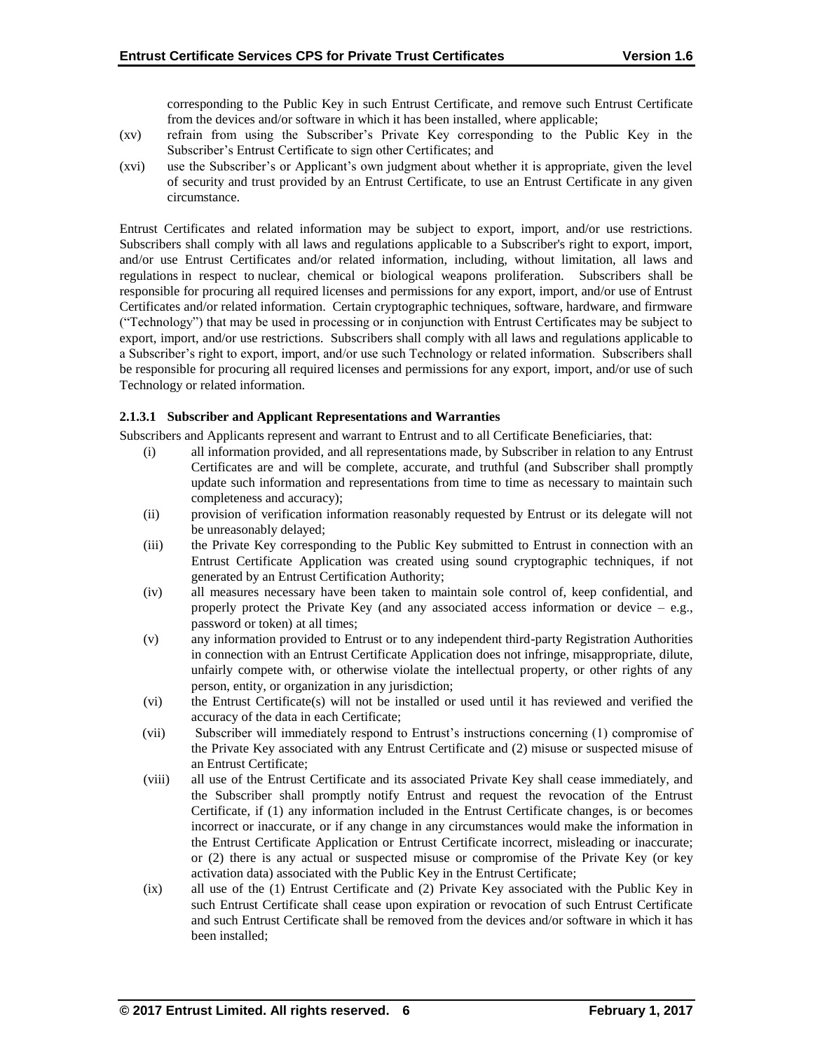corresponding to the Public Key in such Entrust Certificate, and remove such Entrust Certificate from the devices and/or software in which it has been installed, where applicable;

(xv) refrain from using the Subscriber's Private Key corresponding to the Public Key in the Subscriber's Entrust Certificate to sign other Certificates; and

(xvi) use the Subscriber's or Applicant's own judgment about whether it is appropriate, given the level of security and trust provided by an Entrust Certificate, to use an Entrust Certificate in any given circumstance.

Entrust Certificates and related information may be subject to export, import, and/or use restrictions. Subscribers shall comply with all laws and regulations applicable to a Subscriber's right to export, import, and/or use Entrust Certificates and/or related information, including, without limitation, all laws and regulations in respect to nuclear, chemical or biological weapons proliferation. Subscribers shall be responsible for procuring all required licenses and permissions for any export, import, and/or use of Entrust Certificates and/or related information. Certain cryptographic techniques, software, hardware, and firmware ("Technology") that may be used in processing or in conjunction with Entrust Certificates may be subject to export, import, and/or use restrictions. Subscribers shall comply with all laws and regulations applicable to a Subscriber's right to export, import, and/or use such Technology or related information. Subscribers shall be responsible for procuring all required licenses and permissions for any export, import, and/or use of such Technology or related information.

#### 2.1.3.1 Subscriber and Applicant Representations and Warranties

Subscribers and Applicants represent and warrant to Entrust and to all Certificate Beneficiaries, that:

(i) all information provided, and all representations made, by Subscriber in relation to any Entrust Certificates are and will be complete, accurate, and truthful (and Subscriber shall promptly update such information and representations from time to time as necessary to maintain such completeness and accuracy);

(ii) provision of verification information reasonably requested by Entrust or its delegate will not be unreasonably delayed;

(iii) the Private Key corresponding to the Public Key submitted to Entrust in connection with an Entrust Certificate Application was created using sound cryptographic techniques, if not generated by an Entrust Certification Authority;

(iv) all measures necessary have been taken to maintain sole control of, keep confidential, and properly protect the Private Key (and any associated access information or device – e.g., password or token) at all times;

(v) any information provided to Entrust or to any independent third-party Registration Authorities in connection with an Entrust Certificate Application does not infringe, misappropriate, dilute, unfairly compete with, or otherwise violate the intellectual property, or other rights of any person, entity, or organization in any jurisdiction;

(vi) the Entrust Certificate(s) will not be installed or used until it has reviewed and verified the accuracy of the data in each Certificate;

(vii) Subscriber will immediately respond to Entrust's instructions concerning (1) compromise of the Private Key associated with any Entrust Certificate and (2) misuse or suspected misuse of an Entrust Certificate;

(viii) all use of the Entrust Certificate and its associated Private Key shall cease immediately, and the Subscriber shall promptly notify Entrust and request the revocation of the Entrust Certificate, if (1) any information included in the Entrust Certificate changes, is or becomes incorrect or inaccurate, or if any change in any circumstances would make the information in the Entrust Certificate Application or Entrust Certificate incorrect, misleading or inaccurate; or (2) there is any actual or suspected misuse or compromise of the Private Key (or key activation data) associated with the Public Key in the Entrust Certificate;

(ix) all use of the (1) Entrust Certificate and (2) Private Key associated with the Public Key in such Entrust Certificate shall cease upon expiration or revocation of such Entrust Certificate and such Entrust Certificate shall be removed from the devices and/or software in which it has been installed;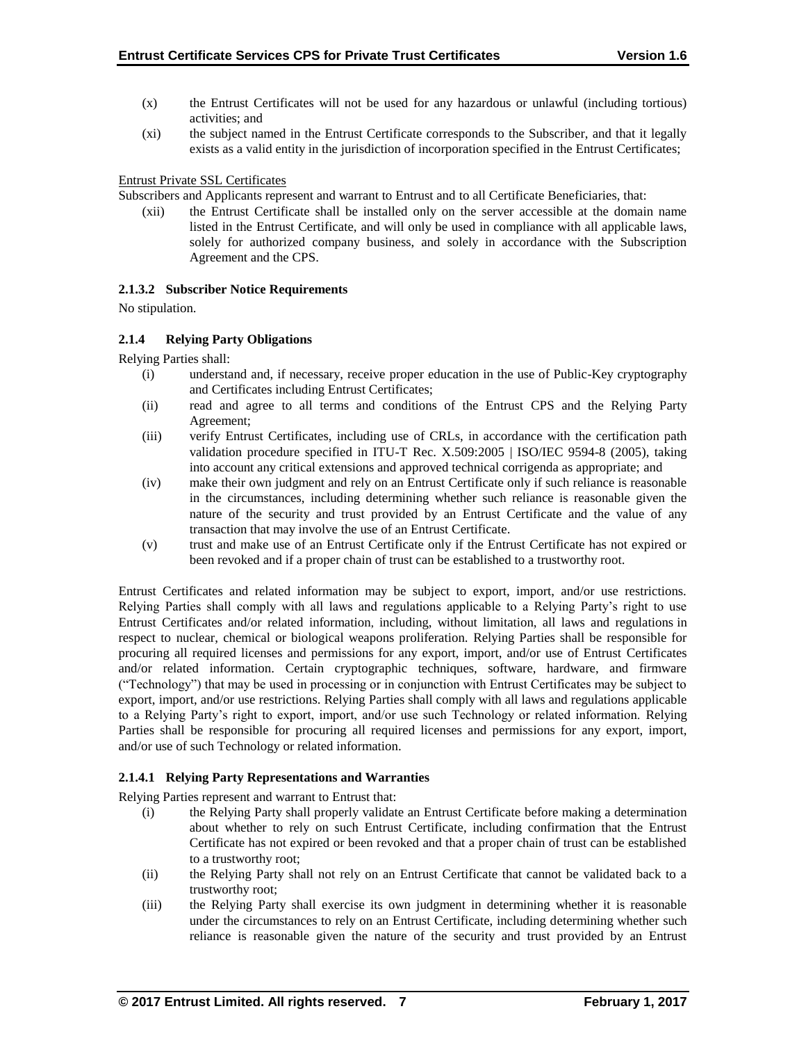(x) the Entrust Certificates will not be used for any hazardous or unlawful (including tortious) activities; and

(xi) the subject named in the Entrust Certificate corresponds to the Subscriber, and that it legally exists as a valid entity in the jurisdiction of incorporation specified in the Entrust Certificates;

Entrust Private SSL Certificates

Subscribers and Applicants represent and warrant to Entrust and to all Certificate Beneficiaries, that:

(xii) the Entrust Certificate shall be installed only on the server accessible at the domain name listed in the Entrust Certificate, and will only be used in compliance with all applicable laws, solely for authorized company business, and solely in accordance with the Subscription Agreement and the CPS.

#### 2.1.3.2 Subscriber Notice Requirements

No stipulation.

### 2.1.4 Relying Party Obligations

Relying Parties shall:

(i) understand and, if necessary, receive proper education in the use of Public-Key cryptography and Certificates including Entrust Certificates;

(ii) read and agree to all terms and conditions of the Entrust CPS and the Relying Party Agreement;

(iii) verify Entrust Certificates, including use of CRLs, in accordance with the certification path validation procedure specified in ITU-T Rec. X.509:2005 | ISO/IEC 9594-8 (2005), taking into account any critical extensions and approved technical corrigenda as appropriate; and

(iv) make their own judgment and rely on an Entrust Certificate only if such reliance is reasonable in the circumstances, including determining whether such reliance is reasonable given the nature of the security and trust provided by an Entrust Certificate and the value of any transaction that may involve the use of an Entrust Certificate.

(v) trust and make use of an Entrust Certificate only if the Entrust Certificate has not expired or been revoked and if a proper chain of trust can be established to a trustworthy root.

Entrust Certificates and related information may be subject to export, import, and/or use restrictions. Relying Parties shall comply with all laws and regulations applicable to a Relying Party's right to use Entrust Certificates and/or related information, including, without limitation, all laws and regulations in respect to nuclear, chemical or biological weapons proliferation. Relying Parties shall be responsible for procuring all required licenses and permissions for any export, import, and/or use of Entrust Certificates and/or related information. Certain cryptographic techniques, software, hardware, and firmware ("Technology") that may be used in processing or in conjunction with Entrust Certificates may be subject to export, import, and/or use restrictions. Relying Parties shall comply with all laws and regulations applicable to a Relying Party's right to export, import, and/or use such Technology or related information. Relying Parties shall be responsible for procuring all required licenses and permissions for any export, import, and/or use of such Technology or related information.

#### 2.1.4.1 Relying Party Representations and Warranties

Relying Parties represent and warrant to Entrust that:

(i) the Relying Party shall properly validate an Entrust Certificate before making a determination about whether to rely on such Entrust Certificate, including confirmation that the Entrust Certificate has not expired or been revoked and that a proper chain of trust can be established to a trustworthy root;

(ii) the Relying Party shall not rely on an Entrust Certificate that cannot be validated back to a trustworthy root;

(iii) the Relying Party shall exercise its own judgment in determining whether it is reasonable under the circumstances to rely on an Entrust Certificate, including determining whether such reliance is reasonable given the nature of the security and trust provided by an Entrust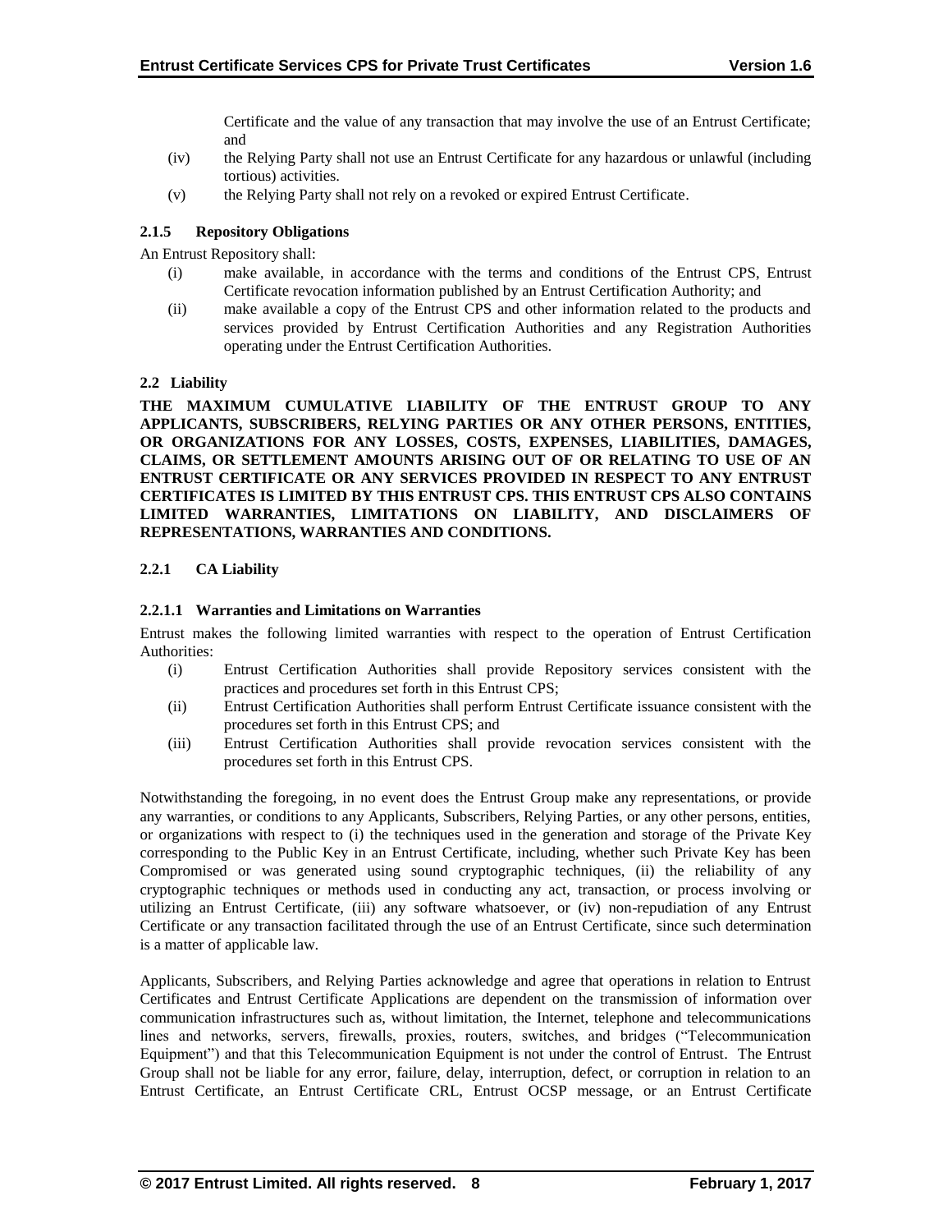Certificate and the value of any transaction that may involve the use of an Entrust Certificate; and

(iv) the Relying Party shall not use an Entrust Certificate for any hazardous or unlawful (including tortious) activities.

(v) the Relying Party shall not rely on a revoked or expired Entrust Certificate.

#### 2.1.5 Repository Obligations

An Entrust Repository shall:

(i) make available, in accordance with the terms and conditions of the Entrust CPS, Entrust Certificate revocation information published by an Entrust Certification Authority; and

(ii) make available a copy of the Entrust CPS and other information related to the products and services provided by Entrust Certification Authorities and any Registration Authorities operating under the Entrust Certification Authorities.

### 2.2 Liability

**THE MAXIMUM CUMULATIVE LIABILITY OF THE ENTRUST GROUP TO ANY APPLICANTS, SUBSCRIBERS, RELYING PARTIES OR ANY OTHER PERSONS, ENTITIES, OR ORGANIZATIONS FOR ANY LOSSES, COSTS, EXPENSES, LIABILITIES, DAMAGES, CLAIMS, OR SETTLEMENT AMOUNTS ARISING OUT OF OR RELATING TO USE OF AN ENTRUST CERTIFICATE OR ANY SERVICES PROVIDED IN RESPECT TO ANY ENTRUST CERTIFICATES IS LIMITED BY THIS ENTRUST CPS. THIS ENTRUST CPS ALSO CONTAINS LIMITED WARRANTIES, LIMITATIONS ON LIABILITY, AND DISCLAIMERS OF REPRESENTATIONS, WARRANTIES AND CONDITIONS.**

#### 2.2.1 CA Liability

##### 2.2.1.1 Warranties and Limitations on Warranties

Entrust makes the following limited warranties with respect to the operation of Entrust Certification Authorities:

(i) Entrust Certification Authorities shall provide Repository services consistent with the practices and procedures set forth in this Entrust CPS;

(ii) Entrust Certification Authorities shall perform Entrust Certificate issuance consistent with the procedures set forth in this Entrust CPS; and

(iii) Entrust Certification Authorities shall provide revocation services consistent with the procedures set forth in this Entrust CPS.

Notwithstanding the foregoing, in no event does the Entrust Group make any representations, or provide any warranties, or conditions to any Applicants, Subscribers, Relying Parties, or any other persons, entities, or organizations with respect to (i) the techniques used in the generation and storage of the Private Key corresponding to the Public Key in an Entrust Certificate, including, whether such Private Key has been Compromised or was generated using sound cryptographic techniques, (ii) the reliability of any cryptographic techniques or methods used in conducting any act, transaction, or process involving or utilizing an Entrust Certificate, (iii) any software whatsoever, or (iv) non-repudiation of any Entrust Certificate or any transaction facilitated through the use of an Entrust Certificate, since such determination is a matter of applicable law.

Applicants, Subscribers, and Relying Parties acknowledge and agree that operations in relation to Entrust Certificates and Entrust Certificate Applications are dependent on the transmission of information over communication infrastructures such as, without limitation, the Internet, telephone and telecommunications lines and networks, servers, firewalls, proxies, routers, switches, and bridges ("Telecommunication Equipment") and that this Telecommunication Equipment is not under the control of Entrust. The Entrust Group shall not be liable for any error, failure, delay, interruption, defect, or corruption in relation to an Entrust Certificate, an Entrust Certificate CRL, Entrust OCSP message, or an Entrust Certificate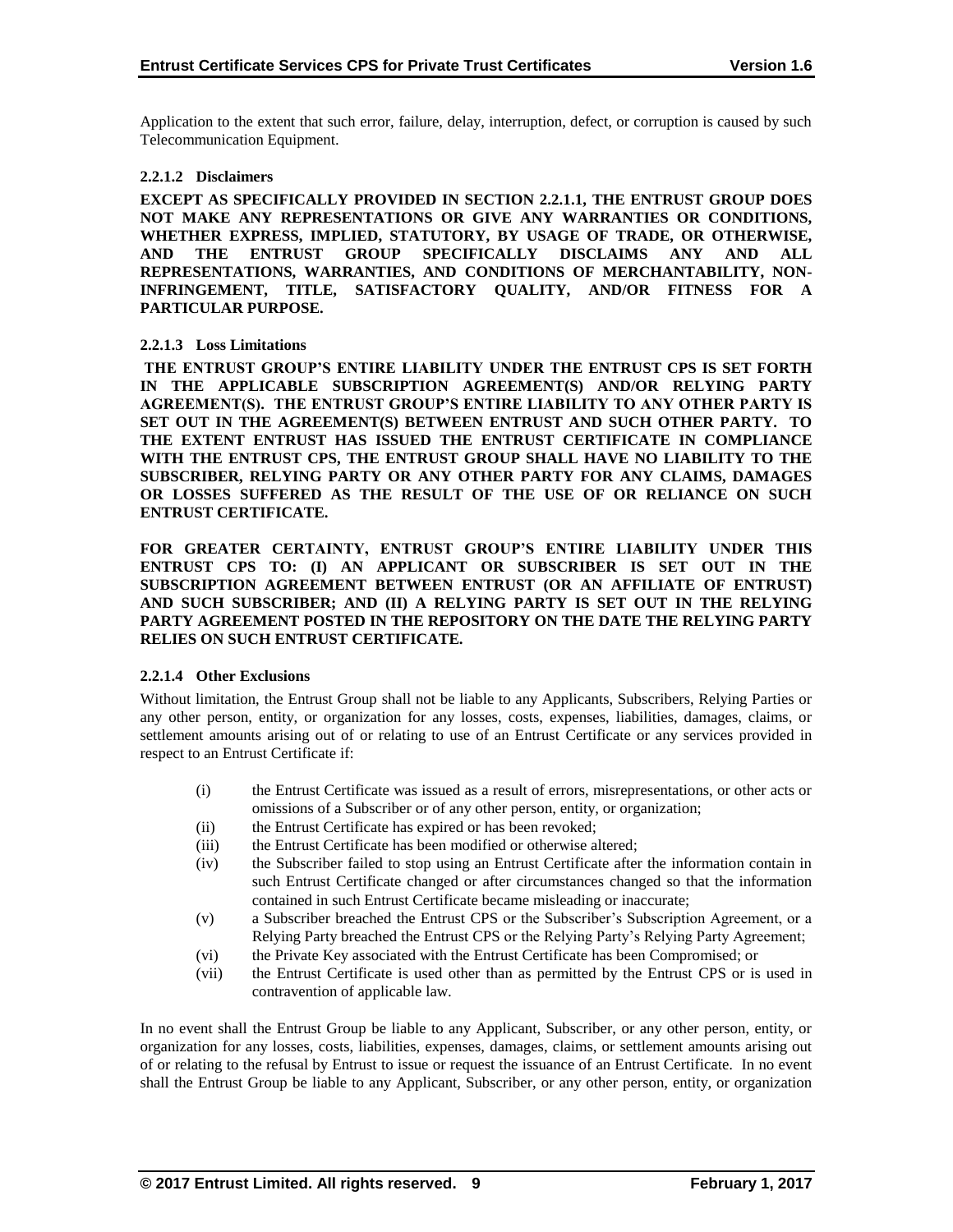Application to the extent that such error, failure, delay, interruption, defect, or corruption is caused by such Telecommunication Equipment.

#### 2.2.1.2 Disclaimers

**EXCEPT AS SPECIFICALLY PROVIDED IN SECTION 2.2.1.1, THE ENTRUST GROUP DOES NOT MAKE ANY REPRESENTATIONS OR GIVE ANY WARRANTIES OR CONDITIONS, WHETHER EXPRESS, IMPLIED, STATUTORY, BY USAGE OF TRADE, OR OTHERWISE, AND THE ENTRUST GROUP SPECIFICALLY DISCLAIMS ANY AND ALL REPRESENTATIONS, WARRANTIES, AND CONDITIONS OF MERCHANTABILITY, NON-INFRINGEMENT, TITLE, SATISFACTORY QUALITY, AND/OR FITNESS FOR A PARTICULAR PURPOSE.**

#### 2.2.1.3 Loss Limitations

**THE ENTRUST GROUP'S ENTIRE LIABILITY UNDER THE ENTRUST CPS IS SET FORTH IN THE APPLICABLE SUBSCRIPTION AGREEMENT(S) AND/OR RELYING PARTY AGREEMENT(S). THE ENTRUST GROUP'S ENTIRE LIABILITY TO ANY OTHER PARTY IS SET OUT IN THE AGREEMENT(S) BETWEEN ENTRUST AND SUCH OTHER PARTY. TO THE EXTENT ENTRUST HAS ISSUED THE ENTRUST CERTIFICATE IN COMPLIANCE WITH THE ENTRUST CPS, THE ENTRUST GROUP SHALL HAVE NO LIABILITY TO THE SUBSCRIBER, RELYING PARTY OR ANY OTHER PARTY FOR ANY CLAIMS, DAMAGES OR LOSSES SUFFERED AS THE RESULT OF THE USE OF OR RELIANCE ON SUCH ENTRUST CERTIFICATE.**

**FOR GREATER CERTAINTY, ENTRUST GROUP'S ENTIRE LIABILITY UNDER THIS ENTRUST CPS TO: (I) AN APPLICANT OR SUBSCRIBER IS SET OUT IN THE SUBSCRIPTION AGREEMENT BETWEEN ENTRUST (OR AN AFFILIATE OF ENTRUST) AND SUCH SUBSCRIBER; AND (II) A RELYING PARTY IS SET OUT IN THE RELYING PARTY AGREEMENT POSTED IN THE REPOSITORY ON THE DATE THE RELYING PARTY RELIES ON SUCH ENTRUST CERTIFICATE.**

#### 2.2.1.4 Other Exclusions

Without limitation, the Entrust Group shall not be liable to any Applicants, Subscribers, Relying Parties or any other person, entity, or organization for any losses, costs, expenses, liabilities, damages, claims, or settlement amounts arising out of or relating to use of an Entrust Certificate or any services provided in respect to an Entrust Certificate if:

- (i) the Entrust Certificate was issued as a result of errors, misrepresentations, or other acts or omissions of a Subscriber or of any other person, entity, or organization;
- (ii) the Entrust Certificate has expired or has been revoked;
- (iii) the Entrust Certificate has been modified or otherwise altered;
- (iv) the Subscriber failed to stop using an Entrust Certificate after the information contain in such Entrust Certificate changed or after circumstances changed so that the information contained in such Entrust Certificate became misleading or inaccurate;
- (v) a Subscriber breached the Entrust CPS or the Subscriber's Subscription Agreement, or a Relying Party breached the Entrust CPS or the Relying Party's Relying Party Agreement;
- (vi) the Private Key associated with the Entrust Certificate has been Compromised; or
- (vii) the Entrust Certificate is used other than as permitted by the Entrust CPS or is used in contravention of applicable law.

In no event shall the Entrust Group be liable to any Applicant, Subscriber, or any other person, entity, or organization for any losses, costs, liabilities, expenses, damages, claims, or settlement amounts arising out of or relating to the refusal by Entrust to issue or request the issuance of an Entrust Certificate. In no event shall the Entrust Group be liable to any Applicant, Subscriber, or any other person, entity, or organization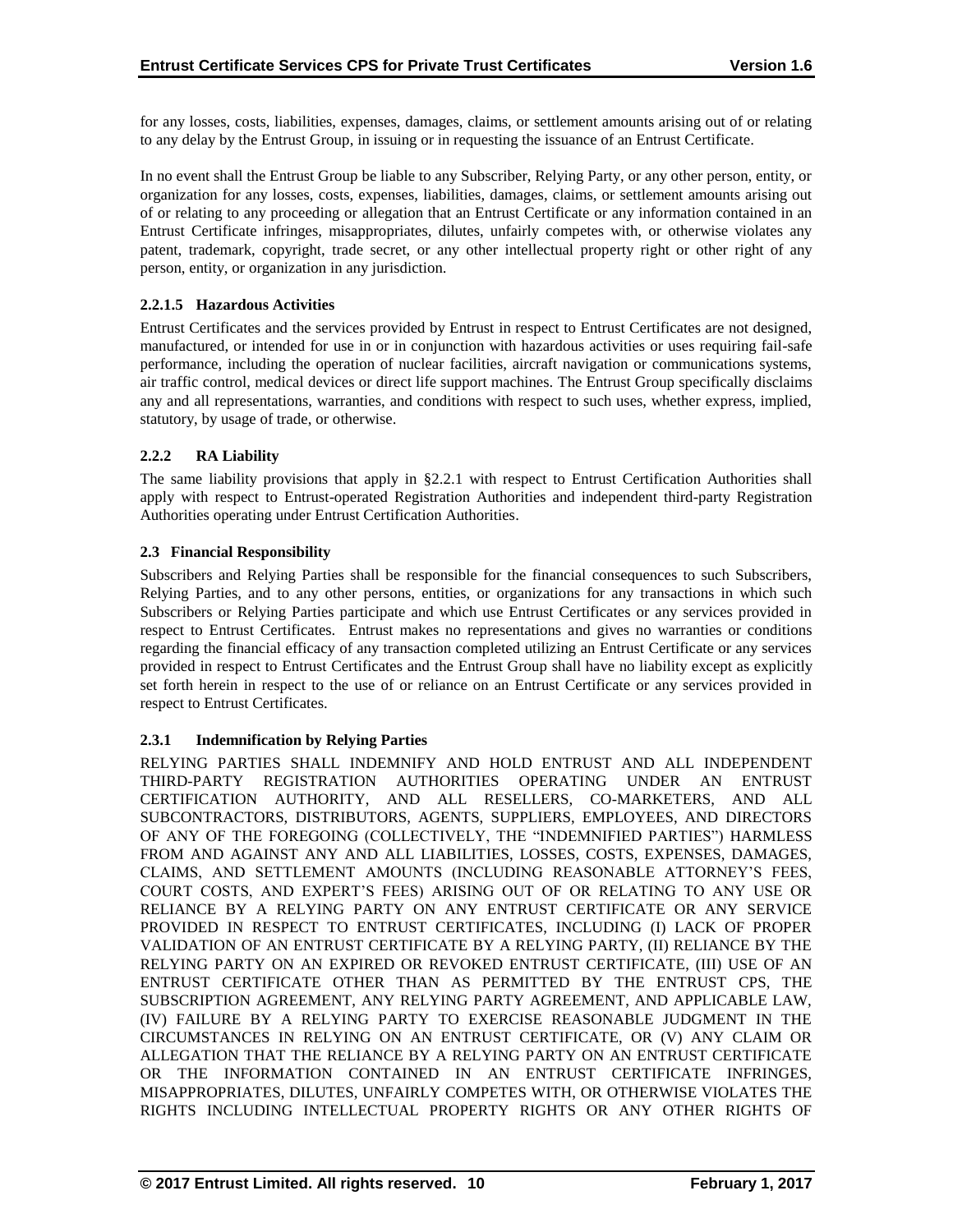for any losses, costs, liabilities, expenses, damages, claims, or settlement amounts arising out of or relating to any delay by the Entrust Group, in issuing or in requesting the issuance of an Entrust Certificate.

In no event shall the Entrust Group be liable to any Subscriber, Relying Party, or any other person, entity, or organization for any losses, costs, expenses, liabilities, damages, claims, or settlement amounts arising out of or relating to any proceeding or allegation that an Entrust Certificate or any information contained in an Entrust Certificate infringes, misappropriates, dilutes, unfairly competes with, or otherwise violates any patent, trademark, copyright, trade secret, or any other intellectual property right or other right of any person, entity, or organization in any jurisdiction.

#### 2.2.1.5 Hazardous Activities

Entrust Certificates and the services provided by Entrust in respect to Entrust Certificates are not designed, manufactured, or intended for use in or in conjunction with hazardous activities or uses requiring fail-safe performance, including the operation of nuclear facilities, aircraft navigation or communications systems, air traffic control, medical devices or direct life support machines. The Entrust Group specifically disclaims any and all representations, warranties, and conditions with respect to such uses, whether express, implied, statutory, by usage of trade, or otherwise.

### 2.2.2 RA Liability

The same liability provisions that apply in §2.2.1 with respect to Entrust Certification Authorities shall apply with respect to Entrust-operated Registration Authorities and independent third-party Registration Authorities operating under Entrust Certification Authorities.

## 2.3 Financial Responsibility

Subscribers and Relying Parties shall be responsible for the financial consequences to such Subscribers, Relying Parties, and to any other persons, entities, or organizations for any transactions in which such Subscribers or Relying Parties participate and which use Entrust Certificates or any services provided in respect to Entrust Certificates. Entrust makes no representations and gives no warranties or conditions regarding the financial efficacy of any transaction completed utilizing an Entrust Certificate or any services provided in respect to Entrust Certificates and the Entrust Group shall have no liability except as explicitly set forth herein in respect to the use of or reliance on an Entrust Certificate or any services provided in respect to Entrust Certificates.

### 2.3.1 Indemnification by Relying Parties

RELYING PARTIES SHALL INDEMNIFY AND HOLD ENTRUST AND ALL INDEPENDENT THIRD-PARTY REGISTRATION AUTHORITIES OPERATING UNDER AN ENTRUST CERTIFICATION AUTHORITY, AND ALL RESELLERS, CO-MARKETERS, AND ALL SUBCONTRACTORS, DISTRIBUTORS, AGENTS, SUPPLIERS, EMPLOYEES, AND DIRECTORS OF ANY OF THE FOREGOING (COLLECTIVELY, THE "INDEMNIFIED PARTIES") HARMLESS FROM AND AGAINST ANY AND ALL LIABILITIES, LOSSES, COSTS, EXPENSES, DAMAGES, CLAIMS, AND SETTLEMENT AMOUNTS (INCLUDING REASONABLE ATTORNEY'S FEES, COURT COSTS, AND EXPERT'S FEES) ARISING OUT OF OR RELATING TO ANY USE OR RELIANCE BY A RELYING PARTY ON ANY ENTRUST CERTIFICATE OR ANY SERVICE PROVIDED IN RESPECT TO ENTRUST CERTIFICATES, INCLUDING (I) LACK OF PROPER VALIDATION OF AN ENTRUST CERTIFICATE BY A RELYING PARTY, (II) RELIANCE BY THE RELYING PARTY ON AN EXPIRED OR REVOKED ENTRUST CERTIFICATE, (III) USE OF AN ENTRUST CERTIFICATE OTHER THAN AS PERMITTED BY THE ENTRUST CPS, THE SUBSCRIPTION AGREEMENT, ANY RELYING PARTY AGREEMENT, AND APPLICABLE LAW, (IV) FAILURE BY A RELYING PARTY TO EXERCISE REASONABLE JUDGMENT IN THE CIRCUMSTANCES IN RELYING ON AN ENTRUST CERTIFICATE, OR (V) ANY CLAIM OR ALLEGATION THAT THE RELIANCE BY A RELYING PARTY ON AN ENTRUST CERTIFICATE OR THE INFORMATION CONTAINED IN AN ENTRUST CERTIFICATE INFRINGES, MISAPPROPRIATES, DILUTES, UNFAIRLY COMPETES WITH, OR OTHERWISE VIOLATES THE RIGHTS INCLUDING INTELLECTUAL PROPERTY RIGHTS OR ANY OTHER RIGHTS OF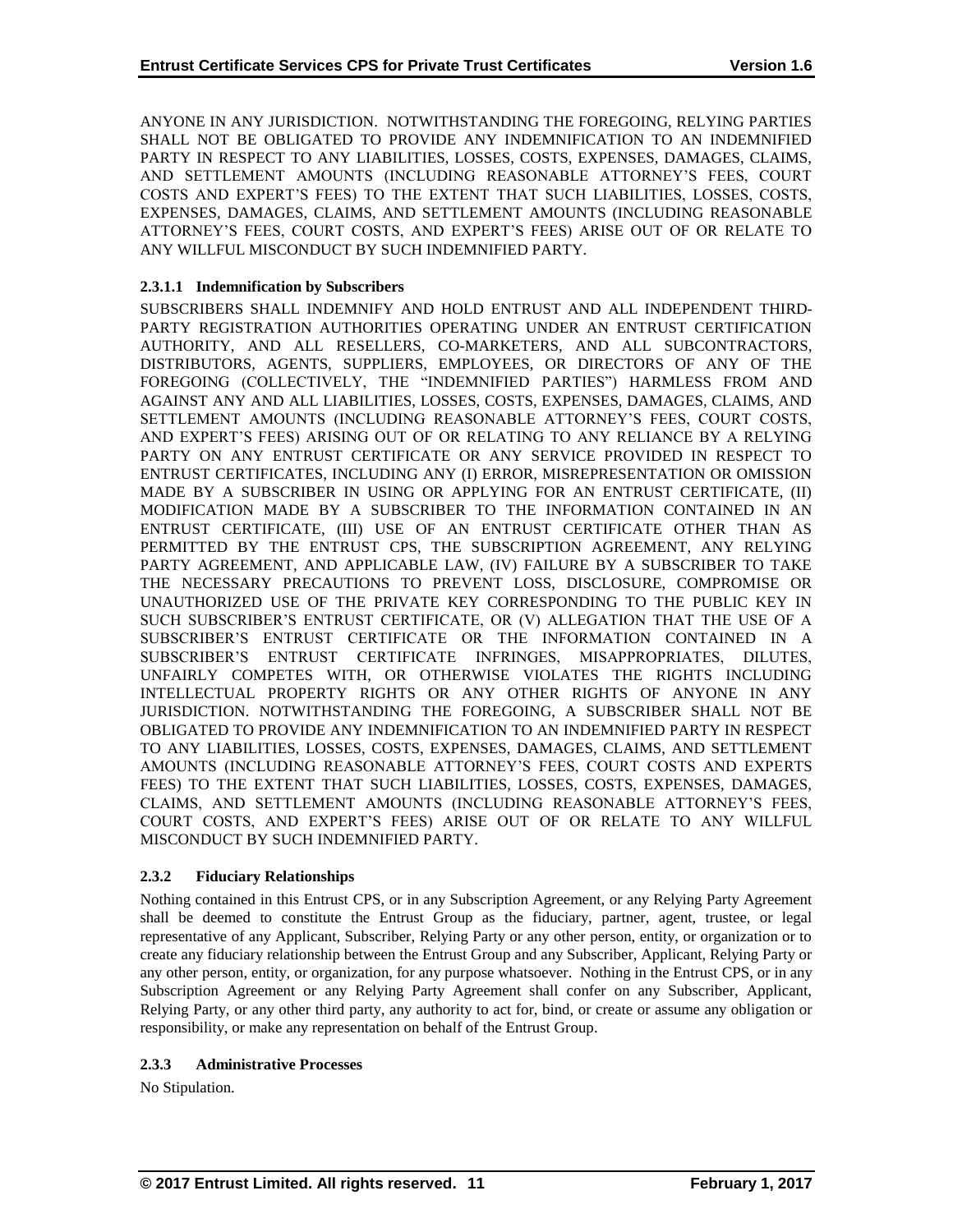ANYONE IN ANY JURISDICTION. NOTWITHSTANDING THE FOREGOING, RELYING PARTIES SHALL NOT BE OBLIGATED TO PROVIDE ANY INDEMNIFICATION TO AN INDEMNIFIED PARTY IN RESPECT TO ANY LIABILITIES, LOSSES, COSTS, EXPENSES, DAMAGES, CLAIMS, AND SETTLEMENT AMOUNTS (INCLUDING REASONABLE ATTORNEY'S FEES, COURT COSTS AND EXPERT'S FEES) TO THE EXTENT THAT SUCH LIABILITIES, LOSSES, COSTS, EXPENSES, DAMAGES, CLAIMS, AND SETTLEMENT AMOUNTS (INCLUDING REASONABLE ATTORNEY'S FEES, COURT COSTS, AND EXPERT'S FEES) ARISE OUT OF OR RELATE TO ANY WILLFUL MISCONDUCT BY SUCH INDEMNIFIED PARTY.

#### 2.3.1.1 Indemnification by Subscribers

SUBSCRIBERS SHALL INDEMNIFY AND HOLD ENTRUST AND ALL INDEPENDENT THIRD-PARTY REGISTRATION AUTHORITIES OPERATING UNDER AN ENTRUST CERTIFICATION AUTHORITY, AND ALL RESELLERS, CO-MARKETERS, AND ALL SUBCONTRACTORS, DISTRIBUTORS, AGENTS, SUPPLIERS, EMPLOYEES, OR DIRECTORS OF ANY OF THE FOREGOING (COLLECTIVELY, THE "INDEMNIFIED PARTIES") HARMLESS FROM AND AGAINST ANY AND ALL LIABILITIES, LOSSES, COSTS, EXPENSES, DAMAGES, CLAIMS, AND SETTLEMENT AMOUNTS (INCLUDING REASONABLE ATTORNEY'S FEES, COURT COSTS, AND EXPERT'S FEES) ARISING OUT OF OR RELATING TO ANY RELIANCE BY A RELYING PARTY ON ANY ENTRUST CERTIFICATE OR ANY SERVICE PROVIDED IN RESPECT TO ENTRUST CERTIFICATES, INCLUDING ANY (I) ERROR, MISREPRESENTATION OR OMISSION MADE BY A SUBSCRIBER IN USING OR APPLYING FOR AN ENTRUST CERTIFICATE, (II) MODIFICATION MADE BY A SUBSCRIBER TO THE INFORMATION CONTAINED IN AN ENTRUST CERTIFICATE, (III) USE OF AN ENTRUST CERTIFICATE OTHER THAN AS PERMITTED BY THE ENTRUST CPS, THE SUBSCRIPTION AGREEMENT, ANY RELYING PARTY AGREEMENT, AND APPLICABLE LAW, (IV) FAILURE BY A SUBSCRIBER TO TAKE THE NECESSARY PRECAUTIONS TO PREVENT LOSS, DISCLOSURE, COMPROMISE OR UNAUTHORIZED USE OF THE PRIVATE KEY CORRESPONDING TO THE PUBLIC KEY IN SUCH SUBSCRIBER'S ENTRUST CERTIFICATE, OR (V) ALLEGATION THAT THE USE OF A SUBSCRIBER'S ENTRUST CERTIFICATE OR THE INFORMATION CONTAINED IN A SUBSCRIBER'S ENTRUST CERTIFICATE INFRINGES, MISAPPROPRIATES, DILUTES, UNFAIRLY COMPETES WITH, OR OTHERWISE VIOLATES THE RIGHTS INCLUDING INTELLECTUAL PROPERTY RIGHTS OR ANY OTHER RIGHTS OF ANYONE IN ANY JURISDICTION. NOTWITHSTANDING THE FOREGOING, A SUBSCRIBER SHALL NOT BE OBLIGATED TO PROVIDE ANY INDEMNIFICATION TO AN INDEMNIFIED PARTY IN RESPECT TO ANY LIABILITIES, LOSSES, COSTS, EXPENSES, DAMAGES, CLAIMS, AND SETTLEMENT AMOUNTS (INCLUDING REASONABLE ATTORNEY'S FEES, COURT COSTS AND EXPERTS FEES) TO THE EXTENT THAT SUCH LIABILITIES, LOSSES, COSTS, EXPENSES, DAMAGES, CLAIMS, AND SETTLEMENT AMOUNTS (INCLUDING REASONABLE ATTORNEY'S FEES, COURT COSTS, AND EXPERT'S FEES) ARISE OUT OF OR RELATE TO ANY WILLFUL MISCONDUCT BY SUCH INDEMNIFIED PARTY.

### 2.3.2 Fiduciary Relationships

Nothing contained in this Entrust CPS, or in any Subscription Agreement, or any Relying Party Agreement shall be deemed to constitute the Entrust Group as the fiduciary, partner, agent, trustee, or legal representative of any Applicant, Subscriber, Relying Party or any other person, entity, or organization or to create any fiduciary relationship between the Entrust Group and any Subscriber, Applicant, Relying Party or any other person, entity, or organization, for any purpose whatsoever. Nothing in the Entrust CPS, or in any Subscription Agreement or any Relying Party Agreement shall confer on any Subscriber, Applicant, Relying Party, or any other third party, any authority to act for, bind, or create or assume any obligation or responsibility, or make any representation on behalf of the Entrust Group.

### 2.3.3 Administrative Processes

No Stipulation.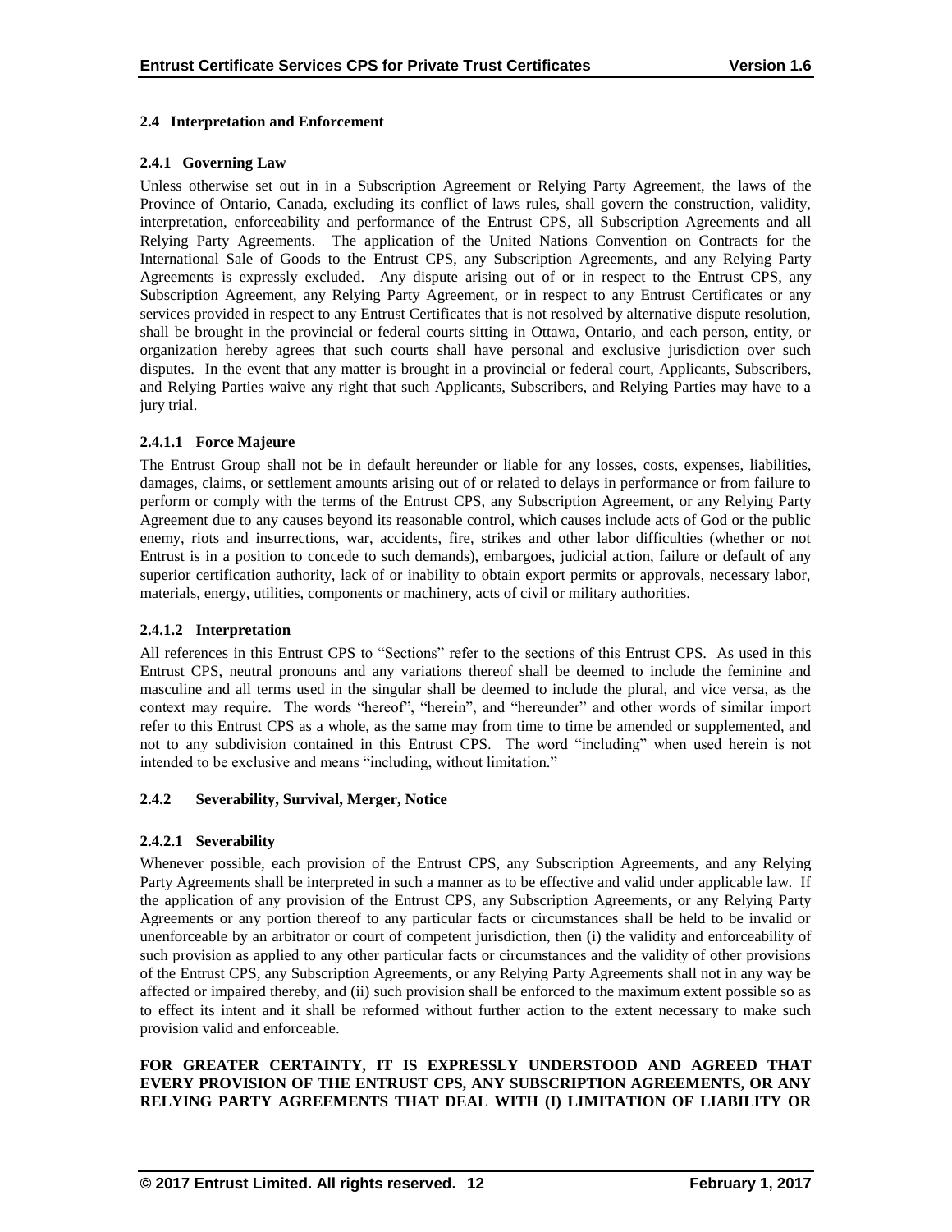### 2.4 Interpretation and Enforcement

#### 2.4.1 Governing Law

Unless otherwise set out in in a Subscription Agreement or Relying Party Agreement, the laws of the Province of Ontario, Canada, excluding its conflict of laws rules, shall govern the construction, validity, interpretation, enforceability and performance of the Entrust CPS, all Subscription Agreements and all Relying Party Agreements. The application of the United Nations Convention on Contracts for the International Sale of Goods to the Entrust CPS, any Subscription Agreements, and any Relying Party Agreements is expressly excluded. Any dispute arising out of or in respect to the Entrust CPS, any Subscription Agreement, any Relying Party Agreement, or in respect to any Entrust Certificates or any services provided in respect to any Entrust Certificates that is not resolved by alternative dispute resolution, shall be brought in the provincial or federal courts sitting in Ottawa, Ontario, and each person, entity, or organization hereby agrees that such courts shall have personal and exclusive jurisdiction over such disputes. In the event that any matter is brought in a provincial or federal court, Applicants, Subscribers, and Relying Parties waive any right that such Applicants, Subscribers, and Relying Parties may have to a jury trial.

##### 2.4.1.1 Force Majeure

The Entrust Group shall not be in default hereunder or liable for any losses, costs, expenses, liabilities, damages, claims, or settlement amounts arising out of or related to delays in performance or from failure to perform or comply with the terms of the Entrust CPS, any Subscription Agreement, or any Relying Party Agreement due to any causes beyond its reasonable control, which causes include acts of God or the public enemy, riots and insurrections, war, accidents, fire, strikes and other labor difficulties (whether or not Entrust is in a position to concede to such demands), embargoes, judicial action, failure or default of any superior certification authority, lack of or inability to obtain export permits or approvals, necessary labor, materials, energy, utilities, components or machinery, acts of civil or military authorities.

##### 2.4.1.2 Interpretation

All references in this Entrust CPS to "Sections" refer to the sections of this Entrust CPS. As used in this Entrust CPS, neutral pronouns and any variations thereof shall be deemed to include the feminine and masculine and all terms used in the singular shall be deemed to include the plural, and vice versa, as the context may require. The words "hereof", "herein", and "hereunder" and other words of similar import refer to this Entrust CPS as a whole, as the same may from time to time be amended or supplemented, and not to any subdivision contained in this Entrust CPS. The word "including" when used herein is not intended to be exclusive and means "including, without limitation."

#### 2.4.2 Severability, Survival, Merger, Notice

##### 2.4.2.1 Severability

Whenever possible, each provision of the Entrust CPS, any Subscription Agreements, and any Relying Party Agreements shall be interpreted in such a manner as to be effective and valid under applicable law. If the application of any provision of the Entrust CPS, any Subscription Agreements, or any Relying Party Agreements or any portion thereof to any particular facts or circumstances shall be held to be invalid or unenforceable by an arbitrator or court of competent jurisdiction, then (i) the validity and enforceability of such provision as applied to any other particular facts or circumstances and the validity of other provisions of the Entrust CPS, any Subscription Agreements, or any Relying Party Agreements shall not in any way be affected or impaired thereby, and (ii) such provision shall be enforced to the maximum extent possible so as to effect its intent and it shall be reformed without further action to the extent necessary to make such provision valid and enforceable.

**FOR GREATER CERTAINTY, IT IS EXPRESSLY UNDERSTOOD AND AGREED THAT EVERY PROVISION OF THE ENTRUST CPS, ANY SUBSCRIPTION AGREEMENTS, OR ANY RELYING PARTY AGREEMENTS THAT DEAL WITH (I) LIMITATION OF LIABILITY OR**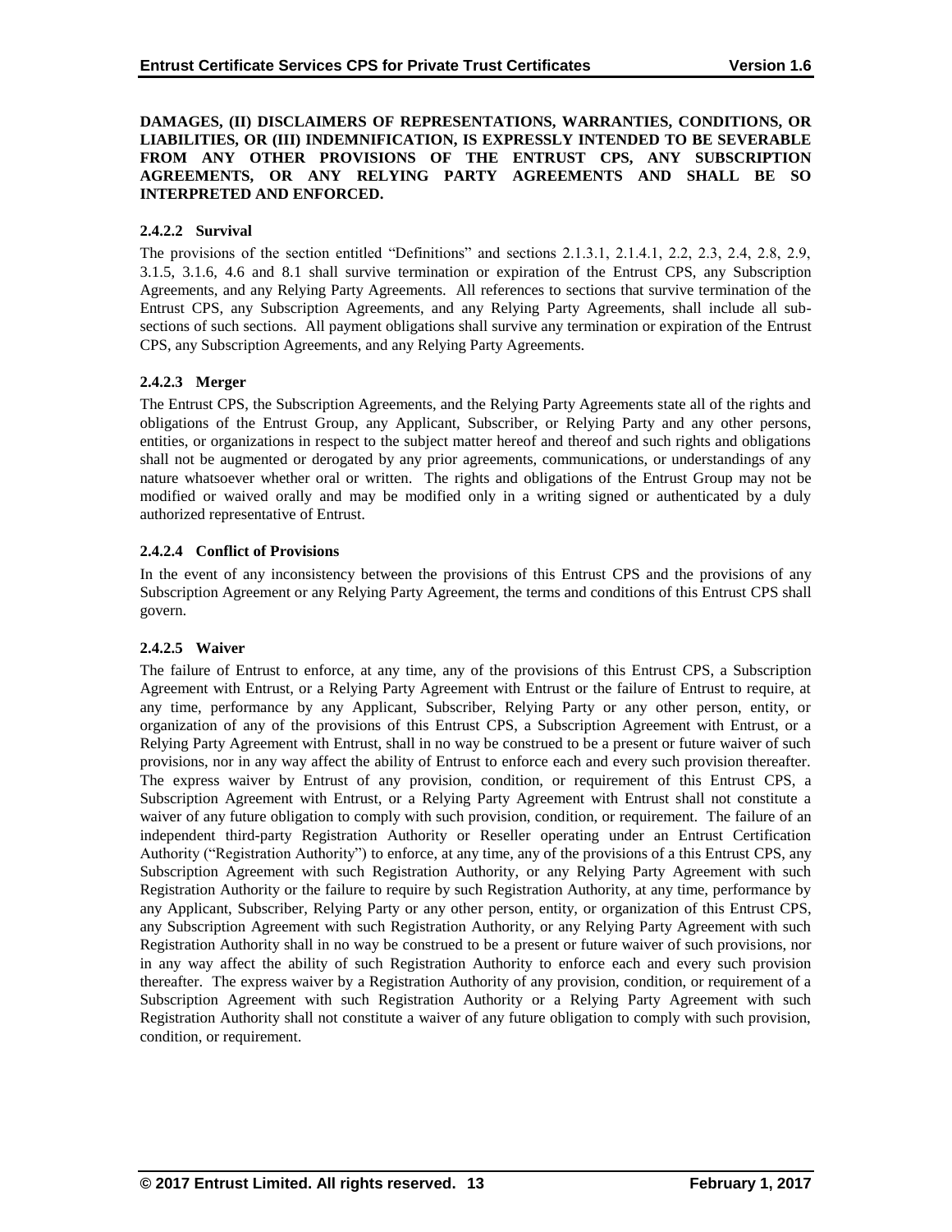**DAMAGES, (II) DISCLAIMERS OF REPRESENTATIONS, WARRANTIES, CONDITIONS, OR LIABILITIES, OR (III) INDEMNIFICATION, IS EXPRESSLY INTENDED TO BE SEVERABLE FROM ANY OTHER PROVISIONS OF THE ENTRUST CPS, ANY SUBSCRIPTION AGREEMENTS, OR ANY RELYING PARTY AGREEMENTS AND SHALL BE SO INTERPRETED AND ENFORCED.**

#### 2.4.2.2 Survival

The provisions of the section entitled "Definitions" and sections 2.1.3.1, 2.1.4.1, 2.2, 2.3, 2.4, 2.8, 2.9, 3.1.5, 3.1.6, 4.6 and 8.1 shall survive termination or expiration of the Entrust CPS, any Subscription Agreements, and any Relying Party Agreements. All references to sections that survive termination of the Entrust CPS, any Subscription Agreements, and any Relying Party Agreements, shall include all sub-sections of such sections. All payment obligations shall survive any termination or expiration of the Entrust CPS, any Subscription Agreements, and any Relying Party Agreements.

#### 2.4.2.3 Merger

The Entrust CPS, the Subscription Agreements, and the Relying Party Agreements state all of the rights and obligations of the Entrust Group, any Applicant, Subscriber, or Relying Party and any other persons, entities, or organizations in respect to the subject matter hereof and thereof and such rights and obligations shall not be augmented or derogated by any prior agreements, communications, or understandings of any nature whatsoever whether oral or written. The rights and obligations of the Entrust Group may not be modified or waived orally and may be modified only in a writing signed or authenticated by a duly authorized representative of Entrust.

#### 2.4.2.4 Conflict of Provisions

In the event of any inconsistency between the provisions of this Entrust CPS and the provisions of any Subscription Agreement or any Relying Party Agreement, the terms and conditions of this Entrust CPS shall govern.

#### 2.4.2.5 Waiver

The failure of Entrust to enforce, at any time, any of the provisions of this Entrust CPS, a Subscription Agreement with Entrust, or a Relying Party Agreement with Entrust or the failure of Entrust to require, at any time, performance by any Applicant, Subscriber, Relying Party or any other person, entity, or organization of any of the provisions of this Entrust CPS, a Subscription Agreement with Entrust, or a Relying Party Agreement with Entrust, shall in no way be construed to be a present or future waiver of such provisions, nor in any way affect the ability of Entrust to enforce each and every such provision thereafter. The express waiver by Entrust of any provision, condition, or requirement of this Entrust CPS, a Subscription Agreement with Entrust, or a Relying Party Agreement with Entrust shall not constitute a waiver of any future obligation to comply with such provision, condition, or requirement. The failure of an independent third-party Registration Authority or Reseller operating under an Entrust Certification Authority ("Registration Authority") to enforce, at any time, any of the provisions of a this Entrust CPS, any Subscription Agreement with such Registration Authority, or any Relying Party Agreement with such Registration Authority or the failure to require by such Registration Authority, at any time, performance by any Applicant, Subscriber, Relying Party or any other person, entity, or organization of this Entrust CPS, any Subscription Agreement with such Registration Authority, or any Relying Party Agreement with such Registration Authority shall in no way be construed to be a present or future waiver of such provisions, nor in any way affect the ability of such Registration Authority to enforce each and every such provision thereafter. The express waiver by a Registration Authority of any provision, condition, or requirement of a Subscription Agreement with such Registration Authority or a Relying Party Agreement with such Registration Authority shall not constitute a waiver of any future obligation to comply with such provision, condition, or requirement.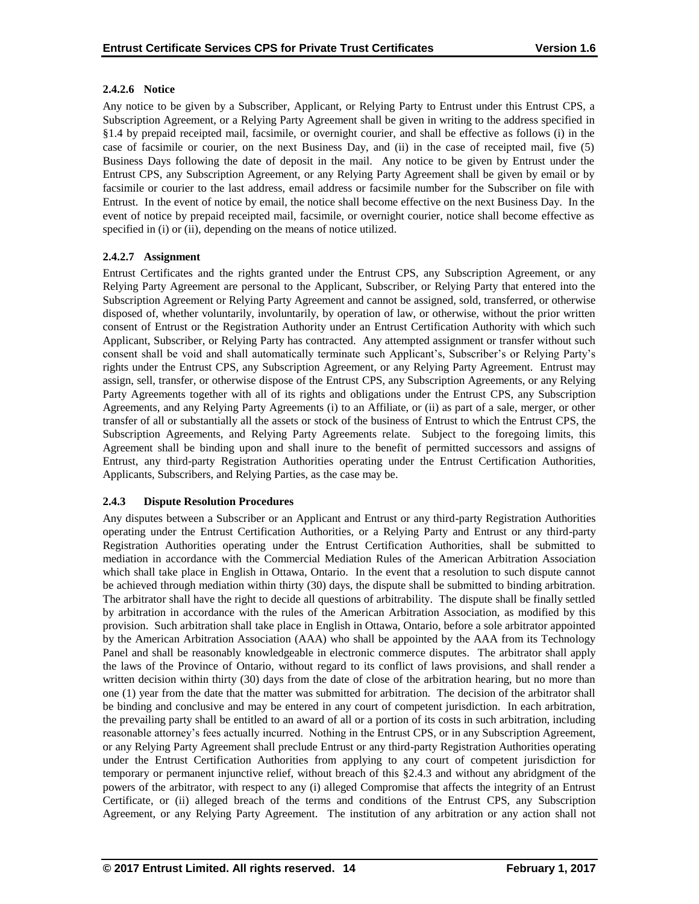#### 2.4.2.6 Notice

Any notice to be given by a Subscriber, Applicant, or Relying Party to Entrust under this Entrust CPS, a Subscription Agreement, or a Relying Party Agreement shall be given in writing to the address specified in §1.4 by prepaid receipted mail, facsimile, or overnight courier, and shall be effective as follows (i) in the case of facsimile or courier, on the next Business Day, and (ii) in the case of receipted mail, five (5) Business Days following the date of deposit in the mail. Any notice to be given by Entrust under the Entrust CPS, any Subscription Agreement, or any Relying Party Agreement shall be given by email or by facsimile or courier to the last address, email address or facsimile number for the Subscriber on file with Entrust. In the event of notice by email, the notice shall become effective on the next Business Day. In the event of notice by prepaid receipted mail, facsimile, or overnight courier, notice shall become effective as specified in (i) or (ii), depending on the means of notice utilized.

#### 2.4.2.7 Assignment

Entrust Certificates and the rights granted under the Entrust CPS, any Subscription Agreement, or any Relying Party Agreement are personal to the Applicant, Subscriber, or Relying Party that entered into the Subscription Agreement or Relying Party Agreement and cannot be assigned, sold, transferred, or otherwise disposed of, whether voluntarily, involuntarily, by operation of law, or otherwise, without the prior written consent of Entrust or the Registration Authority under an Entrust Certification Authority with which such Applicant, Subscriber, or Relying Party has contracted. Any attempted assignment or transfer without such consent shall be void and shall automatically terminate such Applicant's, Subscriber's or Relying Party's rights under the Entrust CPS, any Subscription Agreement, or any Relying Party Agreement. Entrust may assign, sell, transfer, or otherwise dispose of the Entrust CPS, any Subscription Agreements, or any Relying Party Agreements together with all of its rights and obligations under the Entrust CPS, any Subscription Agreements, and any Relying Party Agreements (i) to an Affiliate, or (ii) as part of a sale, merger, or other transfer of all or substantially all the assets or stock of the business of Entrust to which the Entrust CPS, the Subscription Agreements, and Relying Party Agreements relate. Subject to the foregoing limits, this Agreement shall be binding upon and shall inure to the benefit of permitted successors and assigns of Entrust, any third-party Registration Authorities operating under the Entrust Certification Authorities, Applicants, Subscribers, and Relying Parties, as the case may be.

### 2.4.3 Dispute Resolution Procedures

Any disputes between a Subscriber or an Applicant and Entrust or any third-party Registration Authorities operating under the Entrust Certification Authorities, or a Relying Party and Entrust or any third-party Registration Authorities operating under the Entrust Certification Authorities, shall be submitted to mediation in accordance with the Commercial Mediation Rules of the American Arbitration Association which shall take place in English in Ottawa, Ontario. In the event that a resolution to such dispute cannot be achieved through mediation within thirty (30) days, the dispute shall be submitted to binding arbitration. The arbitrator shall have the right to decide all questions of arbitrability. The dispute shall be finally settled by arbitration in accordance with the rules of the American Arbitration Association, as modified by this provision. Such arbitration shall take place in English in Ottawa, Ontario, before a sole arbitrator appointed by the American Arbitration Association (AAA) who shall be appointed by the AAA from its Technology Panel and shall be reasonably knowledgeable in electronic commerce disputes. The arbitrator shall apply the laws of the Province of Ontario, without regard to its conflict of laws provisions, and shall render a written decision within thirty (30) days from the date of close of the arbitration hearing, but no more than one (1) year from the date that the matter was submitted for arbitration. The decision of the arbitrator shall be binding and conclusive and may be entered in any court of competent jurisdiction. In each arbitration, the prevailing party shall be entitled to an award of all or a portion of its costs in such arbitration, including reasonable attorney's fees actually incurred. Nothing in the Entrust CPS, or in any Subscription Agreement, or any Relying Party Agreement shall preclude Entrust or any third-party Registration Authorities operating under the Entrust Certification Authorities from applying to any court of competent jurisdiction for temporary or permanent injunctive relief, without breach of this §2.4.3 and without any abridgment of the powers of the arbitrator, with respect to any (i) alleged Compromise that affects the integrity of an Entrust Certificate, or (ii) alleged breach of the terms and conditions of the Entrust CPS, any Subscription Agreement, or any Relying Party Agreement. The institution of any arbitration or any action shall not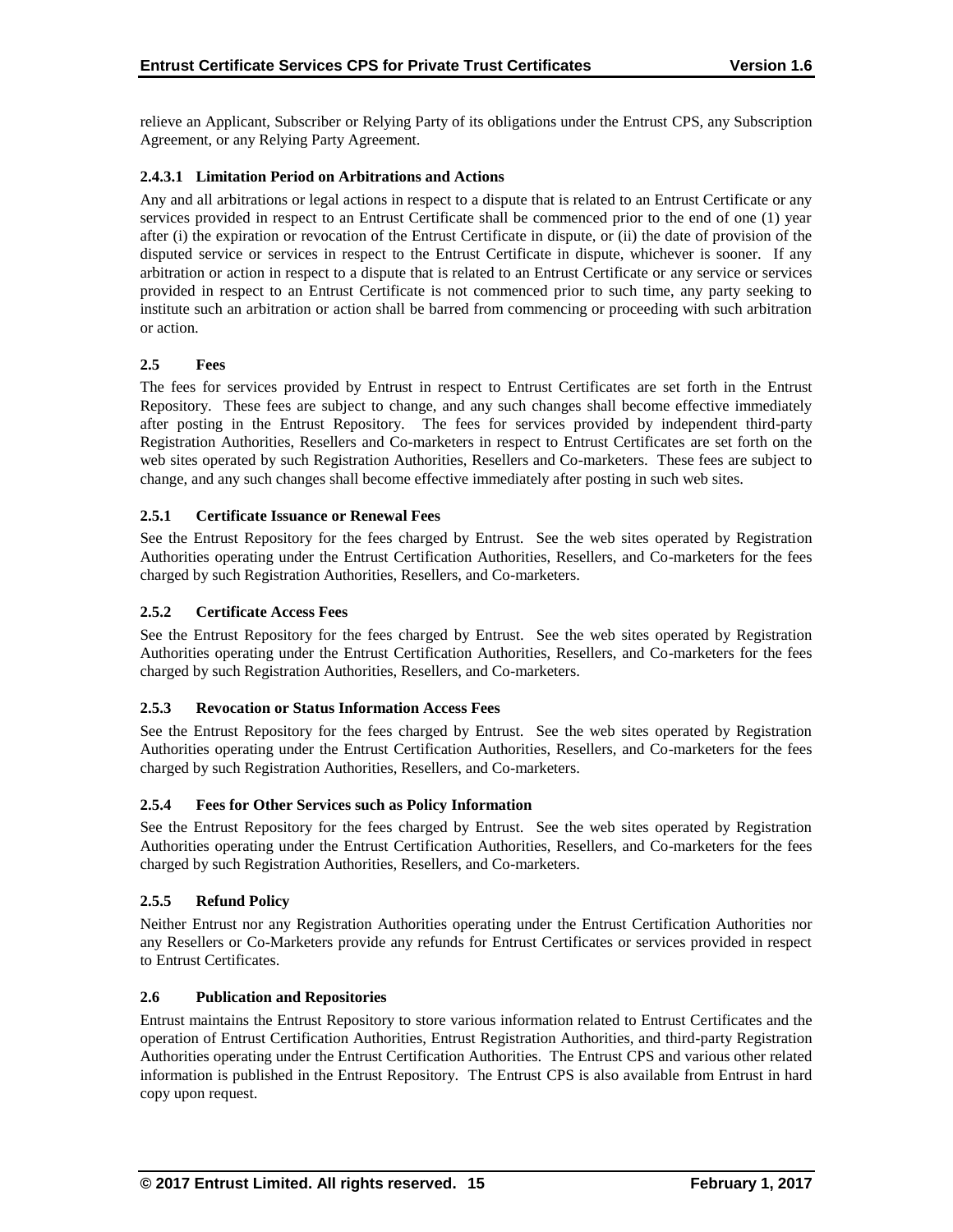relieve an Applicant, Subscriber or Relying Party of its obligations under the Entrust CPS, any Subscription Agreement, or any Relying Party Agreement.

#### 2.4.3.1 Limitation Period on Arbitrations and Actions

Any and all arbitrations or legal actions in respect to a dispute that is related to an Entrust Certificate or any services provided in respect to an Entrust Certificate shall be commenced prior to the end of one (1) year after (i) the expiration or revocation of the Entrust Certificate in dispute, or (ii) the date of provision of the disputed service or services in respect to the Entrust Certificate in dispute, whichever is sooner. If any arbitration or action in respect to a dispute that is related to an Entrust Certificate or any service or services provided in respect to an Entrust Certificate is not commenced prior to such time, any party seeking to institute such an arbitration or action shall be barred from commencing or proceeding with such arbitration or action.

## 2.5 Fees

The fees for services provided by Entrust in respect to Entrust Certificates are set forth in the Entrust Repository. These fees are subject to change, and any such changes shall become effective immediately after posting in the Entrust Repository. The fees for services provided by independent third-party Registration Authorities, Resellers and Co-marketers in respect to Entrust Certificates are set forth on the web sites operated by such Registration Authorities, Resellers and Co-marketers. These fees are subject to change, and any such changes shall become effective immediately after posting in such web sites.

### 2.5.1 Certificate Issuance or Renewal Fees

See the Entrust Repository for the fees charged by Entrust. See the web sites operated by Registration Authorities operating under the Entrust Certification Authorities, Resellers, and Co-marketers for the fees charged by such Registration Authorities, Resellers, and Co-marketers.

### 2.5.2 Certificate Access Fees

See the Entrust Repository for the fees charged by Entrust. See the web sites operated by Registration Authorities operating under the Entrust Certification Authorities, Resellers, and Co-marketers for the fees charged by such Registration Authorities, Resellers, and Co-marketers.

### 2.5.3 Revocation or Status Information Access Fees

See the Entrust Repository for the fees charged by Entrust. See the web sites operated by Registration Authorities operating under the Entrust Certification Authorities, Resellers, and Co-marketers for the fees charged by such Registration Authorities, Resellers, and Co-marketers.

### 2.5.4 Fees for Other Services such as Policy Information

See the Entrust Repository for the fees charged by Entrust. See the web sites operated by Registration Authorities operating under the Entrust Certification Authorities, Resellers, and Co-marketers for the fees charged by such Registration Authorities, Resellers, and Co-marketers.

### 2.5.5 Refund Policy

Neither Entrust nor any Registration Authorities operating under the Entrust Certification Authorities nor any Resellers or Co-Marketers provide any refunds for Entrust Certificates or services provided in respect to Entrust Certificates.

## 2.6 Publication and Repositories

Entrust maintains the Entrust Repository to store various information related to Entrust Certificates and the operation of Entrust Certification Authorities, Entrust Registration Authorities, and third-party Registration Authorities operating under the Entrust Certification Authorities. The Entrust CPS and various other related information is published in the Entrust Repository. The Entrust CPS is also available from Entrust in hard copy upon request.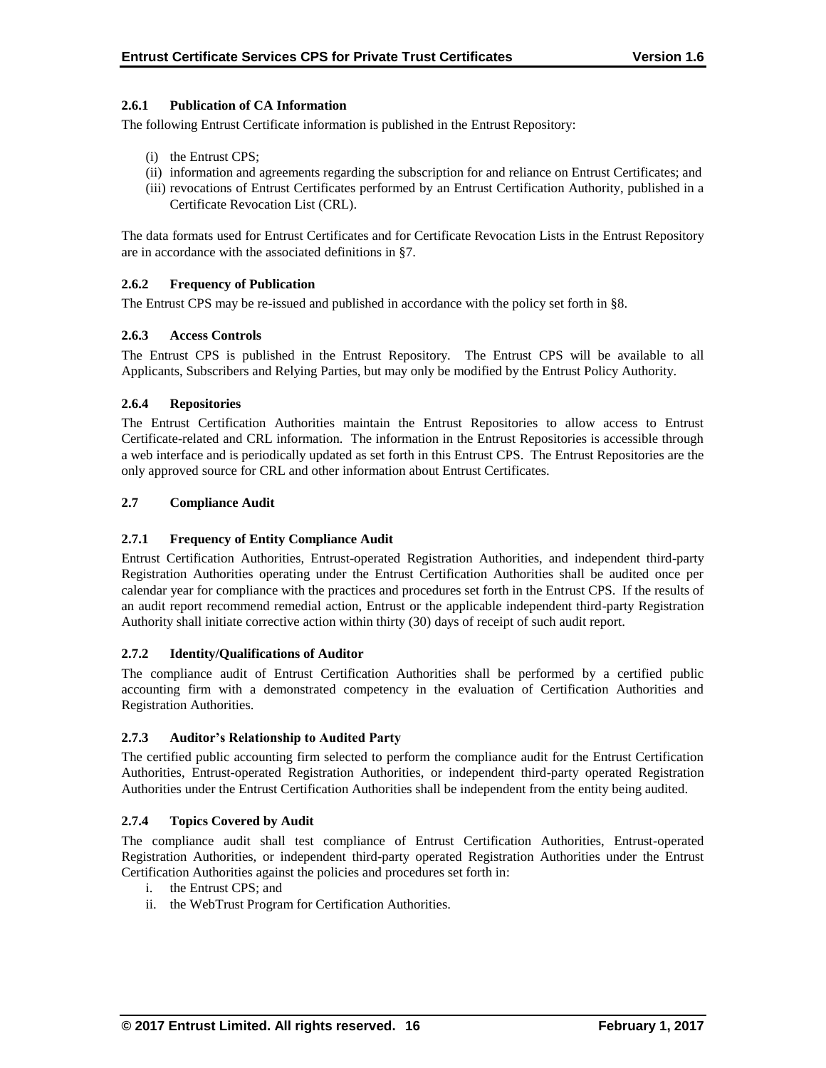#### 2.6.1 Publication of CA Information

The following Entrust Certificate information is published in the Entrust Repository:

(i) the Entrust CPS;
(ii) information and agreements regarding the subscription for and reliance on Entrust Certificates; and
(iii) revocations of Entrust Certificates performed by an Entrust Certification Authority, published in a Certificate Revocation List (CRL).

The data formats used for Entrust Certificates and for Certificate Revocation Lists in the Entrust Repository are in accordance with the associated definitions in §7.

#### 2.6.2 Frequency of Publication

The Entrust CPS may be re-issued and published in accordance with the policy set forth in §8.

#### 2.6.3 Access Controls

The Entrust CPS is published in the Entrust Repository. The Entrust CPS will be available to all Applicants, Subscribers and Relying Parties, but may only be modified by the Entrust Policy Authority.

#### 2.6.4 Repositories

The Entrust Certification Authorities maintain the Entrust Repositories to allow access to Entrust Certificate-related and CRL information. The information in the Entrust Repositories is accessible through a web interface and is periodically updated as set forth in this Entrust CPS. The Entrust Repositories are the only approved source for CRL and other information about Entrust Certificates.

### 2.7 Compliance Audit

#### 2.7.1 Frequency of Entity Compliance Audit

Entrust Certification Authorities, Entrust-operated Registration Authorities, and independent third-party Registration Authorities operating under the Entrust Certification Authorities shall be audited once per calendar year for compliance with the practices and procedures set forth in the Entrust CPS. If the results of an audit report recommend remedial action, Entrust or the applicable independent third-party Registration Authority shall initiate corrective action within thirty (30) days of receipt of such audit report.

#### 2.7.2 Identity/Qualifications of Auditor

The compliance audit of Entrust Certification Authorities shall be performed by a certified public accounting firm with a demonstrated competency in the evaluation of Certification Authorities and Registration Authorities.

#### 2.7.3 Auditor's Relationship to Audited Party

The certified public accounting firm selected to perform the compliance audit for the Entrust Certification Authorities, Entrust-operated Registration Authorities, or independent third-party operated Registration Authorities under the Entrust Certification Authorities shall be independent from the entity being audited.

#### 2.7.4 Topics Covered by Audit

The compliance audit shall test compliance of Entrust Certification Authorities, Entrust-operated Registration Authorities, or independent third-party operated Registration Authorities under the Entrust Certification Authorities against the policies and procedures set forth in:

i. the Entrust CPS; and
ii. the WebTrust Program for Certification Authorities.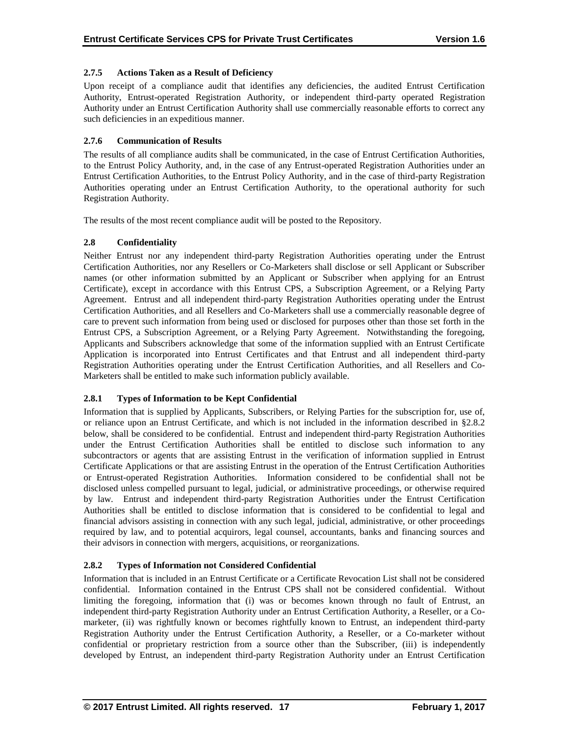### 2.7.5 Actions Taken as a Result of Deficiency

Upon receipt of a compliance audit that identifies any deficiencies, the audited Entrust Certification Authority, Entrust-operated Registration Authority, or independent third-party operated Registration Authority under an Entrust Certification Authority shall use commercially reasonable efforts to correct any such deficiencies in an expeditious manner.

### 2.7.6 Communication of Results

The results of all compliance audits shall be communicated, in the case of Entrust Certification Authorities, to the Entrust Policy Authority, and, in the case of any Entrust-operated Registration Authorities under an Entrust Certification Authorities, to the Entrust Policy Authority, and in the case of third-party Registration Authorities operating under an Entrust Certification Authority, to the operational authority for such Registration Authority.

The results of the most recent compliance audit will be posted to the Repository.

## 2.8 Confidentiality

Neither Entrust nor any independent third-party Registration Authorities operating under the Entrust Certification Authorities, nor any Resellers or Co-Marketers shall disclose or sell Applicant or Subscriber names (or other information submitted by an Applicant or Subscriber when applying for an Entrust Certificate), except in accordance with this Entrust CPS, a Subscription Agreement, or a Relying Party Agreement. Entrust and all independent third-party Registration Authorities operating under the Entrust Certification Authorities, and all Resellers and Co-Marketers shall use a commercially reasonable degree of care to prevent such information from being used or disclosed for purposes other than those set forth in the Entrust CPS, a Subscription Agreement, or a Relying Party Agreement. Notwithstanding the foregoing, Applicants and Subscribers acknowledge that some of the information supplied with an Entrust Certificate Application is incorporated into Entrust Certificates and that Entrust and all independent third-party Registration Authorities operating under the Entrust Certification Authorities, and all Resellers and Co-Marketers shall be entitled to make such information publicly available.

### 2.8.1 Types of Information to be Kept Confidential

Information that is supplied by Applicants, Subscribers, or Relying Parties for the subscription for, use of, or reliance upon an Entrust Certificate, and which is not included in the information described in §2.8.2 below, shall be considered to be confidential. Entrust and independent third-party Registration Authorities under the Entrust Certification Authorities shall be entitled to disclose such information to any subcontractors or agents that are assisting Entrust in the verification of information supplied in Entrust Certificate Applications or that are assisting Entrust in the operation of the Entrust Certification Authorities or Entrust-operated Registration Authorities. Information considered to be confidential shall not be disclosed unless compelled pursuant to legal, judicial, or administrative proceedings, or otherwise required by law. Entrust and independent third-party Registration Authorities under the Entrust Certification Authorities shall be entitled to disclose information that is considered to be confidential to legal and financial advisors assisting in connection with any such legal, judicial, administrative, or other proceedings required by law, and to potential acquirors, legal counsel, accountants, banks and financing sources and their advisors in connection with mergers, acquisitions, or reorganizations.

### 2.8.2 Types of Information not Considered Confidential

Information that is included in an Entrust Certificate or a Certificate Revocation List shall not be considered confidential. Information contained in the Entrust CPS shall not be considered confidential. Without limiting the foregoing, information that (i) was or becomes known through no fault of Entrust, an independent third-party Registration Authority under an Entrust Certification Authority, a Reseller, or a Co-marketer, (ii) was rightfully known or becomes rightfully known to Entrust, an independent third-party Registration Authority under the Entrust Certification Authority, a Reseller, or a Co-marketer without confidential or proprietary restriction from a source other than the Subscriber, (iii) is independently developed by Entrust, an independent third-party Registration Authority under an Entrust Certification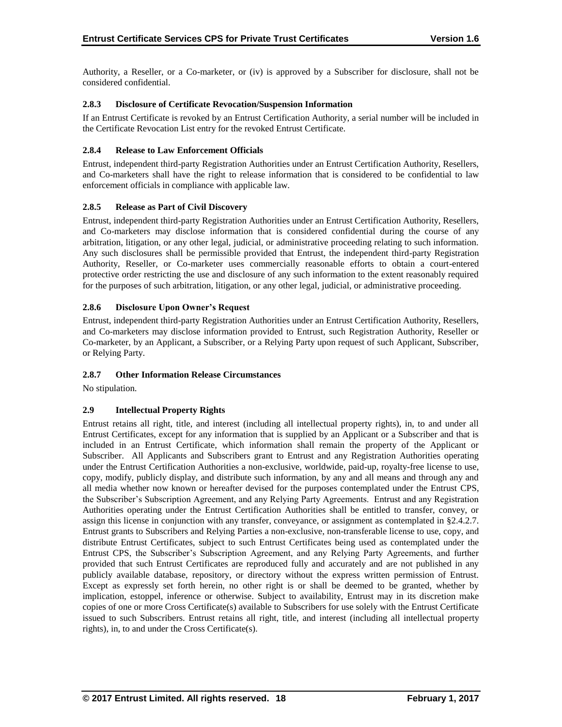Authority, a Reseller, or a Co-marketer, or (iv) is approved by a Subscriber for disclosure, shall not be considered confidential.

#### 2.8.3 Disclosure of Certificate Revocation/Suspension Information

If an Entrust Certificate is revoked by an Entrust Certification Authority, a serial number will be included in the Certificate Revocation List entry for the revoked Entrust Certificate.

#### 2.8.4 Release to Law Enforcement Officials

Entrust, independent third-party Registration Authorities under an Entrust Certification Authority, Resellers, and Co-marketers shall have the right to release information that is considered to be confidential to law enforcement officials in compliance with applicable law.

#### 2.8.5 Release as Part of Civil Discovery

Entrust, independent third-party Registration Authorities under an Entrust Certification Authority, Resellers, and Co-marketers may disclose information that is considered confidential during the course of any arbitration, litigation, or any other legal, judicial, or administrative proceeding relating to such information. Any such disclosures shall be permissible provided that Entrust, the independent third-party Registration Authority, Reseller, or Co-marketer uses commercially reasonable efforts to obtain a court-entered protective order restricting the use and disclosure of any such information to the extent reasonably required for the purposes of such arbitration, litigation, or any other legal, judicial, or administrative proceeding.

#### 2.8.6 Disclosure Upon Owner's Request

Entrust, independent third-party Registration Authorities under an Entrust Certification Authority, Resellers, and Co-marketers may disclose information provided to Entrust, such Registration Authority, Reseller or Co-marketer, by an Applicant, a Subscriber, or a Relying Party upon request of such Applicant, Subscriber, or Relying Party.

#### 2.8.7 Other Information Release Circumstances

No stipulation.

### 2.9 Intellectual Property Rights

Entrust retains all right, title, and interest (including all intellectual property rights), in, to and under all Entrust Certificates, except for any information that is supplied by an Applicant or a Subscriber and that is included in an Entrust Certificate, which information shall remain the property of the Applicant or Subscriber. All Applicants and Subscribers grant to Entrust and any Registration Authorities operating under the Entrust Certification Authorities a non-exclusive, worldwide, paid-up, royalty-free license to use, copy, modify, publicly display, and distribute such information, by any and all means and through any and all media whether now known or hereafter devised for the purposes contemplated under the Entrust CPS, the Subscriber's Subscription Agreement, and any Relying Party Agreements. Entrust and any Registration Authorities operating under the Entrust Certification Authorities shall be entitled to transfer, convey, or assign this license in conjunction with any transfer, conveyance, or assignment as contemplated in §2.4.2.7. Entrust grants to Subscribers and Relying Parties a non-exclusive, non-transferable license to use, copy, and distribute Entrust Certificates, subject to such Entrust Certificates being used as contemplated under the Entrust CPS, the Subscriber's Subscription Agreement, and any Relying Party Agreements, and further provided that such Entrust Certificates are reproduced fully and accurately and are not published in any publicly available database, repository, or directory without the express written permission of Entrust. Except as expressly set forth herein, no other right is or shall be deemed to be granted, whether by implication, estoppel, inference or otherwise. Subject to availability, Entrust may in its discretion make copies of one or more Cross Certificate(s) available to Subscribers for use solely with the Entrust Certificate issued to such Subscribers. Entrust retains all right, title, and interest (including all intellectual property rights), in, to and under the Cross Certificate(s).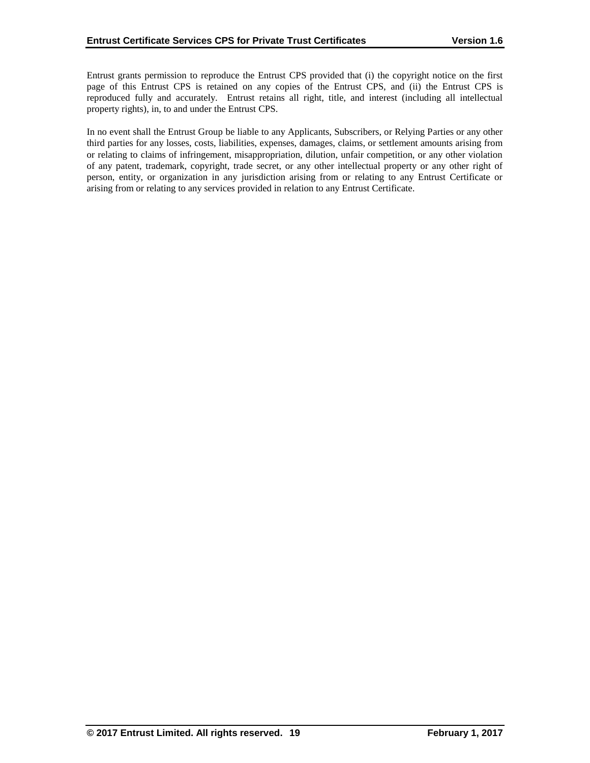Entrust grants permission to reproduce the Entrust CPS provided that (i) the copyright notice on the first page of this Entrust CPS is retained on any copies of the Entrust CPS, and (ii) the Entrust CPS is reproduced fully and accurately. Entrust retains all right, title, and interest (including all intellectual property rights), in, to and under the Entrust CPS.

In no event shall the Entrust Group be liable to any Applicants, Subscribers, or Relying Parties or any other third parties for any losses, costs, liabilities, expenses, damages, claims, or settlement amounts arising from or relating to claims of infringement, misappropriation, dilution, unfair competition, or any other violation of any patent, trademark, copyright, trade secret, or any other intellectual property or any other right of person, entity, or organization in any jurisdiction arising from or relating to any Entrust Certificate or arising from or relating to any services provided in relation to any Entrust Certificate.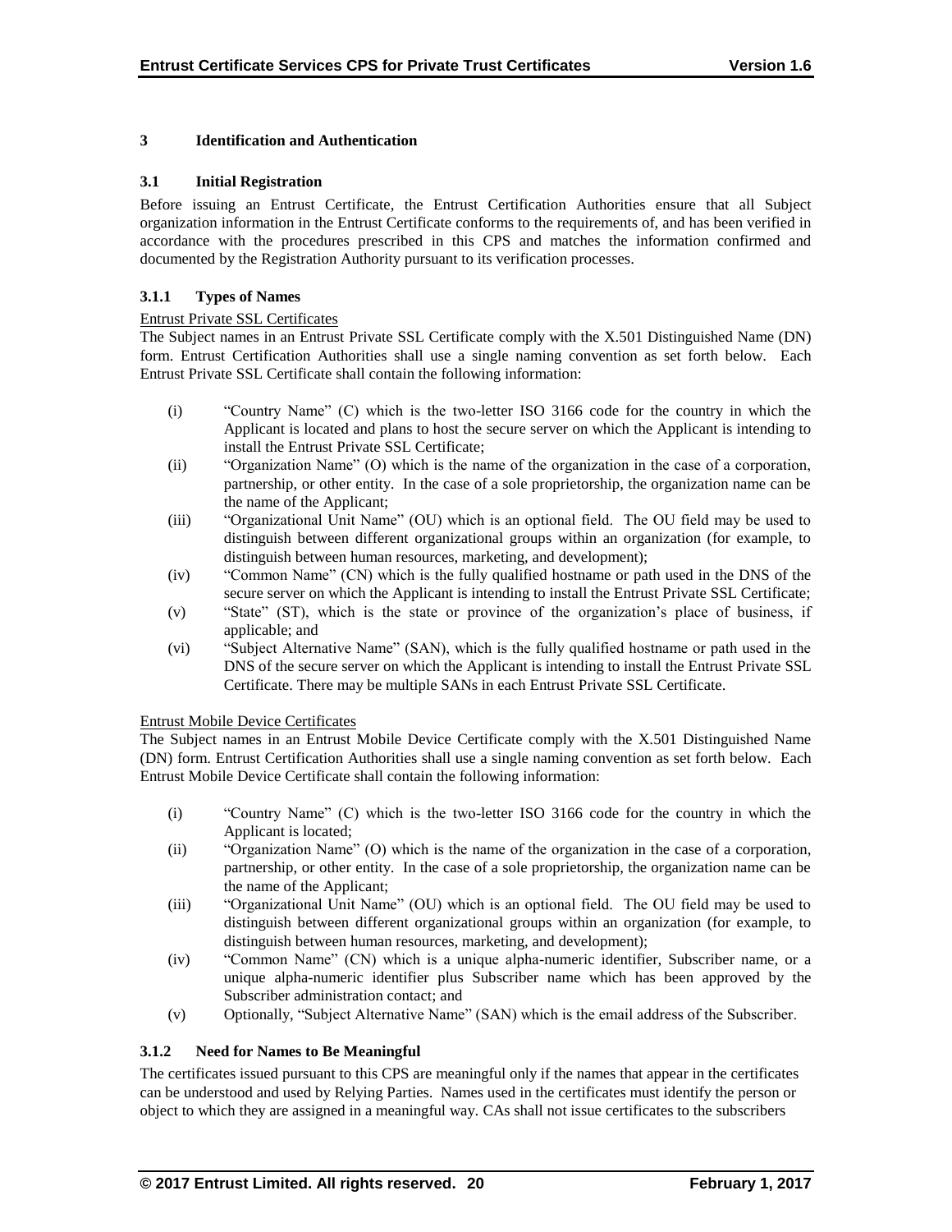# 3 Identification and Authentication

## 3.1 Initial Registration

Before issuing an Entrust Certificate, the Entrust Certification Authorities ensure that all Subject organization information in the Entrust Certificate conforms to the requirements of, and has been verified in accordance with the procedures prescribed in this CPS and matches the information confirmed and documented by the Registration Authority pursuant to its verification processes.

### 3.1.1 Types of Names

Entrust Private SSL Certificates

The Subject names in an Entrust Private SSL Certificate comply with the X.501 Distinguished Name (DN) form. Entrust Certification Authorities shall use a single naming convention as set forth below. Each Entrust Private SSL Certificate shall contain the following information:

(i) "Country Name" (C) which is the two-letter ISO 3166 code for the country in which the Applicant is located and plans to host the secure server on which the Applicant is intending to install the Entrust Private SSL Certificate;

(ii) "Organization Name" (O) which is the name of the organization in the case of a corporation, partnership, or other entity. In the case of a sole proprietorship, the organization name can be the name of the Applicant;

(iii) "Organizational Unit Name" (OU) which is an optional field. The OU field may be used to distinguish between different organizational groups within an organization (for example, to distinguish between human resources, marketing, and development);

(iv) "Common Name" (CN) which is the fully qualified hostname or path used in the DNS of the secure server on which the Applicant is intending to install the Entrust Private SSL Certificate;

(v) "State" (ST), which is the state or province of the organization's place of business, if applicable; and

(vi) "Subject Alternative Name" (SAN), which is the fully qualified hostname or path used in the DNS of the secure server on which the Applicant is intending to install the Entrust Private SSL Certificate. There may be multiple SANs in each Entrust Private SSL Certificate.

Entrust Mobile Device Certificates

The Subject names in an Entrust Mobile Device Certificate comply with the X.501 Distinguished Name (DN) form. Entrust Certification Authorities shall use a single naming convention as set forth below. Each Entrust Mobile Device Certificate shall contain the following information:

(i) "Country Name" (C) which is the two-letter ISO 3166 code for the country in which the Applicant is located;

(ii) "Organization Name" (O) which is the name of the organization in the case of a corporation, partnership, or other entity. In the case of a sole proprietorship, the organization name can be the name of the Applicant;

(iii) "Organizational Unit Name" (OU) which is an optional field. The OU field may be used to distinguish between different organizational groups within an organization (for example, to distinguish between human resources, marketing, and development);

(iv) "Common Name" (CN) which is a unique alpha-numeric identifier, Subscriber name, or a unique alpha-numeric identifier plus Subscriber name which has been approved by the Subscriber administration contact; and

(v) Optionally, "Subject Alternative Name" (SAN) which is the email address of the Subscriber.

### 3.1.2 Need for Names to Be Meaningful

The certificates issued pursuant to this CPS are meaningful only if the names that appear in the certificates can be understood and used by Relying Parties. Names used in the certificates must identify the person or object to which they are assigned in a meaningful way. CAs shall not issue certificates to the subscribers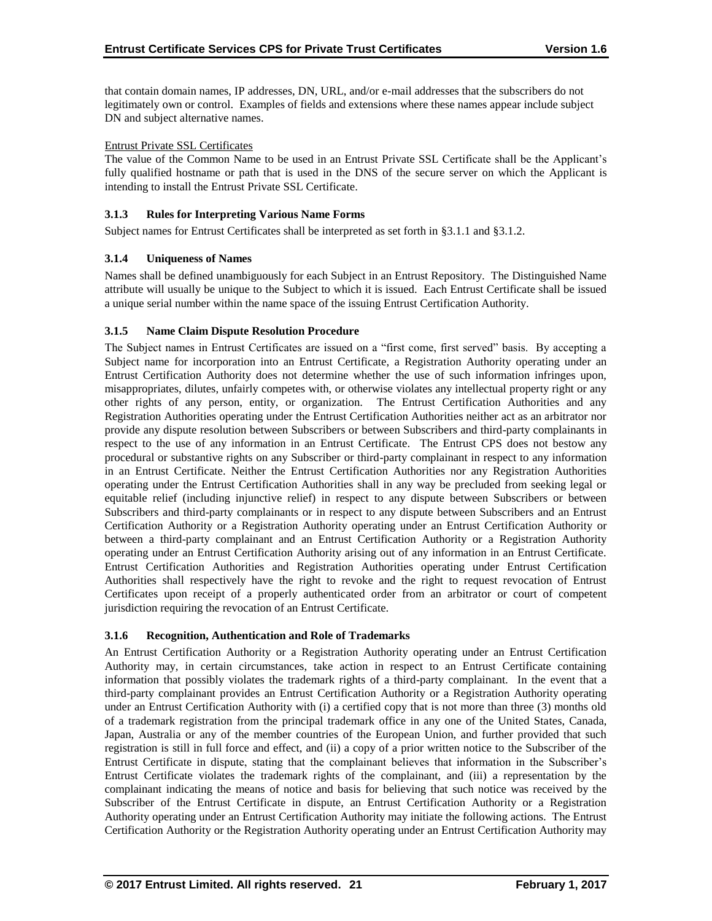that contain domain names, IP addresses, DN, URL, and/or e-mail addresses that the subscribers do not legitimately own or control. Examples of fields and extensions where these names appear include subject DN and subject alternative names.

Entrust Private SSL Certificates

The value of the Common Name to be used in an Entrust Private SSL Certificate shall be the Applicant's fully qualified hostname or path that is used in the DNS of the secure server on which the Applicant is intending to install the Entrust Private SSL Certificate.

### 3.1.3 Rules for Interpreting Various Name Forms

Subject names for Entrust Certificates shall be interpreted as set forth in §3.1.1 and §3.1.2.

### 3.1.4 Uniqueness of Names

Names shall be defined unambiguously for each Subject in an Entrust Repository. The Distinguished Name attribute will usually be unique to the Subject to which it is issued. Each Entrust Certificate shall be issued a unique serial number within the name space of the issuing Entrust Certification Authority.

### 3.1.5 Name Claim Dispute Resolution Procedure

The Subject names in Entrust Certificates are issued on a "first come, first served" basis. By accepting a Subject name for incorporation into an Entrust Certificate, a Registration Authority operating under an Entrust Certification Authority does not determine whether the use of such information infringes upon, misappropriates, dilutes, unfairly competes with, or otherwise violates any intellectual property right or any other rights of any person, entity, or organization. The Entrust Certification Authorities and any Registration Authorities operating under the Entrust Certification Authorities neither act as an arbitrator nor provide any dispute resolution between Subscribers or between Subscribers and third-party complainants in respect to the use of any information in an Entrust Certificate. The Entrust CPS does not bestow any procedural or substantive rights on any Subscriber or third-party complainant in respect to any information in an Entrust Certificate. Neither the Entrust Certification Authorities nor any Registration Authorities operating under the Entrust Certification Authorities shall in any way be precluded from seeking legal or equitable relief (including injunctive relief) in respect to any dispute between Subscribers or between Subscribers and third-party complainants or in respect to any dispute between Subscribers and an Entrust Certification Authority or a Registration Authority operating under an Entrust Certification Authority or between a third-party complainant and an Entrust Certification Authority or a Registration Authority operating under an Entrust Certification Authority arising out of any information in an Entrust Certificate. Entrust Certification Authorities and Registration Authorities operating under Entrust Certification Authorities shall respectively have the right to revoke and the right to request revocation of Entrust Certificates upon receipt of a properly authenticated order from an arbitrator or court of competent jurisdiction requiring the revocation of an Entrust Certificate.

### 3.1.6 Recognition, Authentication and Role of Trademarks

An Entrust Certification Authority or a Registration Authority operating under an Entrust Certification Authority may, in certain circumstances, take action in respect to an Entrust Certificate containing information that possibly violates the trademark rights of a third-party complainant. In the event that a third-party complainant provides an Entrust Certification Authority or a Registration Authority operating under an Entrust Certification Authority with (i) a certified copy that is not more than three (3) months old of a trademark registration from the principal trademark office in any one of the United States, Canada, Japan, Australia or any of the member countries of the European Union, and further provided that such registration is still in full force and effect, and (ii) a copy of a prior written notice to the Subscriber of the Entrust Certificate in dispute, stating that the complainant believes that information in the Subscriber's Entrust Certificate violates the trademark rights of the complainant, and (iii) a representation by the complainant indicating the means of notice and basis for believing that such notice was received by the Subscriber of the Entrust Certificate in dispute, an Entrust Certification Authority or a Registration Authority operating under an Entrust Certification Authority may initiate the following actions. The Entrust Certification Authority or the Registration Authority operating under an Entrust Certification Authority may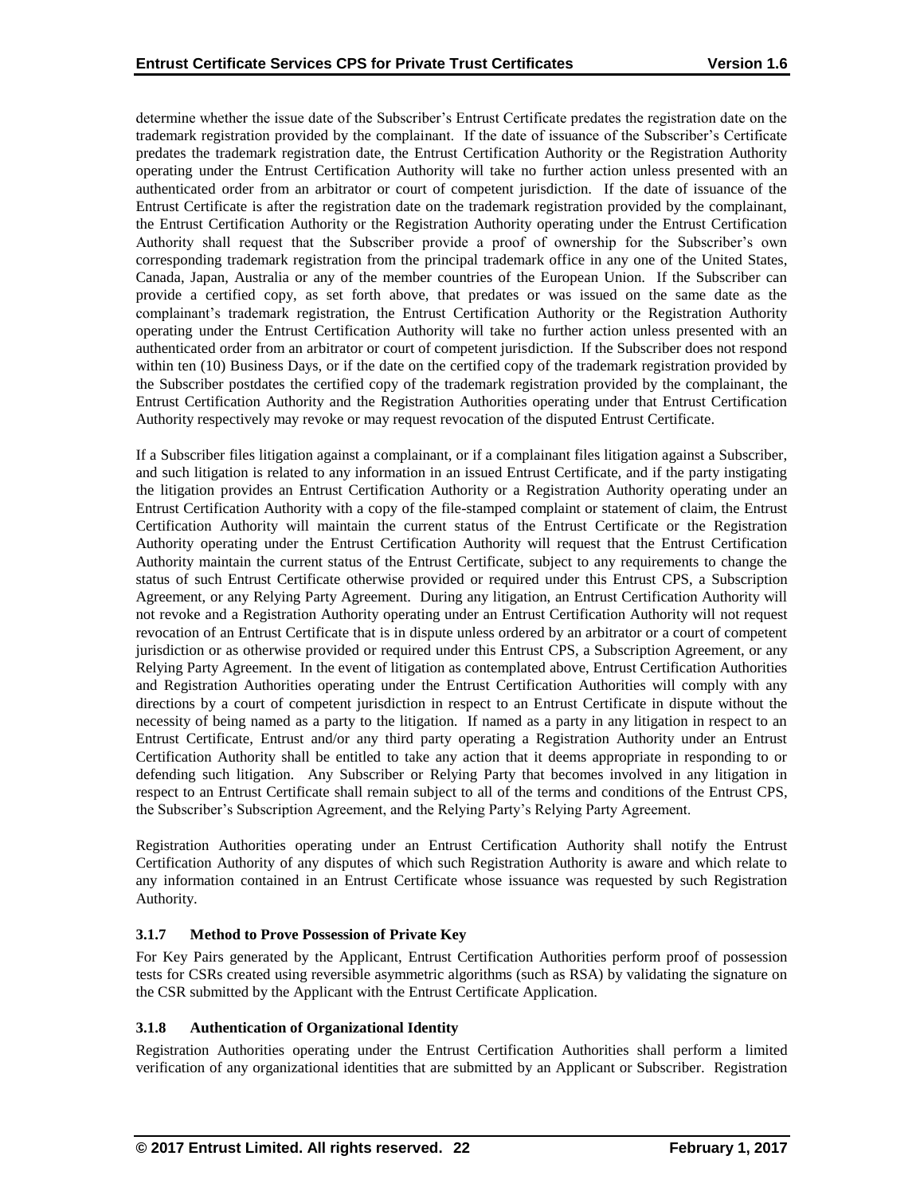determine whether the issue date of the Subscriber's Entrust Certificate predates the registration date on the trademark registration provided by the complainant. If the date of issuance of the Subscriber's Certificate predates the trademark registration date, the Entrust Certification Authority or the Registration Authority operating under the Entrust Certification Authority will take no further action unless presented with an authenticated order from an arbitrator or court of competent jurisdiction. If the date of issuance of the Entrust Certificate is after the registration date on the trademark registration provided by the complainant, the Entrust Certification Authority or the Registration Authority operating under the Entrust Certification Authority shall request that the Subscriber provide a proof of ownership for the Subscriber's own corresponding trademark registration from the principal trademark office in any one of the United States, Canada, Japan, Australia or any of the member countries of the European Union. If the Subscriber can provide a certified copy, as set forth above, that predates or was issued on the same date as the complainant's trademark registration, the Entrust Certification Authority or the Registration Authority operating under the Entrust Certification Authority will take no further action unless presented with an authenticated order from an arbitrator or court of competent jurisdiction. If the Subscriber does not respond within ten (10) Business Days, or if the date on the certified copy of the trademark registration provided by the Subscriber postdates the certified copy of the trademark registration provided by the complainant, the Entrust Certification Authority and the Registration Authorities operating under that Entrust Certification Authority respectively may revoke or may request revocation of the disputed Entrust Certificate.

If a Subscriber files litigation against a complainant, or if a complainant files litigation against a Subscriber, and such litigation is related to any information in an issued Entrust Certificate, and if the party instigating the litigation provides an Entrust Certification Authority or a Registration Authority operating under an Entrust Certification Authority with a copy of the file-stamped complaint or statement of claim, the Entrust Certification Authority will maintain the current status of the Entrust Certificate or the Registration Authority operating under the Entrust Certification Authority will request that the Entrust Certification Authority maintain the current status of the Entrust Certificate, subject to any requirements to change the status of such Entrust Certificate otherwise provided or required under this Entrust CPS, a Subscription Agreement, or any Relying Party Agreement. During any litigation, an Entrust Certification Authority will not revoke and a Registration Authority operating under an Entrust Certification Authority will not request revocation of an Entrust Certificate that is in dispute unless ordered by an arbitrator or a court of competent jurisdiction or as otherwise provided or required under this Entrust CPS, a Subscription Agreement, or any Relying Party Agreement. In the event of litigation as contemplated above, Entrust Certification Authorities and Registration Authorities operating under the Entrust Certification Authorities will comply with any directions by a court of competent jurisdiction in respect to an Entrust Certificate in dispute without the necessity of being named as a party to the litigation. If named as a party in any litigation in respect to an Entrust Certificate, Entrust and/or any third party operating a Registration Authority under an Entrust Certification Authority shall be entitled to take any action that it deems appropriate in responding to or defending such litigation. Any Subscriber or Relying Party that becomes involved in any litigation in respect to an Entrust Certificate shall remain subject to all of the terms and conditions of the Entrust CPS, the Subscriber's Subscription Agreement, and the Relying Party's Relying Party Agreement.

Registration Authorities operating under an Entrust Certification Authority shall notify the Entrust Certification Authority of any disputes of which such Registration Authority is aware and which relate to any information contained in an Entrust Certificate whose issuance was requested by such Registration Authority.

### 3.1.7 Method to Prove Possession of Private Key

For Key Pairs generated by the Applicant, Entrust Certification Authorities perform proof of possession tests for CSRs created using reversible asymmetric algorithms (such as RSA) by validating the signature on the CSR submitted by the Applicant with the Entrust Certificate Application.

### 3.1.8 Authentication of Organizational Identity

Registration Authorities operating under the Entrust Certification Authorities shall perform a limited verification of any organizational identities that are submitted by an Applicant or Subscriber. Registration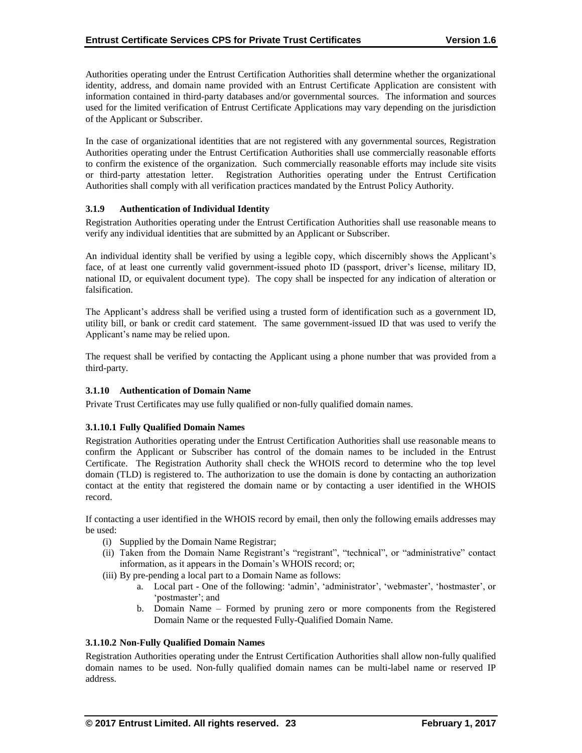Authorities operating under the Entrust Certification Authorities shall determine whether the organizational identity, address, and domain name provided with an Entrust Certificate Application are consistent with information contained in third-party databases and/or governmental sources. The information and sources used for the limited verification of Entrust Certificate Applications may vary depending on the jurisdiction of the Applicant or Subscriber.

In the case of organizational identities that are not registered with any governmental sources, Registration Authorities operating under the Entrust Certification Authorities shall use commercially reasonable efforts to confirm the existence of the organization. Such commercially reasonable efforts may include site visits or third-party attestation letter. Registration Authorities operating under the Entrust Certification Authorities shall comply with all verification practices mandated by the Entrust Policy Authority.

### 3.1.9 Authentication of Individual Identity

Registration Authorities operating under the Entrust Certification Authorities shall use reasonable means to verify any individual identities that are submitted by an Applicant or Subscriber.

An individual identity shall be verified by using a legible copy, which discernibly shows the Applicant's face, of at least one currently valid government-issued photo ID (passport, driver's license, military ID, national ID, or equivalent document type). The copy shall be inspected for any indication of alteration or falsification.

The Applicant's address shall be verified using a trusted form of identification such as a government ID, utility bill, or bank or credit card statement. The same government-issued ID that was used to verify the Applicant's name may be relied upon.

The request shall be verified by contacting the Applicant using a phone number that was provided from a third-party.

### 3.1.10 Authentication of Domain Name

Private Trust Certificates may use fully qualified or non-fully qualified domain names.

#### 3.1.10.1 Fully Qualified Domain Names

Registration Authorities operating under the Entrust Certification Authorities shall use reasonable means to confirm the Applicant or Subscriber has control of the domain names to be included in the Entrust Certificate. The Registration Authority shall check the WHOIS record to determine who the top level domain (TLD) is registered to. The authorization to use the domain is done by contacting an authorization contact at the entity that registered the domain name or by contacting a user identified in the WHOIS record.

If contacting a user identified in the WHOIS record by email, then only the following emails addresses may be used:

(i) Supplied by the Domain Name Registrar;
(ii) Taken from the Domain Name Registrant's "registrant", "technical", or "administrative" contact information, as it appears in the Domain's WHOIS record; or;
(iii) By pre-pending a local part to a Domain Name as follows:
   a. Local part - One of the following: 'admin', 'administrator', 'webmaster', 'hostmaster', or 'postmaster'; and
   b. Domain Name – Formed by pruning zero or more components from the Registered Domain Name or the requested Fully-Qualified Domain Name.

#### 3.1.10.2 Non-Fully Qualified Domain Names

Registration Authorities operating under the Entrust Certification Authorities shall allow non-fully qualified domain names to be used. Non-fully qualified domain names can be multi-label name or reserved IP address.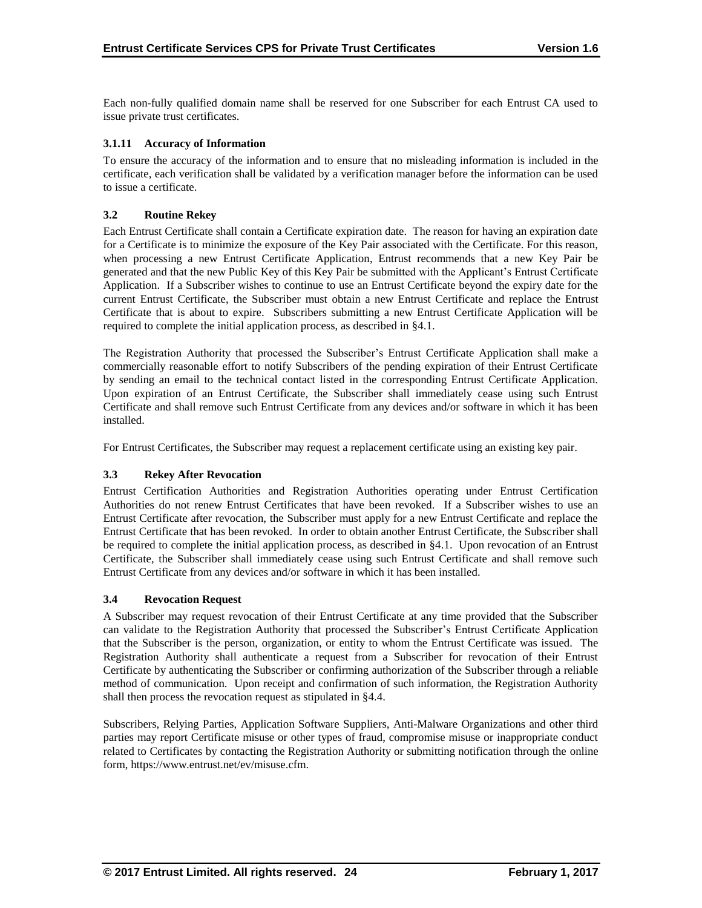Each non-fully qualified domain name shall be reserved for one Subscriber for each Entrust CA used to issue private trust certificates.

#### 3.1.11 Accuracy of Information

To ensure the accuracy of the information and to ensure that no misleading information is included in the certificate, each verification shall be validated by a verification manager before the information can be used to issue a certificate.

### 3.2 Routine Rekey

Each Entrust Certificate shall contain a Certificate expiration date. The reason for having an expiration date for a Certificate is to minimize the exposure of the Key Pair associated with the Certificate. For this reason, when processing a new Entrust Certificate Application, Entrust recommends that a new Key Pair be generated and that the new Public Key of this Key Pair be submitted with the Applicant's Entrust Certificate Application. If a Subscriber wishes to continue to use an Entrust Certificate beyond the expiry date for the current Entrust Certificate, the Subscriber must obtain a new Entrust Certificate and replace the Entrust Certificate that is about to expire. Subscribers submitting a new Entrust Certificate Application will be required to complete the initial application process, as described in §4.1.

The Registration Authority that processed the Subscriber's Entrust Certificate Application shall make a commercially reasonable effort to notify Subscribers of the pending expiration of their Entrust Certificate by sending an email to the technical contact listed in the corresponding Entrust Certificate Application. Upon expiration of an Entrust Certificate, the Subscriber shall immediately cease using such Entrust Certificate and shall remove such Entrust Certificate from any devices and/or software in which it has been installed.

For Entrust Certificates, the Subscriber may request a replacement certificate using an existing key pair.

### 3.3 Rekey After Revocation

Entrust Certification Authorities and Registration Authorities operating under Entrust Certification Authorities do not renew Entrust Certificates that have been revoked. If a Subscriber wishes to use an Entrust Certificate after revocation, the Subscriber must apply for a new Entrust Certificate and replace the Entrust Certificate that has been revoked. In order to obtain another Entrust Certificate, the Subscriber shall be required to complete the initial application process, as described in §4.1. Upon revocation of an Entrust Certificate, the Subscriber shall immediately cease using such Entrust Certificate and shall remove such Entrust Certificate from any devices and/or software in which it has been installed.

### 3.4 Revocation Request

A Subscriber may request revocation of their Entrust Certificate at any time provided that the Subscriber can validate to the Registration Authority that processed the Subscriber's Entrust Certificate Application that the Subscriber is the person, organization, or entity to whom the Entrust Certificate was issued. The Registration Authority shall authenticate a request from a Subscriber for revocation of their Entrust Certificate by authenticating the Subscriber or confirming authorization of the Subscriber through a reliable method of communication. Upon receipt and confirmation of such information, the Registration Authority shall then process the revocation request as stipulated in §4.4.

Subscribers, Relying Parties, Application Software Suppliers, Anti-Malware Organizations and other third parties may report Certificate misuse or other types of fraud, compromise misuse or inappropriate conduct related to Certificates by contacting the Registration Authority or submitting notification through the online form, https://www.entrust.net/ev/misuse.cfm.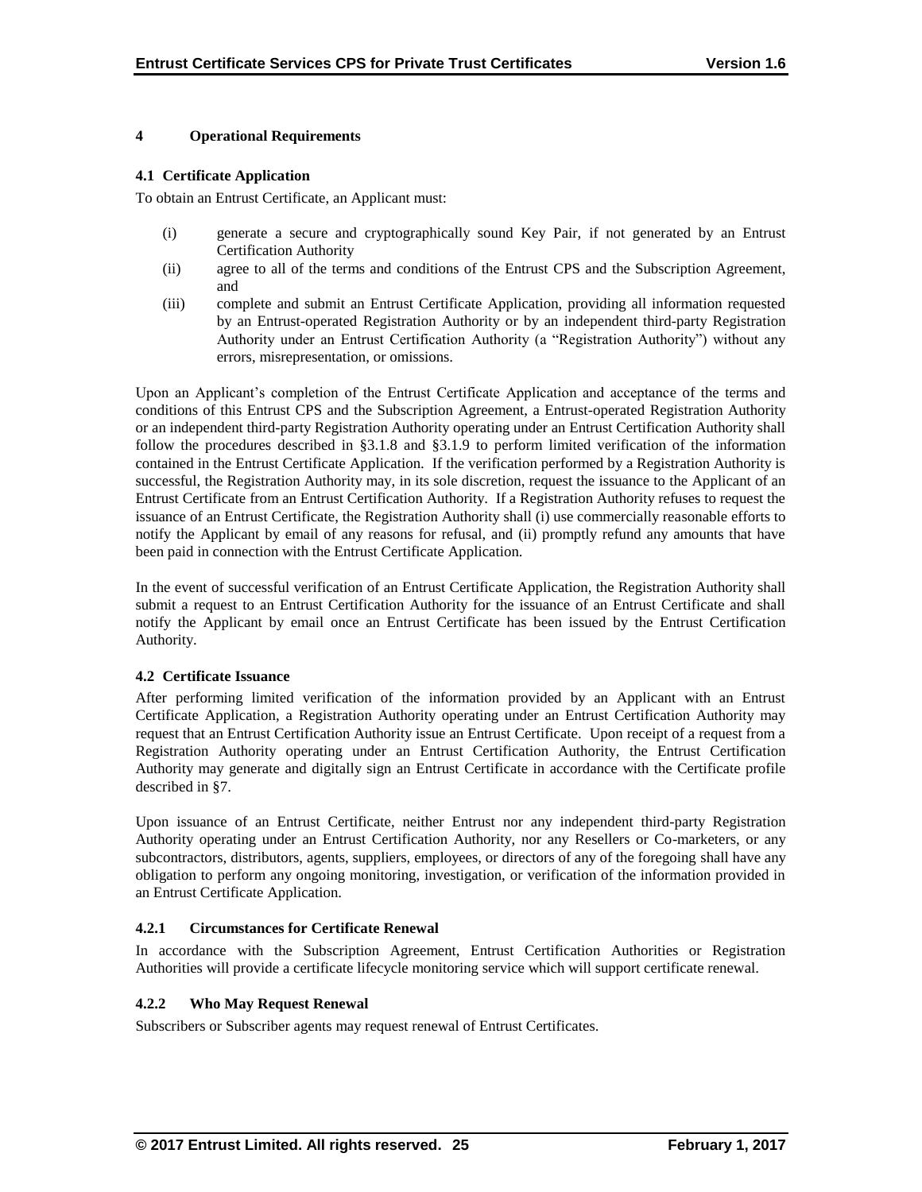# 4 Operational Requirements

## 4.1 Certificate Application

To obtain an Entrust Certificate, an Applicant must:

- (i) generate a secure and cryptographically sound Key Pair, if not generated by an Entrust Certification Authority
- (ii) agree to all of the terms and conditions of the Entrust CPS and the Subscription Agreement, and
- (iii) complete and submit an Entrust Certificate Application, providing all information requested by an Entrust-operated Registration Authority or by an independent third-party Registration Authority under an Entrust Certification Authority (a "Registration Authority") without any errors, misrepresentation, or omissions.

Upon an Applicant's completion of the Entrust Certificate Application and acceptance of the terms and conditions of this Entrust CPS and the Subscription Agreement, a Entrust-operated Registration Authority or an independent third-party Registration Authority operating under an Entrust Certification Authority shall follow the procedures described in §3.1.8 and §3.1.9 to perform limited verification of the information contained in the Entrust Certificate Application. If the verification performed by a Registration Authority is successful, the Registration Authority may, in its sole discretion, request the issuance to the Applicant of an Entrust Certificate from an Entrust Certification Authority. If a Registration Authority refuses to request the issuance of an Entrust Certificate, the Registration Authority shall (i) use commercially reasonable efforts to notify the Applicant by email of any reasons for refusal, and (ii) promptly refund any amounts that have been paid in connection with the Entrust Certificate Application.

In the event of successful verification of an Entrust Certificate Application, the Registration Authority shall submit a request to an Entrust Certification Authority for the issuance of an Entrust Certificate and shall notify the Applicant by email once an Entrust Certificate has been issued by the Entrust Certification Authority.

## 4.2 Certificate Issuance

After performing limited verification of the information provided by an Applicant with an Entrust Certificate Application, a Registration Authority operating under an Entrust Certification Authority may request that an Entrust Certification Authority issue an Entrust Certificate. Upon receipt of a request from a Registration Authority operating under an Entrust Certification Authority, the Entrust Certification Authority may generate and digitally sign an Entrust Certificate in accordance with the Certificate profile described in §7.

Upon issuance of an Entrust Certificate, neither Entrust nor any independent third-party Registration Authority operating under an Entrust Certification Authority, nor any Resellers or Co-marketers, or any subcontractors, distributors, agents, suppliers, employees, or directors of any of the foregoing shall have any obligation to perform any ongoing monitoring, investigation, or verification of the information provided in an Entrust Certificate Application.

### 4.2.1 Circumstances for Certificate Renewal

In accordance with the Subscription Agreement, Entrust Certification Authorities or Registration Authorities will provide a certificate lifecycle monitoring service which will support certificate renewal.

### 4.2.2 Who May Request Renewal

Subscribers or Subscriber agents may request renewal of Entrust Certificates.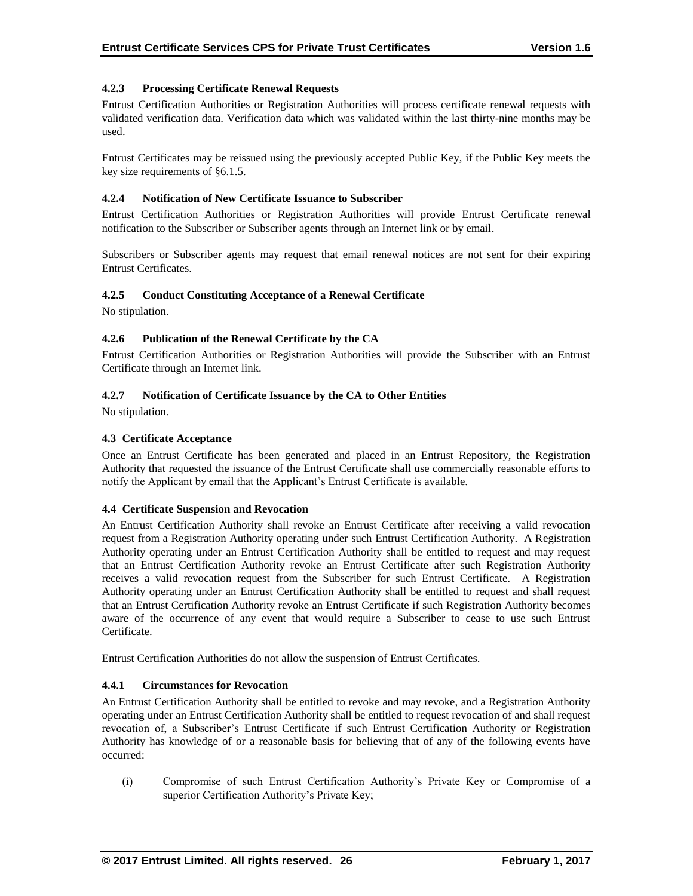#### 4.2.3 Processing Certificate Renewal Requests

Entrust Certification Authorities or Registration Authorities will process certificate renewal requests with validated verification data. Verification data which was validated within the last thirty-nine months may be used.

Entrust Certificates may be reissued using the previously accepted Public Key, if the Public Key meets the key size requirements of §6.1.5.

#### 4.2.4 Notification of New Certificate Issuance to Subscriber

Entrust Certification Authorities or Registration Authorities will provide Entrust Certificate renewal notification to the Subscriber or Subscriber agents through an Internet link or by email.

Subscribers or Subscriber agents may request that email renewal notices are not sent for their expiring Entrust Certificates.

#### 4.2.5 Conduct Constituting Acceptance of a Renewal Certificate

No stipulation.

#### 4.2.6 Publication of the Renewal Certificate by the CA

Entrust Certification Authorities or Registration Authorities will provide the Subscriber with an Entrust Certificate through an Internet link.

#### 4.2.7 Notification of Certificate Issuance by the CA to Other Entities

No stipulation.

### 4.3 Certificate Acceptance

Once an Entrust Certificate has been generated and placed in an Entrust Repository, the Registration Authority that requested the issuance of the Entrust Certificate shall use commercially reasonable efforts to notify the Applicant by email that the Applicant's Entrust Certificate is available.

### 4.4 Certificate Suspension and Revocation

An Entrust Certification Authority shall revoke an Entrust Certificate after receiving a valid revocation request from a Registration Authority operating under such Entrust Certification Authority. A Registration Authority operating under an Entrust Certification Authority shall be entitled to request and may request that an Entrust Certification Authority revoke an Entrust Certificate after such Registration Authority receives a valid revocation request from the Subscriber for such Entrust Certificate. A Registration Authority operating under an Entrust Certification Authority shall be entitled to request and shall request that an Entrust Certification Authority revoke an Entrust Certificate if such Registration Authority becomes aware of the occurrence of any event that would require a Subscriber to cease to use such Entrust Certificate.

Entrust Certification Authorities do not allow the suspension of Entrust Certificates.

#### 4.4.1 Circumstances for Revocation

An Entrust Certification Authority shall be entitled to revoke and may revoke, and a Registration Authority operating under an Entrust Certification Authority shall be entitled to request revocation of and shall request revocation of, a Subscriber's Entrust Certificate if such Entrust Certification Authority or Registration Authority has knowledge of or a reasonable basis for believing that of any of the following events have occurred:

(i) Compromise of such Entrust Certification Authority's Private Key or Compromise of a superior Certification Authority's Private Key;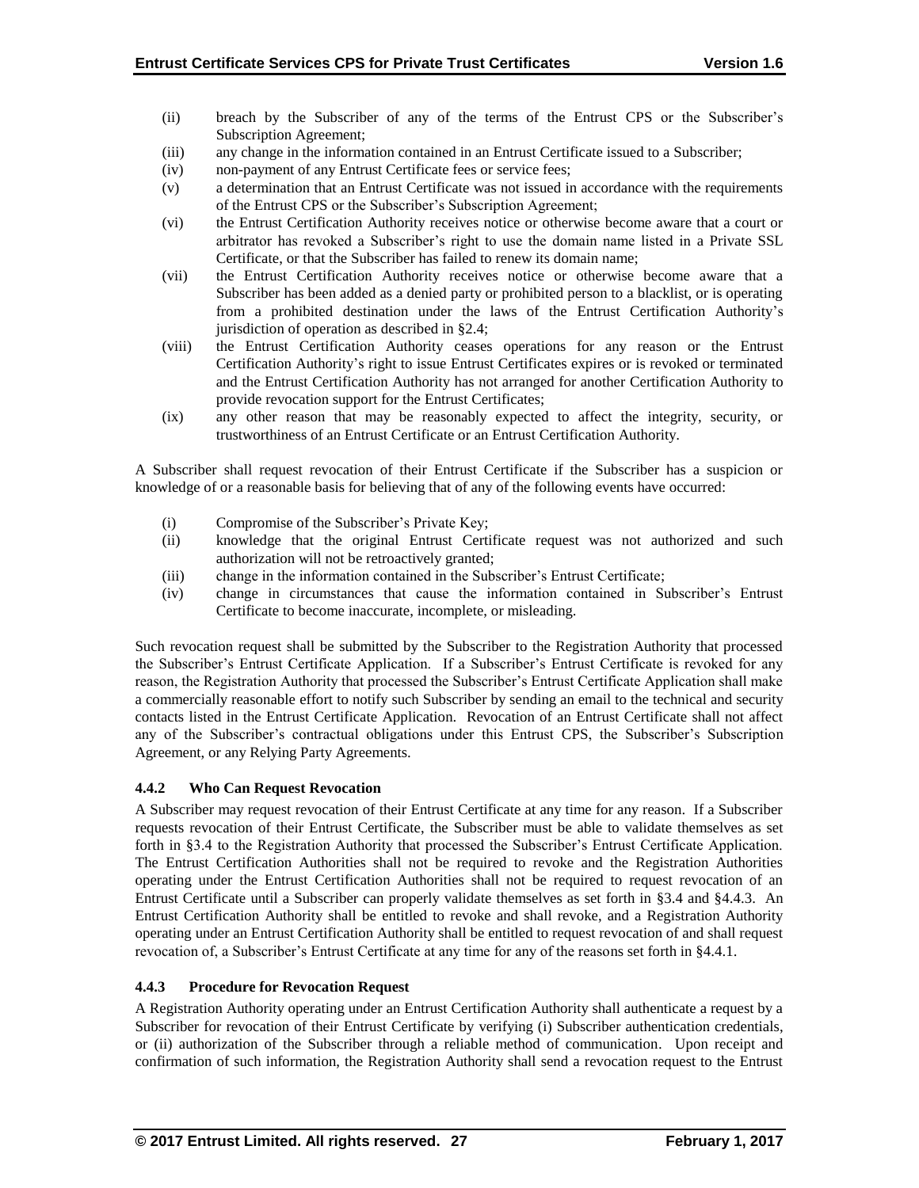(ii) breach by the Subscriber of any of the terms of the Entrust CPS or the Subscriber's Subscription Agreement;
(iii) any change in the information contained in an Entrust Certificate issued to a Subscriber;
(iv) non-payment of any Entrust Certificate fees or service fees;
(v) a determination that an Entrust Certificate was not issued in accordance with the requirements of the Entrust CPS or the Subscriber's Subscription Agreement;
(vi) the Entrust Certification Authority receives notice or otherwise become aware that a court or arbitrator has revoked a Subscriber's right to use the domain name listed in a Private SSL Certificate, or that the Subscriber has failed to renew its domain name;
(vii) the Entrust Certification Authority receives notice or otherwise become aware that a Subscriber has been added as a denied party or prohibited person to a blacklist, or is operating from a prohibited destination under the laws of the Entrust Certification Authority's jurisdiction of operation as described in §2.4;
(viii) the Entrust Certification Authority ceases operations for any reason or the Entrust Certification Authority's right to issue Entrust Certificates expires or is revoked or terminated and the Entrust Certification Authority has not arranged for another Certification Authority to provide revocation support for the Entrust Certificates;
(ix) any other reason that may be reasonably expected to affect the integrity, security, or trustworthiness of an Entrust Certificate or an Entrust Certification Authority.

A Subscriber shall request revocation of their Entrust Certificate if the Subscriber has a suspicion or knowledge of or a reasonable basis for believing that of any of the following events have occurred:

(i) Compromise of the Subscriber's Private Key;
(ii) knowledge that the original Entrust Certificate request was not authorized and such authorization will not be retroactively granted;
(iii) change in the information contained in the Subscriber's Entrust Certificate;
(iv) change in circumstances that cause the information contained in Subscriber's Entrust Certificate to become inaccurate, incomplete, or misleading.

Such revocation request shall be submitted by the Subscriber to the Registration Authority that processed the Subscriber's Entrust Certificate Application. If a Subscriber's Entrust Certificate is revoked for any reason, the Registration Authority that processed the Subscriber's Entrust Certificate Application shall make a commercially reasonable effort to notify such Subscriber by sending an email to the technical and security contacts listed in the Entrust Certificate Application. Revocation of an Entrust Certificate shall not affect any of the Subscriber's contractual obligations under this Entrust CPS, the Subscriber's Subscription Agreement, or any Relying Party Agreements.

### 4.4.2 Who Can Request Revocation

A Subscriber may request revocation of their Entrust Certificate at any time for any reason. If a Subscriber requests revocation of their Entrust Certificate, the Subscriber must be able to validate themselves as set forth in §3.4 to the Registration Authority that processed the Subscriber's Entrust Certificate Application. The Entrust Certification Authorities shall not be required to revoke and the Registration Authorities operating under the Entrust Certification Authorities shall not be required to request revocation of an Entrust Certificate until a Subscriber can properly validate themselves as set forth in §3.4 and §4.4.3. An Entrust Certification Authority shall be entitled to revoke and shall revoke, and a Registration Authority operating under an Entrust Certification Authority shall be entitled to request revocation of and shall request revocation of, a Subscriber's Entrust Certificate at any time for any of the reasons set forth in §4.4.1.

### 4.4.3 Procedure for Revocation Request

A Registration Authority operating under an Entrust Certification Authority shall authenticate a request by a Subscriber for revocation of their Entrust Certificate by verifying (i) Subscriber authentication credentials, or (ii) authorization of the Subscriber through a reliable method of communication. Upon receipt and confirmation of such information, the Registration Authority shall send a revocation request to the Entrust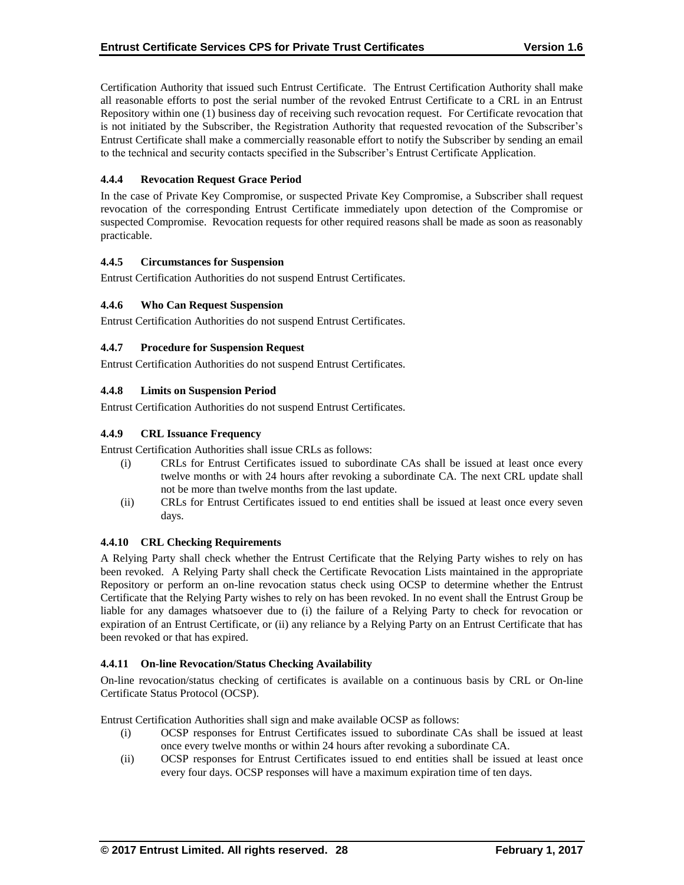Certification Authority that issued such Entrust Certificate. The Entrust Certification Authority shall make all reasonable efforts to post the serial number of the revoked Entrust Certificate to a CRL in an Entrust Repository within one (1) business day of receiving such revocation request. For Certificate revocation that is not initiated by the Subscriber, the Registration Authority that requested revocation of the Subscriber's Entrust Certificate shall make a commercially reasonable effort to notify the Subscriber by sending an email to the technical and security contacts specified in the Subscriber's Entrust Certificate Application.

### 4.4.4 Revocation Request Grace Period

In the case of Private Key Compromise, or suspected Private Key Compromise, a Subscriber shall request revocation of the corresponding Entrust Certificate immediately upon detection of the Compromise or suspected Compromise. Revocation requests for other required reasons shall be made as soon as reasonably practicable.

### 4.4.5 Circumstances for Suspension

Entrust Certification Authorities do not suspend Entrust Certificates.

### 4.4.6 Who Can Request Suspension

Entrust Certification Authorities do not suspend Entrust Certificates.

### 4.4.7 Procedure for Suspension Request

Entrust Certification Authorities do not suspend Entrust Certificates.

### 4.4.8 Limits on Suspension Period

Entrust Certification Authorities do not suspend Entrust Certificates.

### 4.4.9 CRL Issuance Frequency

Entrust Certification Authorities shall issue CRLs as follows:

(i) CRLs for Entrust Certificates issued to subordinate CAs shall be issued at least once every twelve months or with 24 hours after revoking a subordinate CA. The next CRL update shall not be more than twelve months from the last update.

(ii) CRLs for Entrust Certificates issued to end entities shall be issued at least once every seven days.

### 4.4.10 CRL Checking Requirements

A Relying Party shall check whether the Entrust Certificate that the Relying Party wishes to rely on has been revoked. A Relying Party shall check the Certificate Revocation Lists maintained in the appropriate Repository or perform an on-line revocation status check using OCSP to determine whether the Entrust Certificate that the Relying Party wishes to rely on has been revoked. In no event shall the Entrust Group be liable for any damages whatsoever due to (i) the failure of a Relying Party to check for revocation or expiration of an Entrust Certificate, or (ii) any reliance by a Relying Party on an Entrust Certificate that has been revoked or that has expired.

### 4.4.11 On-line Revocation/Status Checking Availability

On-line revocation/status checking of certificates is available on a continuous basis by CRL or On-line Certificate Status Protocol (OCSP).

Entrust Certification Authorities shall sign and make available OCSP as follows:

(i) OCSP responses for Entrust Certificates issued to subordinate CAs shall be issued at least once every twelve months or within 24 hours after revoking a subordinate CA.

(ii) OCSP responses for Entrust Certificates issued to end entities shall be issued at least once every four days. OCSP responses will have a maximum expiration time of ten days.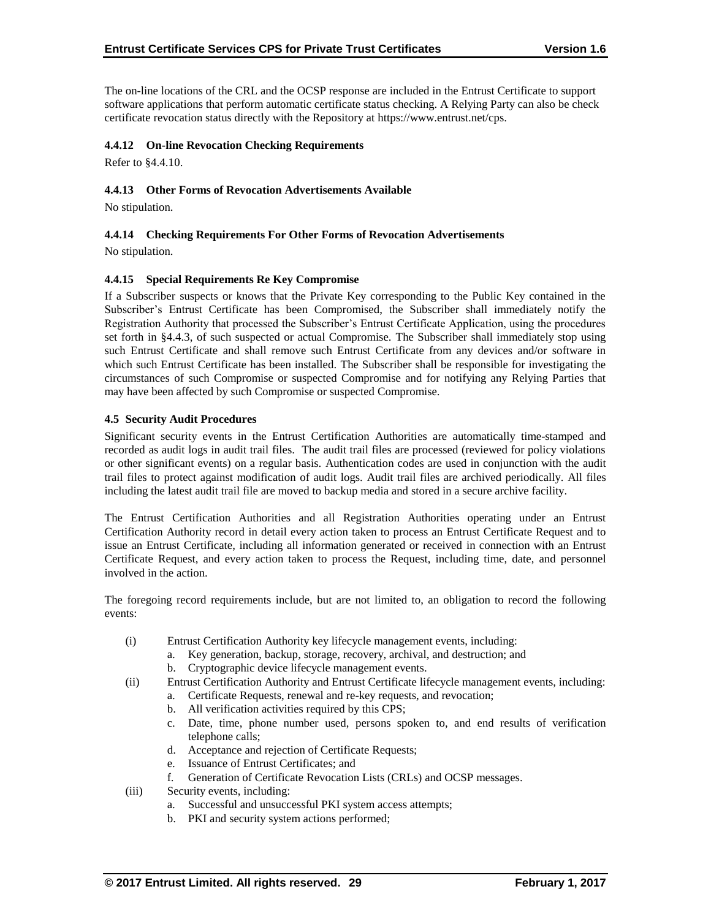The on-line locations of the CRL and the OCSP response are included in the Entrust Certificate to support software applications that perform automatic certificate status checking. A Relying Party can also be check certificate revocation status directly with the Repository at https://www.entrust.net/cps.

#### 4.4.12 On-line Revocation Checking Requirements

Refer to §4.4.10.

#### 4.4.13 Other Forms of Revocation Advertisements Available

No stipulation.

#### 4.4.14 Checking Requirements For Other Forms of Revocation Advertisements

No stipulation.

#### 4.4.15 Special Requirements Re Key Compromise

If a Subscriber suspects or knows that the Private Key corresponding to the Public Key contained in the Subscriber's Entrust Certificate has been Compromised, the Subscriber shall immediately notify the Registration Authority that processed the Subscriber's Entrust Certificate Application, using the procedures set forth in §4.4.3, of such suspected or actual Compromise. The Subscriber shall immediately stop using such Entrust Certificate and shall remove such Entrust Certificate from any devices and/or software in which such Entrust Certificate has been installed. The Subscriber shall be responsible for investigating the circumstances of such Compromise or suspected Compromise and for notifying any Relying Parties that may have been affected by such Compromise or suspected Compromise.

### 4.5 Security Audit Procedures

Significant security events in the Entrust Certification Authorities are automatically time-stamped and recorded as audit logs in audit trail files. The audit trail files are processed (reviewed for policy violations or other significant events) on a regular basis. Authentication codes are used in conjunction with the audit trail files to protect against modification of audit logs. Audit trail files are archived periodically. All files including the latest audit trail file are moved to backup media and stored in a secure archive facility.

The Entrust Certification Authorities and all Registration Authorities operating under an Entrust Certification Authority record in detail every action taken to process an Entrust Certificate Request and to issue an Entrust Certificate, including all information generated or received in connection with an Entrust Certificate Request, and every action taken to process the Request, including time, date, and personnel involved in the action.

The foregoing record requirements include, but are not limited to, an obligation to record the following events:

- (i) Entrust Certification Authority key lifecycle management events, including:
  - a. Key generation, backup, storage, recovery, archival, and destruction; and
  - b. Cryptographic device lifecycle management events.
- (ii) Entrust Certification Authority and Entrust Certificate lifecycle management events, including:
  - a. Certificate Requests, renewal and re-key requests, and revocation;
  - b. All verification activities required by this CPS;
  - c. Date, time, phone number used, persons spoken to, and end results of verification telephone calls;
  - d. Acceptance and rejection of Certificate Requests;
  - e. Issuance of Entrust Certificates; and
  - f. Generation of Certificate Revocation Lists (CRLs) and OCSP messages.
- (iii) Security events, including:
  - a. Successful and unsuccessful PKI system access attempts;
  - b. PKI and security system actions performed;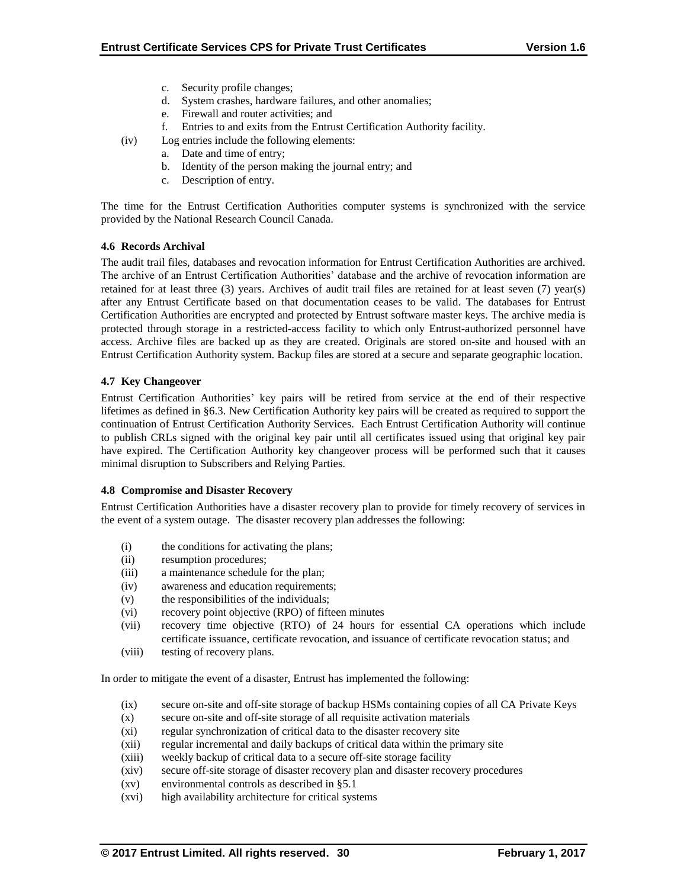c. Security profile changes;
d. System crashes, hardware failures, and other anomalies;
e. Firewall and router activities; and
f. Entries to and exits from the Entrust Certification Authority facility.

(iv) Log entries include the following elements:

a. Date and time of entry;
b. Identity of the person making the journal entry; and
c. Description of entry.

The time for the Entrust Certification Authorities computer systems is synchronized with the service provided by the National Research Council Canada.

**4.6 Records Archival**

The audit trail files, databases and revocation information for Entrust Certification Authorities are archived. The archive of an Entrust Certification Authorities' database and the archive of revocation information are retained for at least three (3) years. Archives of audit trail files are retained for at least seven (7) year(s) after any Entrust Certificate based on that documentation ceases to be valid. The databases for Entrust Certification Authorities are encrypted and protected by Entrust software master keys. The archive media is protected through storage in a restricted-access facility to which only Entrust-authorized personnel have access. Archive files are backed up as they are created. Originals are stored on-site and housed with an Entrust Certification Authority system. Backup files are stored at a secure and separate geographic location.

**4.7 Key Changeover**

Entrust Certification Authorities' key pairs will be retired from service at the end of their respective lifetimes as defined in §6.3. New Certification Authority key pairs will be created as required to support the continuation of Entrust Certification Authority Services. Each Entrust Certification Authority will continue to publish CRLs signed with the original key pair until all certificates issued using that original key pair have expired. The Certification Authority key changeover process will be performed such that it causes minimal disruption to Subscribers and Relying Parties.

**4.8 Compromise and Disaster Recovery**

Entrust Certification Authorities have a disaster recovery plan to provide for timely recovery of services in the event of a system outage. The disaster recovery plan addresses the following:

(i) the conditions for activating the plans;
(ii) resumption procedures;
(iii) a maintenance schedule for the plan;
(iv) awareness and education requirements;
(v) the responsibilities of the individuals;
(vi) recovery point objective (RPO) of fifteen minutes
(vii) recovery time objective (RTO) of 24 hours for essential CA operations which include certificate issuance, certificate revocation, and issuance of certificate revocation status; and
(viii) testing of recovery plans.

In order to mitigate the event of a disaster, Entrust has implemented the following:

(ix) secure on-site and off-site storage of backup HSMs containing copies of all CA Private Keys
(x) secure on-site and off-site storage of all requisite activation materials
(xi) regular synchronization of critical data to the disaster recovery site
(xii) regular incremental and daily backups of critical data within the primary site
(xiii) weekly backup of critical data to a secure off-site storage facility
(xiv) secure off-site storage of disaster recovery plan and disaster recovery procedures
(xv) environmental controls as described in §5.1
(xvi) high availability architecture for critical systems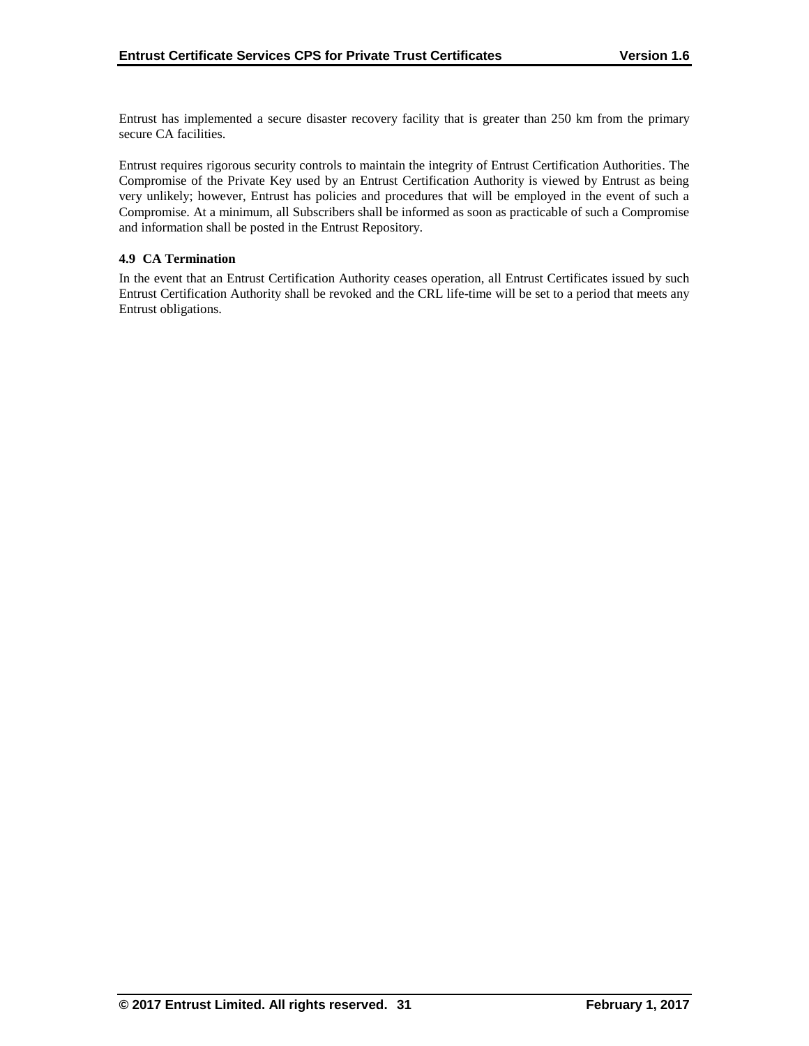Entrust has implemented a secure disaster recovery facility that is greater than 250 km from the primary secure CA facilities.

Entrust requires rigorous security controls to maintain the integrity of Entrust Certification Authorities. The Compromise of the Private Key used by an Entrust Certification Authority is viewed by Entrust as being very unlikely; however, Entrust has policies and procedures that will be employed in the event of such a Compromise. At a minimum, all Subscribers shall be informed as soon as practicable of such a Compromise and information shall be posted in the Entrust Repository.

### 4.9 CA Termination

In the event that an Entrust Certification Authority ceases operation, all Entrust Certificates issued by such Entrust Certification Authority shall be revoked and the CRL life-time will be set to a period that meets any Entrust obligations.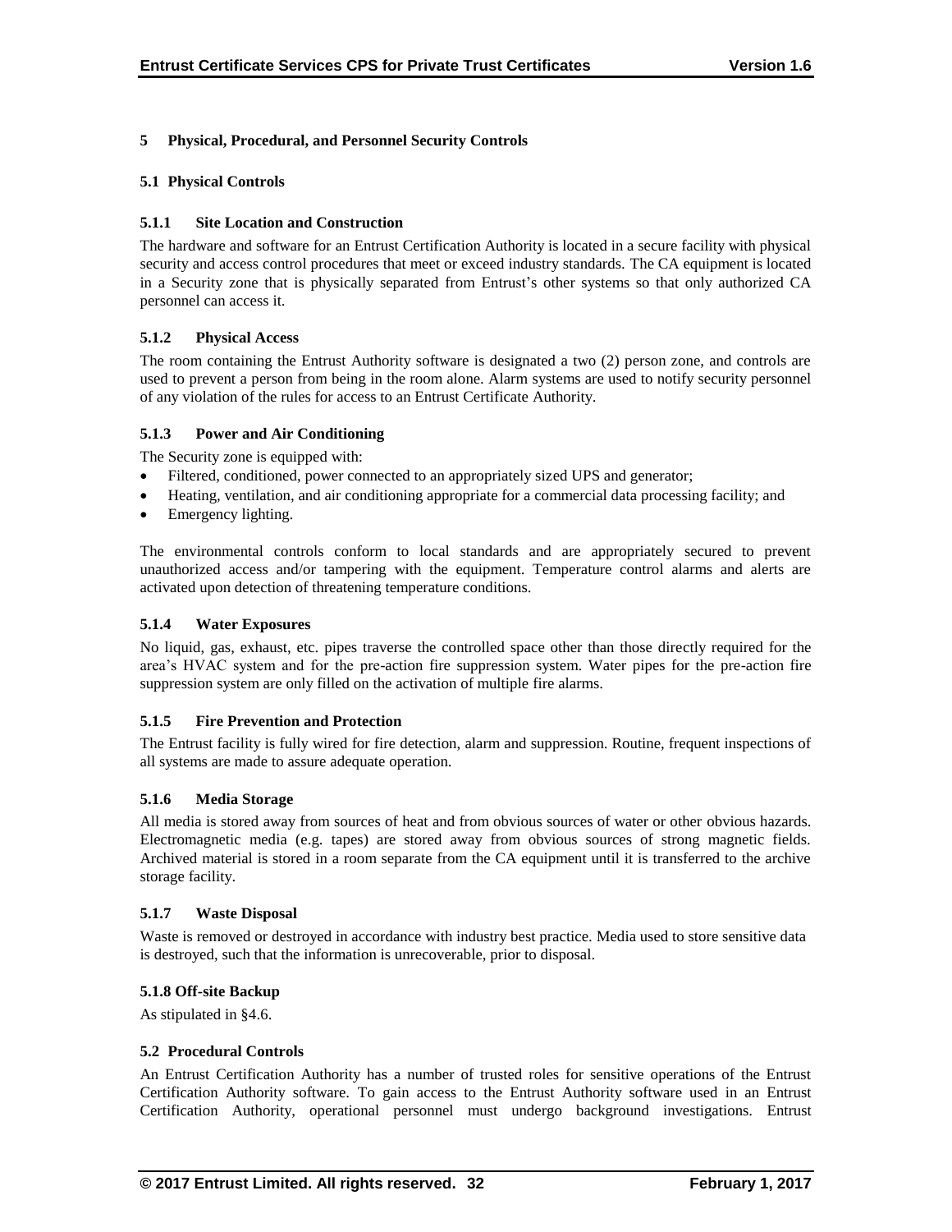## 5 Physical, Procedural, and Personnel Security Controls

### 5.1 Physical Controls

#### 5.1.1 Site Location and Construction

The hardware and software for an Entrust Certification Authority is located in a secure facility with physical security and access control procedures that meet or exceed industry standards. The CA equipment is located in a Security zone that is physically separated from Entrust's other systems so that only authorized CA personnel can access it.

#### 5.1.2 Physical Access

The room containing the Entrust Authority software is designated a two (2) person zone, and controls are used to prevent a person from being in the room alone. Alarm systems are used to notify security personnel of any violation of the rules for access to an Entrust Certificate Authority.

#### 5.1.3 Power and Air Conditioning

The Security zone is equipped with:

- Filtered, conditioned, power connected to an appropriately sized UPS and generator;
- Heating, ventilation, and air conditioning appropriate for a commercial data processing facility; and
- Emergency lighting.

The environmental controls conform to local standards and are appropriately secured to prevent unauthorized access and/or tampering with the equipment. Temperature control alarms and alerts are activated upon detection of threatening temperature conditions.

#### 5.1.4 Water Exposures

No liquid, gas, exhaust, etc. pipes traverse the controlled space other than those directly required for the area's HVAC system and for the pre-action fire suppression system. Water pipes for the pre-action fire suppression system are only filled on the activation of multiple fire alarms.

#### 5.1.5 Fire Prevention and Protection

The Entrust facility is fully wired for fire detection, alarm and suppression. Routine, frequent inspections of all systems are made to assure adequate operation.

#### 5.1.6 Media Storage

All media is stored away from sources of heat and from obvious sources of water or other obvious hazards. Electromagnetic media (e.g. tapes) are stored away from obvious sources of strong magnetic fields. Archived material is stored in a room separate from the CA equipment until it is transferred to the archive storage facility.

#### 5.1.7 Waste Disposal

Waste is removed or destroyed in accordance with industry best practice. Media used to store sensitive data is destroyed, such that the information is unrecoverable, prior to disposal.

#### 5.1.8 Off-site Backup

As stipulated in §4.6.

### 5.2 Procedural Controls

An Entrust Certification Authority has a number of trusted roles for sensitive operations of the Entrust Certification Authority software. To gain access to the Entrust Authority software used in an Entrust Certification Authority, operational personnel must undergo background investigations. Entrust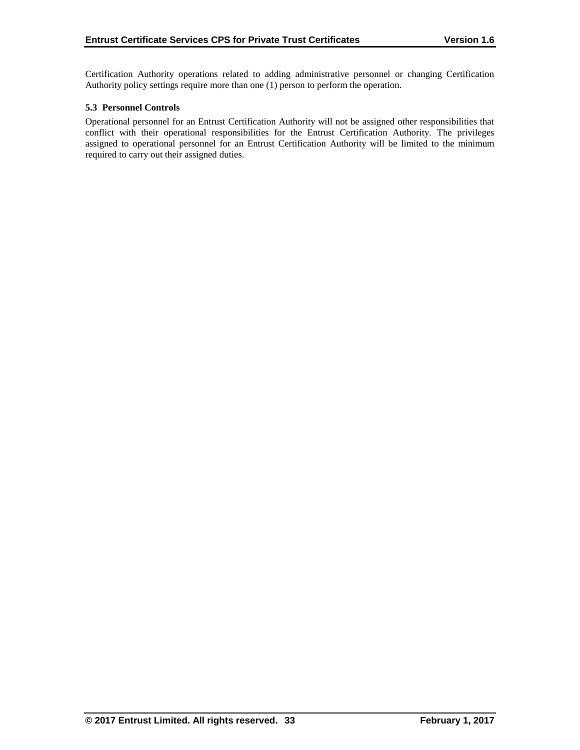Certification Authority operations related to adding administrative personnel or changing Certification Authority policy settings require more than one (1) person to perform the operation.

### 5.3 Personnel Controls

Operational personnel for an Entrust Certification Authority will not be assigned other responsibilities that conflict with their operational responsibilities for the Entrust Certification Authority. The privileges assigned to operational personnel for an Entrust Certification Authority will be limited to the minimum required to carry out their assigned duties.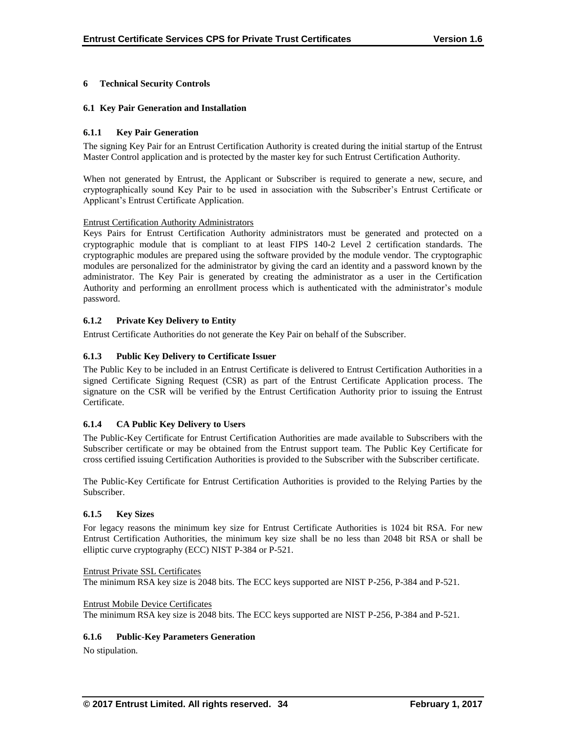# 6 Technical Security Controls

## 6.1 Key Pair Generation and Installation

### 6.1.1 Key Pair Generation

The signing Key Pair for an Entrust Certification Authority is created during the initial startup of the Entrust Master Control application and is protected by the master key for such Entrust Certification Authority.

When not generated by Entrust, the Applicant or Subscriber is required to generate a new, secure, and cryptographically sound Key Pair to be used in association with the Subscriber's Entrust Certificate or Applicant's Entrust Certificate Application.

<u>Entrust Certification Authority Administrators</u>

Keys Pairs for Entrust Certification Authority administrators must be generated and protected on a cryptographic module that is compliant to at least FIPS 140-2 Level 2 certification standards. The cryptographic modules are prepared using the software provided by the module vendor. The cryptographic modules are personalized for the administrator by giving the card an identity and a password known by the administrator. The Key Pair is generated by creating the administrator as a user in the Certification Authority and performing an enrollment process which is authenticated with the administrator's module password.

### 6.1.2 Private Key Delivery to Entity

Entrust Certificate Authorities do not generate the Key Pair on behalf of the Subscriber.

### 6.1.3 Public Key Delivery to Certificate Issuer

The Public Key to be included in an Entrust Certificate is delivered to Entrust Certification Authorities in a signed Certificate Signing Request (CSR) as part of the Entrust Certificate Application process. The signature on the CSR will be verified by the Entrust Certification Authority prior to issuing the Entrust Certificate.

### 6.1.4 CA Public Key Delivery to Users

The Public-Key Certificate for Entrust Certification Authorities are made available to Subscribers with the Subscriber certificate or may be obtained from the Entrust support team. The Public Key Certificate for cross certified issuing Certification Authorities is provided to the Subscriber with the Subscriber certificate.

The Public-Key Certificate for Entrust Certification Authorities is provided to the Relying Parties by the Subscriber.

### 6.1.5 Key Sizes

For legacy reasons the minimum key size for Entrust Certificate Authorities is 1024 bit RSA. For new Entrust Certification Authorities, the minimum key size shall be no less than 2048 bit RSA or shall be elliptic curve cryptography (ECC) NIST P-384 or P-521.

<u>Entrust Private SSL Certificates</u>

The minimum RSA key size is 2048 bits. The ECC keys supported are NIST P-256, P-384 and P-521.

<u>Entrust Mobile Device Certificates</u>

The minimum RSA key size is 2048 bits. The ECC keys supported are NIST P-256, P-384 and P-521.

### 6.1.6 Public-Key Parameters Generation

No stipulation.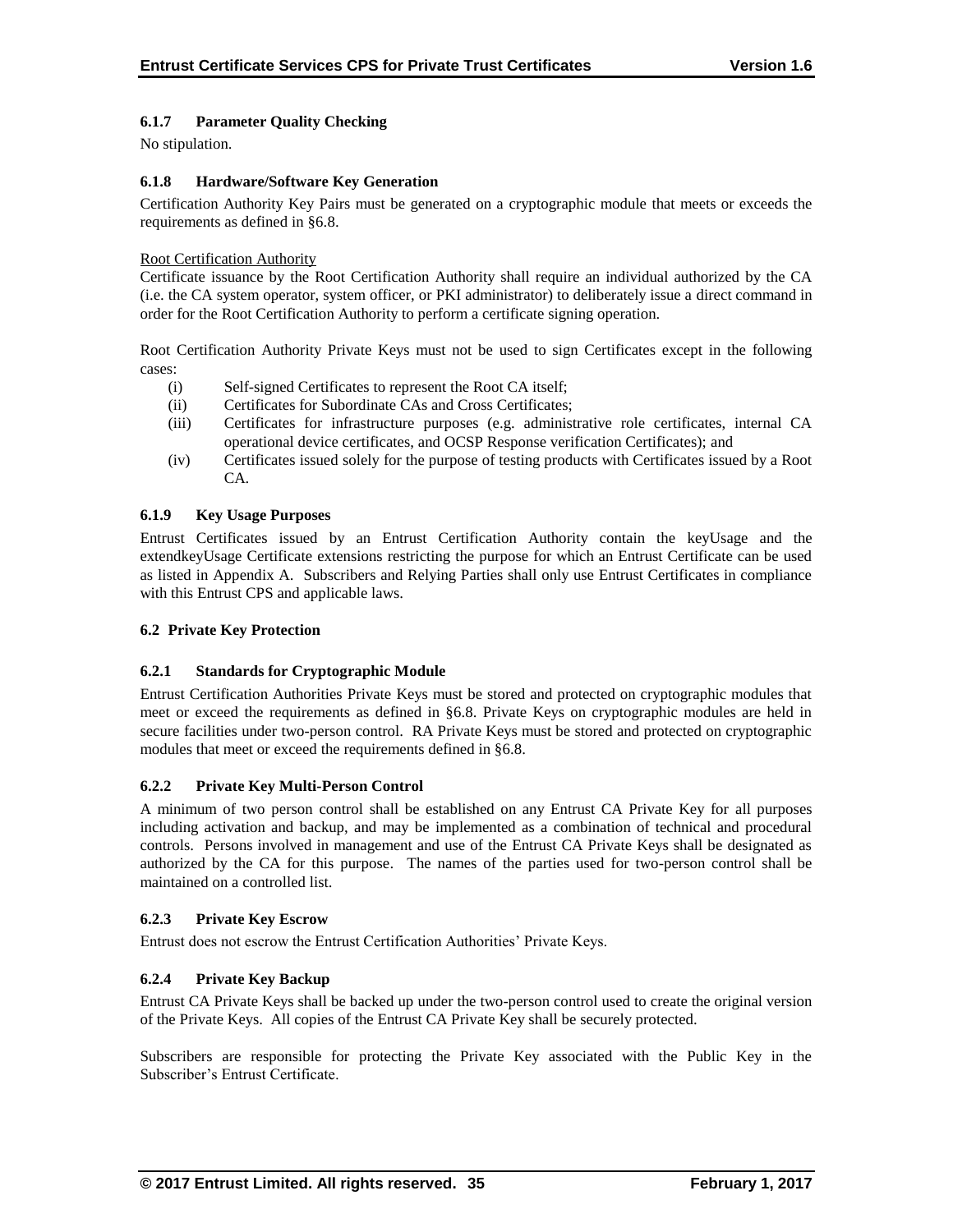### 6.1.7 Parameter Quality Checking

No stipulation.

### 6.1.8 Hardware/Software Key Generation

Certification Authority Key Pairs must be generated on a cryptographic module that meets or exceeds the requirements as defined in §6.8.

Root Certification Authority

Certificate issuance by the Root Certification Authority shall require an individual authorized by the CA (i.e. the CA system operator, system officer, or PKI administrator) to deliberately issue a direct command in order for the Root Certification Authority to perform a certificate signing operation.

Root Certification Authority Private Keys must not be used to sign Certificates except in the following cases:

(i) Self-signed Certificates to represent the Root CA itself;
(ii) Certificates for Subordinate CAs and Cross Certificates;
(iii) Certificates for infrastructure purposes (e.g. administrative role certificates, internal CA operational device certificates, and OCSP Response verification Certificates); and
(iv) Certificates issued solely for the purpose of testing products with Certificates issued by a Root CA.

### 6.1.9 Key Usage Purposes

Entrust Certificates issued by an Entrust Certification Authority contain the keyUsage and the extendkeyUsage Certificate extensions restricting the purpose for which an Entrust Certificate can be used as listed in Appendix A. Subscribers and Relying Parties shall only use Entrust Certificates in compliance with this Entrust CPS and applicable laws.

## 6.2 Private Key Protection

### 6.2.1 Standards for Cryptographic Module

Entrust Certification Authorities Private Keys must be stored and protected on cryptographic modules that meet or exceed the requirements as defined in §6.8. Private Keys on cryptographic modules are held in secure facilities under two-person control. RA Private Keys must be stored and protected on cryptographic modules that meet or exceed the requirements defined in §6.8.

### 6.2.2 Private Key Multi-Person Control

A minimum of two person control shall be established on any Entrust CA Private Key for all purposes including activation and backup, and may be implemented as a combination of technical and procedural controls. Persons involved in management and use of the Entrust CA Private Keys shall be designated as authorized by the CA for this purpose. The names of the parties used for two-person control shall be maintained on a controlled list.

### 6.2.3 Private Key Escrow

Entrust does not escrow the Entrust Certification Authorities' Private Keys.

### 6.2.4 Private Key Backup

Entrust CA Private Keys shall be backed up under the two-person control used to create the original version of the Private Keys. All copies of the Entrust CA Private Key shall be securely protected.

Subscribers are responsible for protecting the Private Key associated with the Public Key in the Subscriber's Entrust Certificate.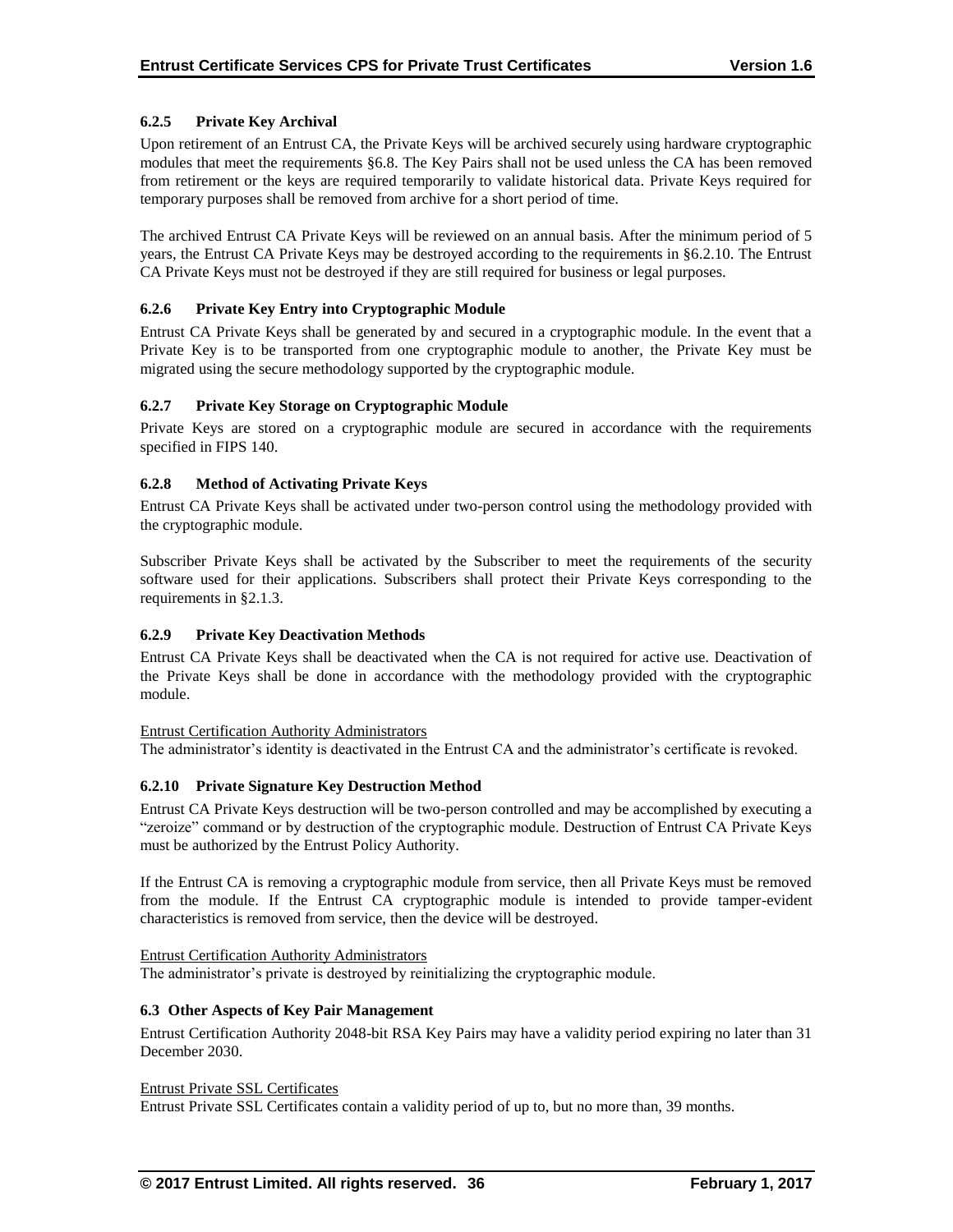#### 6.2.5 Private Key Archival

Upon retirement of an Entrust CA, the Private Keys will be archived securely using hardware cryptographic modules that meet the requirements §6.8. The Key Pairs shall not be used unless the CA has been removed from retirement or the keys are required temporarily to validate historical data. Private Keys required for temporary purposes shall be removed from archive for a short period of time.

The archived Entrust CA Private Keys will be reviewed on an annual basis. After the minimum period of 5 years, the Entrust CA Private Keys may be destroyed according to the requirements in §6.2.10. The Entrust CA Private Keys must not be destroyed if they are still required for business or legal purposes.

#### 6.2.6 Private Key Entry into Cryptographic Module

Entrust CA Private Keys shall be generated by and secured in a cryptographic module. In the event that a Private Key is to be transported from one cryptographic module to another, the Private Key must be migrated using the secure methodology supported by the cryptographic module.

#### 6.2.7 Private Key Storage on Cryptographic Module

Private Keys are stored on a cryptographic module are secured in accordance with the requirements specified in FIPS 140.

#### 6.2.8 Method of Activating Private Keys

Entrust CA Private Keys shall be activated under two-person control using the methodology provided with the cryptographic module.

Subscriber Private Keys shall be activated by the Subscriber to meet the requirements of the security software used for their applications. Subscribers shall protect their Private Keys corresponding to the requirements in §2.1.3.

#### 6.2.9 Private Key Deactivation Methods

Entrust CA Private Keys shall be deactivated when the CA is not required for active use. Deactivation of the Private Keys shall be done in accordance with the methodology provided with the cryptographic module.

Entrust Certification Authority Administrators

The administrator's identity is deactivated in the Entrust CA and the administrator's certificate is revoked.

#### 6.2.10 Private Signature Key Destruction Method

Entrust CA Private Keys destruction will be two-person controlled and may be accomplished by executing a "zeroize" command or by destruction of the cryptographic module. Destruction of Entrust CA Private Keys must be authorized by the Entrust Policy Authority.

If the Entrust CA is removing a cryptographic module from service, then all Private Keys must be removed from the module. If the Entrust CA cryptographic module is intended to provide tamper-evident characteristics is removed from service, then the device will be destroyed.

Entrust Certification Authority Administrators

The administrator's private is destroyed by reinitializing the cryptographic module.

### 6.3 Other Aspects of Key Pair Management

Entrust Certification Authority 2048-bit RSA Key Pairs may have a validity period expiring no later than 31 December 2030.

Entrust Private SSL Certificates

Entrust Private SSL Certificates contain a validity period of up to, but no more than, 39 months.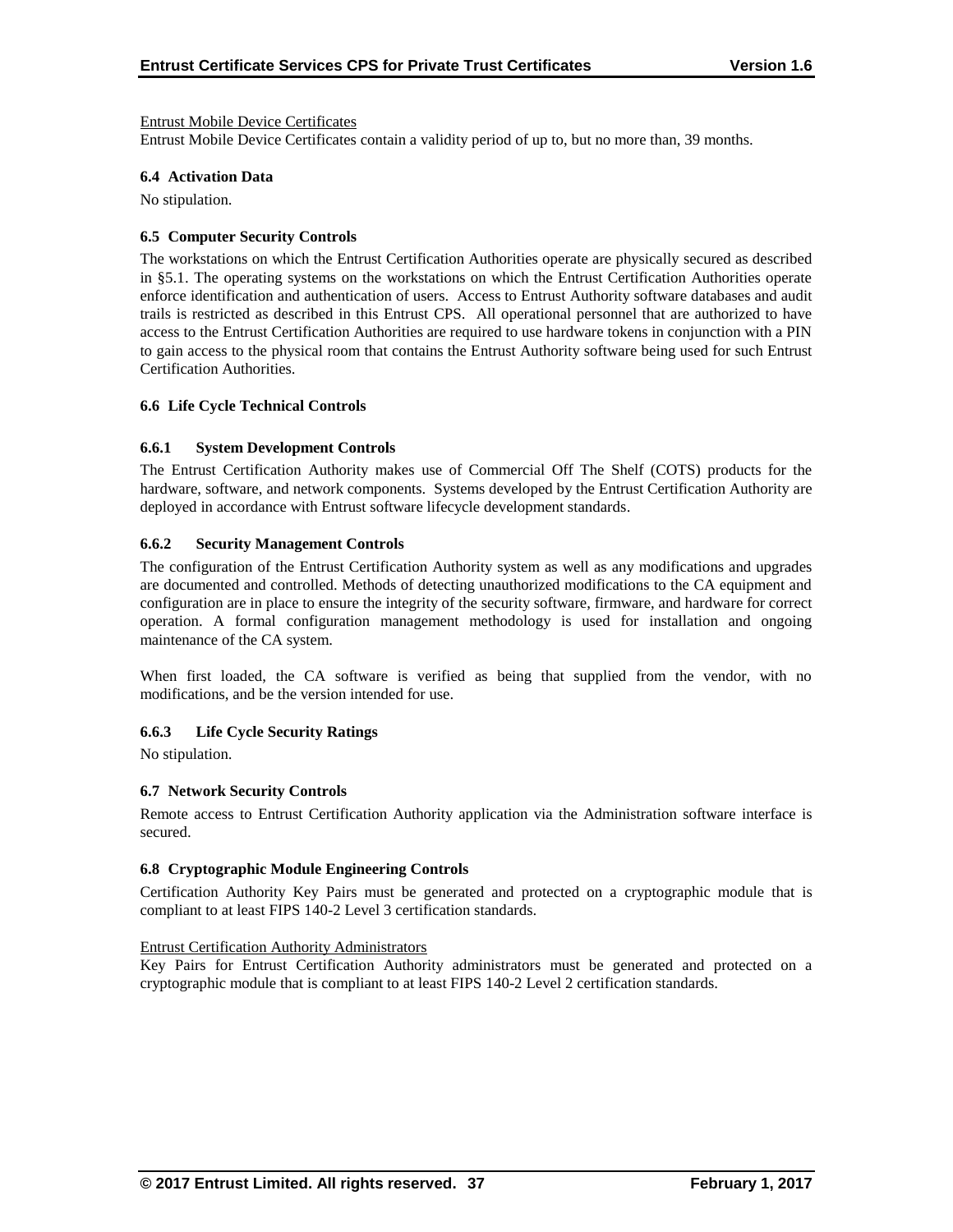Entrust Mobile Device Certificates

Entrust Mobile Device Certificates contain a validity period of up to, but no more than, 39 months.

### 6.4 Activation Data

No stipulation.

### 6.5 Computer Security Controls

The workstations on which the Entrust Certification Authorities operate are physically secured as described in §5.1. The operating systems on the workstations on which the Entrust Certification Authorities operate enforce identification and authentication of users. Access to Entrust Authority software databases and audit trails is restricted as described in this Entrust CPS. All operational personnel that are authorized to have access to the Entrust Certification Authorities are required to use hardware tokens in conjunction with a PIN to gain access to the physical room that contains the Entrust Authority software being used for such Entrust Certification Authorities.

### 6.6 Life Cycle Technical Controls

#### 6.6.1 System Development Controls

The Entrust Certification Authority makes use of Commercial Off The Shelf (COTS) products for the hardware, software, and network components. Systems developed by the Entrust Certification Authority are deployed in accordance with Entrust software lifecycle development standards.

#### 6.6.2 Security Management Controls

The configuration of the Entrust Certification Authority system as well as any modifications and upgrades are documented and controlled. Methods of detecting unauthorized modifications to the CA equipment and configuration are in place to ensure the integrity of the security software, firmware, and hardware for correct operation. A formal configuration management methodology is used for installation and ongoing maintenance of the CA system.

When first loaded, the CA software is verified as being that supplied from the vendor, with no modifications, and be the version intended for use.

#### 6.6.3 Life Cycle Security Ratings

No stipulation.

### 6.7 Network Security Controls

Remote access to Entrust Certification Authority application via the Administration software interface is secured.

### 6.8 Cryptographic Module Engineering Controls

Certification Authority Key Pairs must be generated and protected on a cryptographic module that is compliant to at least FIPS 140-2 Level 3 certification standards.

Entrust Certification Authority Administrators

Key Pairs for Entrust Certification Authority administrators must be generated and protected on a cryptographic module that is compliant to at least FIPS 140-2 Level 2 certification standards.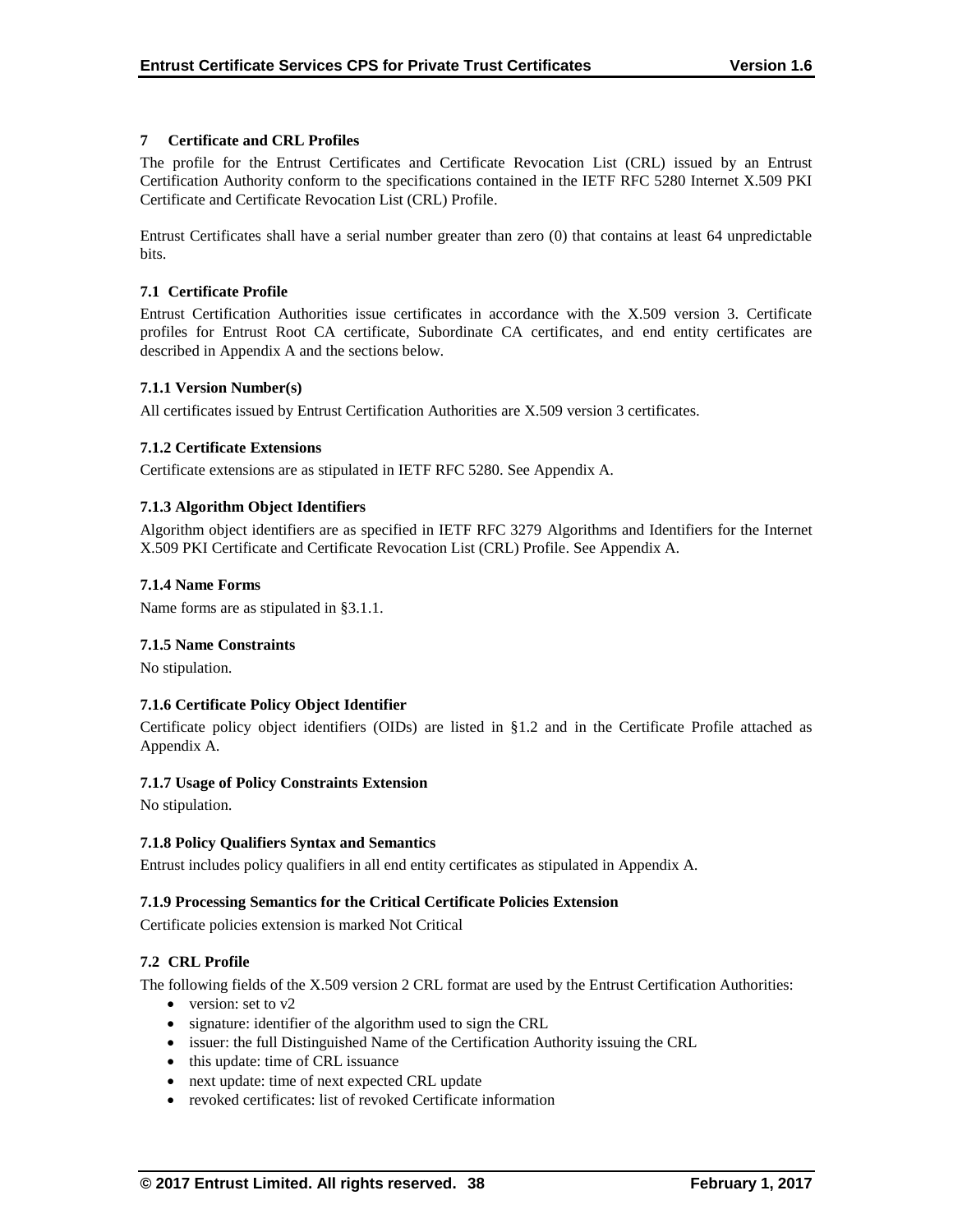## 7 Certificate and CRL Profiles

The profile for the Entrust Certificates and Certificate Revocation List (CRL) issued by an Entrust Certification Authority conform to the specifications contained in the IETF RFC 5280 Internet X.509 PKI Certificate and Certificate Revocation List (CRL) Profile.

Entrust Certificates shall have a serial number greater than zero (0) that contains at least 64 unpredictable bits.

### 7.1 Certificate Profile

Entrust Certification Authorities issue certificates in accordance with the X.509 version 3. Certificate profiles for Entrust Root CA certificate, Subordinate CA certificates, and end entity certificates are described in Appendix A and the sections below.

#### 7.1.1 Version Number(s)

All certificates issued by Entrust Certification Authorities are X.509 version 3 certificates.

#### 7.1.2 Certificate Extensions

Certificate extensions are as stipulated in IETF RFC 5280. See Appendix A.

#### 7.1.3 Algorithm Object Identifiers

Algorithm object identifiers are as specified in IETF RFC 3279 Algorithms and Identifiers for the Internet X.509 PKI Certificate and Certificate Revocation List (CRL) Profile. See Appendix A.

#### 7.1.4 Name Forms

Name forms are as stipulated in §3.1.1.

#### 7.1.5 Name Constraints

No stipulation.

#### 7.1.6 Certificate Policy Object Identifier

Certificate policy object identifiers (OIDs) are listed in §1.2 and in the Certificate Profile attached as Appendix A.

#### 7.1.7 Usage of Policy Constraints Extension

No stipulation.

#### 7.1.8 Policy Qualifiers Syntax and Semantics

Entrust includes policy qualifiers in all end entity certificates as stipulated in Appendix A.

#### 7.1.9 Processing Semantics for the Critical Certificate Policies Extension

Certificate policies extension is marked Not Critical

### 7.2 CRL Profile

The following fields of the X.509 version 2 CRL format are used by the Entrust Certification Authorities:

- version: set to v2
- signature: identifier of the algorithm used to sign the CRL
- issuer: the full Distinguished Name of the Certification Authority issuing the CRL
- this update: time of CRL issuance
- next update: time of next expected CRL update
- revoked certificates: list of revoked Certificate information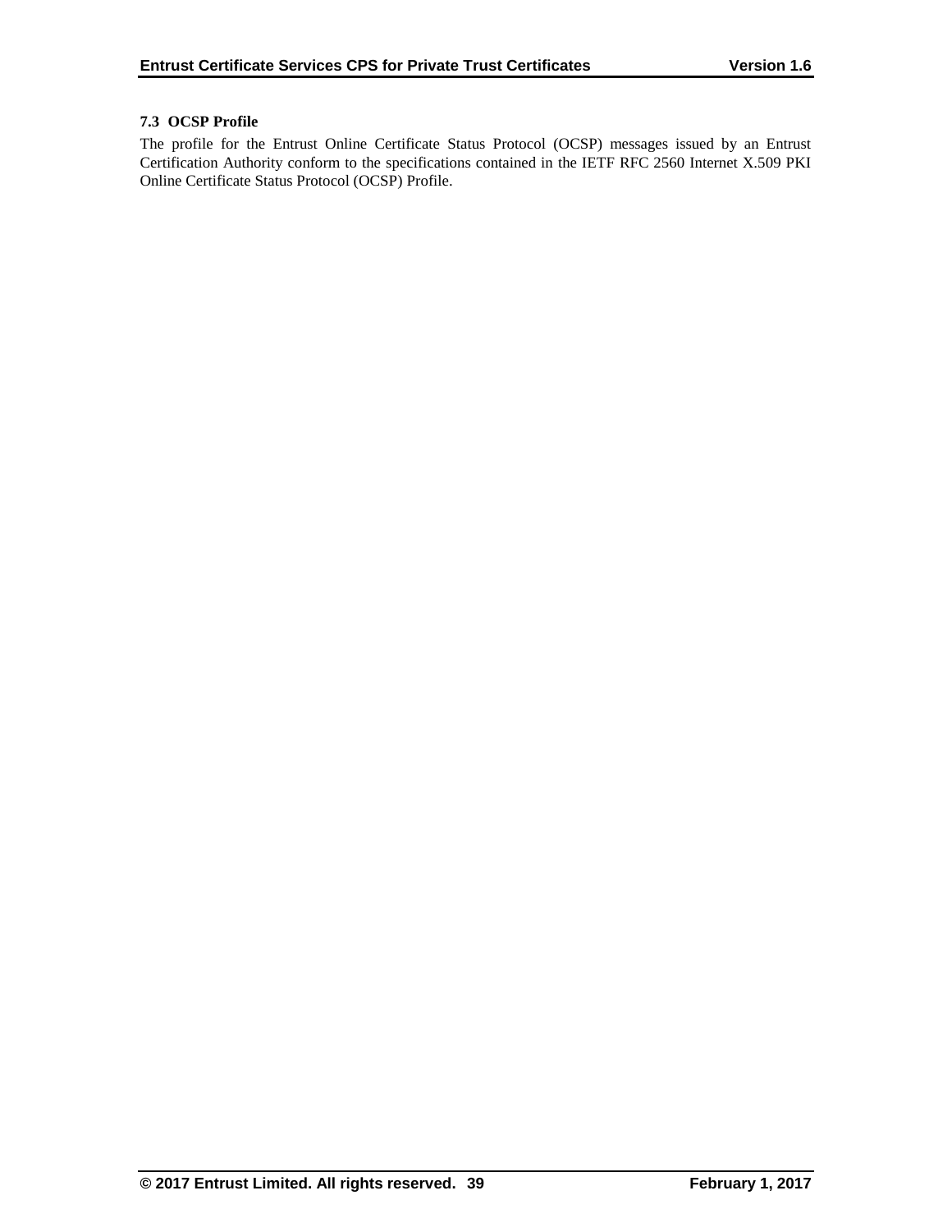### 7.3 OCSP Profile

The profile for the Entrust Online Certificate Status Protocol (OCSP) messages issued by an Entrust Certification Authority conform to the specifications contained in the IETF RFC 2560 Internet X.509 PKI Online Certificate Status Protocol (OCSP) Profile.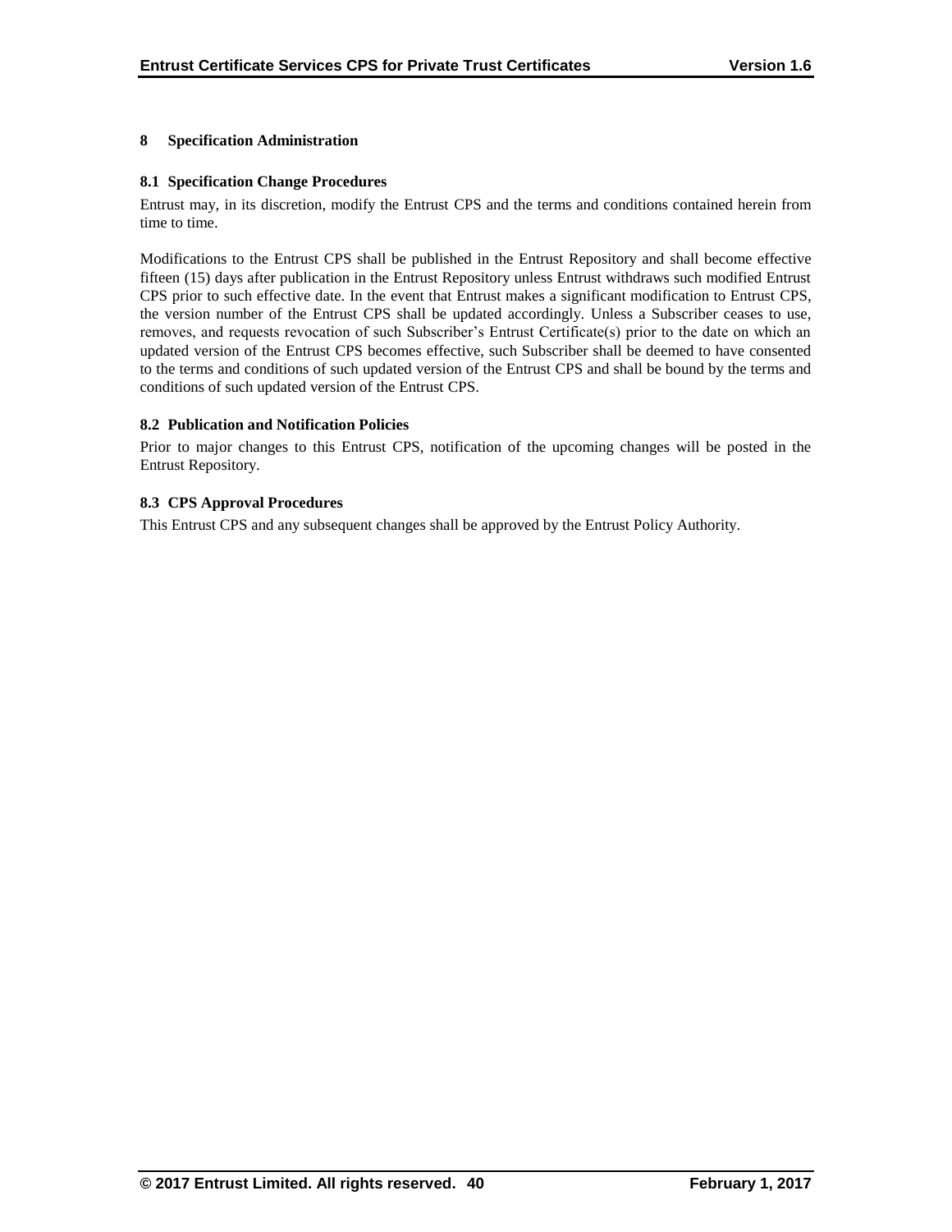# 8 Specification Administration

## 8.1 Specification Change Procedures

Entrust may, in its discretion, modify the Entrust CPS and the terms and conditions contained herein from time to time.

Modifications to the Entrust CPS shall be published in the Entrust Repository and shall become effective fifteen (15) days after publication in the Entrust Repository unless Entrust withdraws such modified Entrust CPS prior to such effective date. In the event that Entrust makes a significant modification to Entrust CPS, the version number of the Entrust CPS shall be updated accordingly. Unless a Subscriber ceases to use, removes, and requests revocation of such Subscriber's Entrust Certificate(s) prior to the date on which an updated version of the Entrust CPS becomes effective, such Subscriber shall be deemed to have consented to the terms and conditions of such updated version of the Entrust CPS and shall be bound by the terms and conditions of such updated version of the Entrust CPS.

## 8.2 Publication and Notification Policies

Prior to major changes to this Entrust CPS, notification of the upcoming changes will be posted in the Entrust Repository.

## 8.3 CPS Approval Procedures

This Entrust CPS and any subsequent changes shall be approved by the Entrust Policy Authority.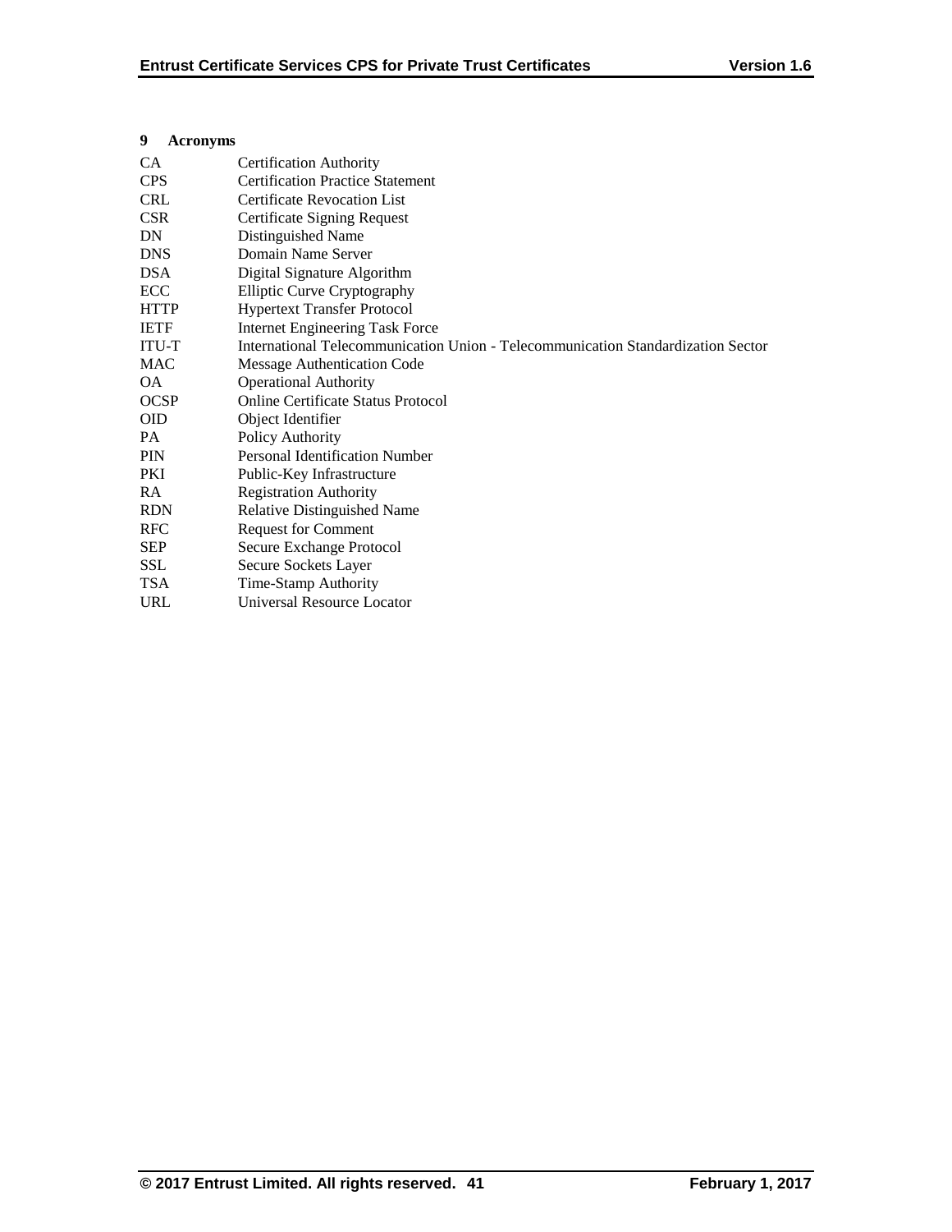# 9 Acronyms

| | |
|---|---|
| CA | Certification Authority |
| CPS | Certification Practice Statement |
| CRL | Certificate Revocation List |
| CSR | Certificate Signing Request |
| DN | Distinguished Name |
| DNS | Domain Name Server |
| DSA | Digital Signature Algorithm |
| ECC | Elliptic Curve Cryptography |
| HTTP | Hypertext Transfer Protocol |
| IETF | Internet Engineering Task Force |
| ITU-T | International Telecommunication Union - Telecommunication Standardization Sector |
| MAC | Message Authentication Code |
| OA | Operational Authority |
| OCSP | Online Certificate Status Protocol |
| OID | Object Identifier |
| PA | Policy Authority |
| PIN | Personal Identification Number |
| PKI | Public-Key Infrastructure |
| RA | Registration Authority |
| RDN | Relative Distinguished Name |
| RFC | Request for Comment |
| SEP | Secure Exchange Protocol |
| SSL | Secure Sockets Layer |
| TSA | Time-Stamp Authority |
| URL | Universal Resource Locator |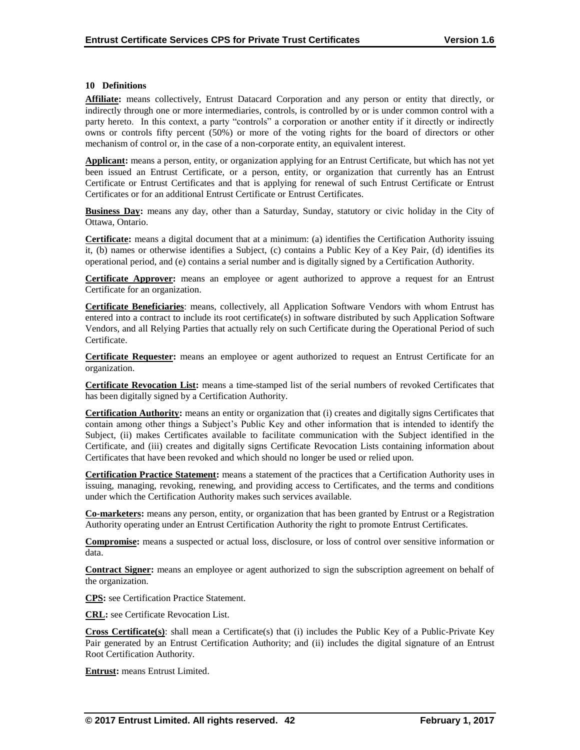## 10 Definitions

**Affiliate:** means collectively, Entrust Datacard Corporation and any person or entity that directly, or indirectly through one or more intermediaries, controls, is controlled by or is under common control with a party hereto. In this context, a party "controls" a corporation or another entity if it directly or indirectly owns or controls fifty percent (50%) or more of the voting rights for the board of directors or other mechanism of control or, in the case of a non-corporate entity, an equivalent interest.

**Applicant:** means a person, entity, or organization applying for an Entrust Certificate, but which has not yet been issued an Entrust Certificate, or a person, entity, or organization that currently has an Entrust Certificate or Entrust Certificates and that is applying for renewal of such Entrust Certificate or Entrust Certificates or for an additional Entrust Certificate or Entrust Certificates.

**Business Day:** means any day, other than a Saturday, Sunday, statutory or civic holiday in the City of Ottawa, Ontario.

**Certificate:** means a digital document that at a minimum: (a) identifies the Certification Authority issuing it, (b) names or otherwise identifies a Subject, (c) contains a Public Key of a Key Pair, (d) identifies its operational period, and (e) contains a serial number and is digitally signed by a Certification Authority.

**Certificate Approver:** means an employee or agent authorized to approve a request for an Entrust Certificate for an organization.

**Certificate Beneficiaries**: means, collectively, all Application Software Vendors with whom Entrust has entered into a contract to include its root certificate(s) in software distributed by such Application Software Vendors, and all Relying Parties that actually rely on such Certificate during the Operational Period of such Certificate.

**Certificate Requester:** means an employee or agent authorized to request an Entrust Certificate for an organization.

**Certificate Revocation List:** means a time-stamped list of the serial numbers of revoked Certificates that has been digitally signed by a Certification Authority.

**Certification Authority:** means an entity or organization that (i) creates and digitally signs Certificates that contain among other things a Subject's Public Key and other information that is intended to identify the Subject, (ii) makes Certificates available to facilitate communication with the Subject identified in the Certificate, and (iii) creates and digitally signs Certificate Revocation Lists containing information about Certificates that have been revoked and which should no longer be used or relied upon.

**Certification Practice Statement:** means a statement of the practices that a Certification Authority uses in issuing, managing, revoking, renewing, and providing access to Certificates, and the terms and conditions under which the Certification Authority makes such services available.

**Co-marketers:** means any person, entity, or organization that has been granted by Entrust or a Registration Authority operating under an Entrust Certification Authority the right to promote Entrust Certificates.

**Compromise:** means a suspected or actual loss, disclosure, or loss of control over sensitive information or data.

**Contract Signer:** means an employee or agent authorized to sign the subscription agreement on behalf of the organization.

**CPS:** see Certification Practice Statement.

**CRL:** see Certificate Revocation List.

**Cross Certificate(s)**: shall mean a Certificate(s) that (i) includes the Public Key of a Public-Private Key Pair generated by an Entrust Certification Authority; and (ii) includes the digital signature of an Entrust Root Certification Authority.

**Entrust:** means Entrust Limited.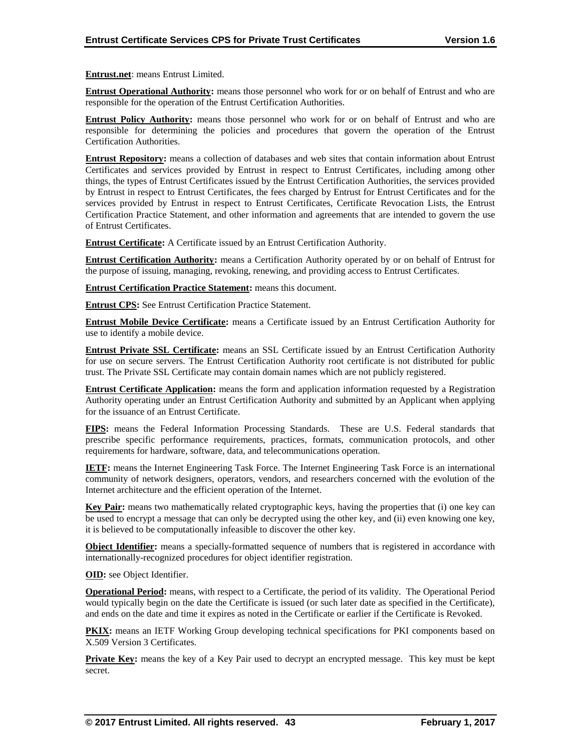**Entrust.net**: means Entrust Limited.

**Entrust Operational Authority:** means those personnel who work for or on behalf of Entrust and who are responsible for the operation of the Entrust Certification Authorities.

**Entrust Policy Authority:** means those personnel who work for or on behalf of Entrust and who are responsible for determining the policies and procedures that govern the operation of the Entrust Certification Authorities.

**Entrust Repository:** means a collection of databases and web sites that contain information about Entrust Certificates and services provided by Entrust in respect to Entrust Certificates, including among other things, the types of Entrust Certificates issued by the Entrust Certification Authorities, the services provided by Entrust in respect to Entrust Certificates, the fees charged by Entrust for Entrust Certificates and for the services provided by Entrust in respect to Entrust Certificates, Certificate Revocation Lists, the Entrust Certification Practice Statement, and other information and agreements that are intended to govern the use of Entrust Certificates.

**Entrust Certificate:** A Certificate issued by an Entrust Certification Authority.

**Entrust Certification Authority:** means a Certification Authority operated by or on behalf of Entrust for the purpose of issuing, managing, revoking, renewing, and providing access to Entrust Certificates.

**Entrust Certification Practice Statement:** means this document.

**Entrust CPS:** See Entrust Certification Practice Statement.

**Entrust Mobile Device Certificate:** means a Certificate issued by an Entrust Certification Authority for use to identify a mobile device.

**Entrust Private SSL Certificate:** means an SSL Certificate issued by an Entrust Certification Authority for use on secure servers. The Entrust Certification Authority root certificate is not distributed for public trust. The Private SSL Certificate may contain domain names which are not publicly registered.

**Entrust Certificate Application:** means the form and application information requested by a Registration Authority operating under an Entrust Certification Authority and submitted by an Applicant when applying for the issuance of an Entrust Certificate.

**FIPS:** means the Federal Information Processing Standards. These are U.S. Federal standards that prescribe specific performance requirements, practices, formats, communication protocols, and other requirements for hardware, software, data, and telecommunications operation.

**IETF:** means the Internet Engineering Task Force. The Internet Engineering Task Force is an international community of network designers, operators, vendors, and researchers concerned with the evolution of the Internet architecture and the efficient operation of the Internet.

**Key Pair:** means two mathematically related cryptographic keys, having the properties that (i) one key can be used to encrypt a message that can only be decrypted using the other key, and (ii) even knowing one key, it is believed to be computationally infeasible to discover the other key.

**Object Identifier:** means a specially-formatted sequence of numbers that is registered in accordance with internationally-recognized procedures for object identifier registration.

**OID:** see Object Identifier.

**Operational Period:** means, with respect to a Certificate, the period of its validity. The Operational Period would typically begin on the date the Certificate is issued (or such later date as specified in the Certificate), and ends on the date and time it expires as noted in the Certificate or earlier if the Certificate is Revoked.

**PKIX:** means an IETF Working Group developing technical specifications for PKI components based on X.509 Version 3 Certificates.

**Private Key:** means the key of a Key Pair used to decrypt an encrypted message. This key must be kept secret.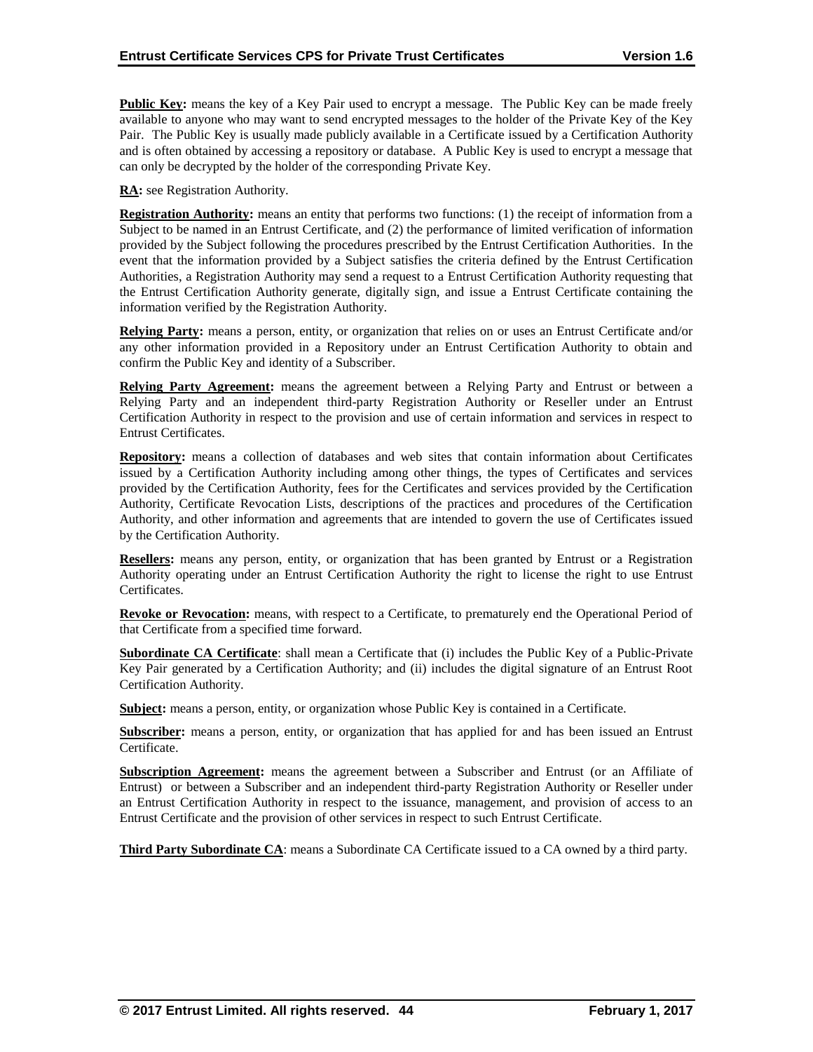**Public Key:** means the key of a Key Pair used to encrypt a message. The Public Key can be made freely available to anyone who may want to send encrypted messages to the holder of the Private Key of the Key Pair. The Public Key is usually made publicly available in a Certificate issued by a Certification Authority and is often obtained by accessing a repository or database. A Public Key is used to encrypt a message that can only be decrypted by the holder of the corresponding Private Key.

**RA:** see Registration Authority.

**Registration Authority:** means an entity that performs two functions: (1) the receipt of information from a Subject to be named in an Entrust Certificate, and (2) the performance of limited verification of information provided by the Subject following the procedures prescribed by the Entrust Certification Authorities. In the event that the information provided by a Subject satisfies the criteria defined by the Entrust Certification Authorities, a Registration Authority may send a request to a Entrust Certification Authority requesting that the Entrust Certification Authority generate, digitally sign, and issue a Entrust Certificate containing the information verified by the Registration Authority.

**Relying Party:** means a person, entity, or organization that relies on or uses an Entrust Certificate and/or any other information provided in a Repository under an Entrust Certification Authority to obtain and confirm the Public Key and identity of a Subscriber.

**Relying Party Agreement:** means the agreement between a Relying Party and Entrust or between a Relying Party and an independent third-party Registration Authority or Reseller under an Entrust Certification Authority in respect to the provision and use of certain information and services in respect to Entrust Certificates.

**Repository:** means a collection of databases and web sites that contain information about Certificates issued by a Certification Authority including among other things, the types of Certificates and services provided by the Certification Authority, fees for the Certificates and services provided by the Certification Authority, Certificate Revocation Lists, descriptions of the practices and procedures of the Certification Authority, and other information and agreements that are intended to govern the use of Certificates issued by the Certification Authority.

**Resellers:** means any person, entity, or organization that has been granted by Entrust or a Registration Authority operating under an Entrust Certification Authority the right to license the right to use Entrust Certificates.

**Revoke or Revocation:** means, with respect to a Certificate, to prematurely end the Operational Period of that Certificate from a specified time forward.

**Subordinate CA Certificate**: shall mean a Certificate that (i) includes the Public Key of a Public-Private Key Pair generated by a Certification Authority; and (ii) includes the digital signature of an Entrust Root Certification Authority.

**Subject:** means a person, entity, or organization whose Public Key is contained in a Certificate.

**Subscriber:** means a person, entity, or organization that has applied for and has been issued an Entrust Certificate.

**Subscription Agreement:** means the agreement between a Subscriber and Entrust (or an Affiliate of Entrust) or between a Subscriber and an independent third-party Registration Authority or Reseller under an Entrust Certification Authority in respect to the issuance, management, and provision of access to an Entrust Certificate and the provision of other services in respect to such Entrust Certificate.

**Third Party Subordinate CA**: means a Subordinate CA Certificate issued to a CA owned by a third party.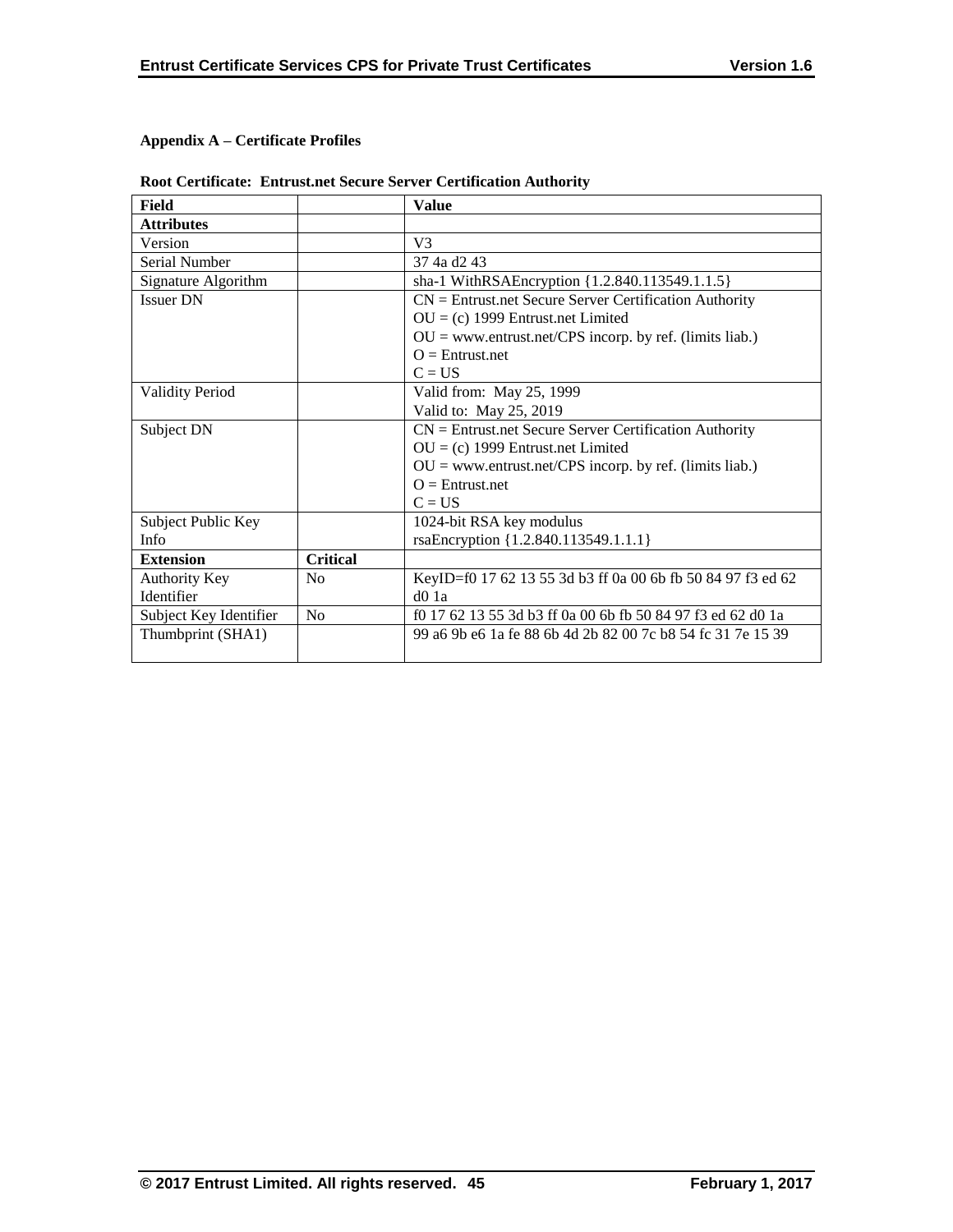**Appendix A – Certificate Profiles**

**Root Certificate: Entrust.net Secure Server Certification Authority**

| Field | | Value |
|---|---|---|
| **Attributes** | | |
| Version | | V3 |
| Serial Number | | 37 4a d2 43 |
| Signature Algorithm | | sha-1 WithRSAEncryption {1.2.840.113549.1.1.5} |
| Issuer DN | | CN = Entrust.net Secure Server Certification Authority<br>OU = (c) 1999 Entrust.net Limited<br>OU = www.entrust.net/CPS incorp. by ref. (limits liab.)<br>O = Entrust.net<br>C = US |
| Validity Period | | Valid from: May 25, 1999<br>Valid to: May 25, 2019 |
| Subject DN | | CN = Entrust.net Secure Server Certification Authority<br>OU = (c) 1999 Entrust.net Limited<br>OU = www.entrust.net/CPS incorp. by ref. (limits liab.)<br>O = Entrust.net<br>C = US |
| Subject Public Key Info | | 1024-bit RSA key modulus<br>rsaEncryption {1.2.840.113549.1.1.1} |
| **Extension** | **Critical** | |
| Authority Key Identifier | No | KeyID=f0 17 62 13 55 3d b3 ff 0a 00 6b fb 50 84 97 f3 ed 62 d0 1a |
| Subject Key Identifier | No | f0 17 62 13 55 3d b3 ff 0a 00 6b fb 50 84 97 f3 ed 62 d0 1a |
| Thumbprint (SHA1) | | 99 a6 9b e6 1a fe 88 6b 4d 2b 82 00 7c b8 54 fc 31 7e 15 39 |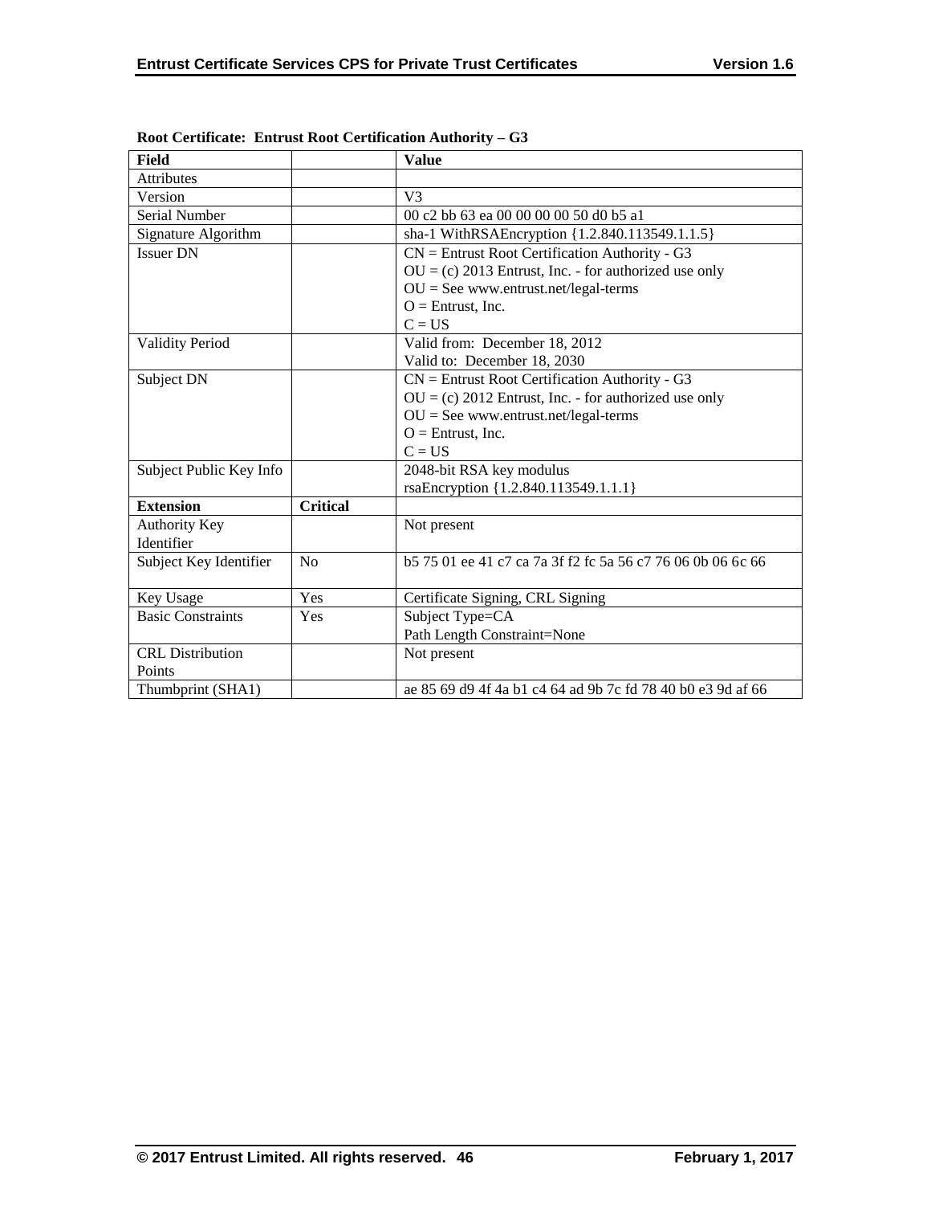**Root Certificate: Entrust Root Certification Authority – G3**

| Field | | Value |
|---|---|---|
| Attributes | | |
| Version | | V3 |
| Serial Number | | 00 c2 bb 63 ea 00 00 00 00 50 d0 b5 a1 |
| Signature Algorithm | | sha-1 WithRSAEncryption {1.2.840.113549.1.1.5} |
| Issuer DN | | CN = Entrust Root Certification Authority - G3<br>OU = (c) 2013 Entrust, Inc. - for authorized use only<br>OU = See www.entrust.net/legal-terms<br>O = Entrust, Inc.<br>C = US |
| Validity Period | | Valid from: December 18, 2012<br>Valid to: December 18, 2030 |
| Subject DN | | CN = Entrust Root Certification Authority - G3<br>OU = (c) 2012 Entrust, Inc. - for authorized use only<br>OU = See www.entrust.net/legal-terms<br>O = Entrust, Inc.<br>C = US |
| Subject Public Key Info | | 2048-bit RSA key modulus<br>rsaEncryption {1.2.840.113549.1.1.1} |
| **Extension** | **Critical** | |
| Authority Key Identifier | | Not present |
| Subject Key Identifier | No | b5 75 01 ee 41 c7 ca 7a 3f f2 fc 5a 56 c7 76 06 0b 06 6c 66 |
| Key Usage | Yes | Certificate Signing, CRL Signing |
| Basic Constraints | Yes | Subject Type=CA<br>Path Length Constraint=None |
| CRL Distribution Points | | Not present |
| Thumbprint (SHA1) | | ae 85 69 d9 4f 4a b1 c4 64 ad 9b 7c fd 78 40 b0 e3 9d af 66 |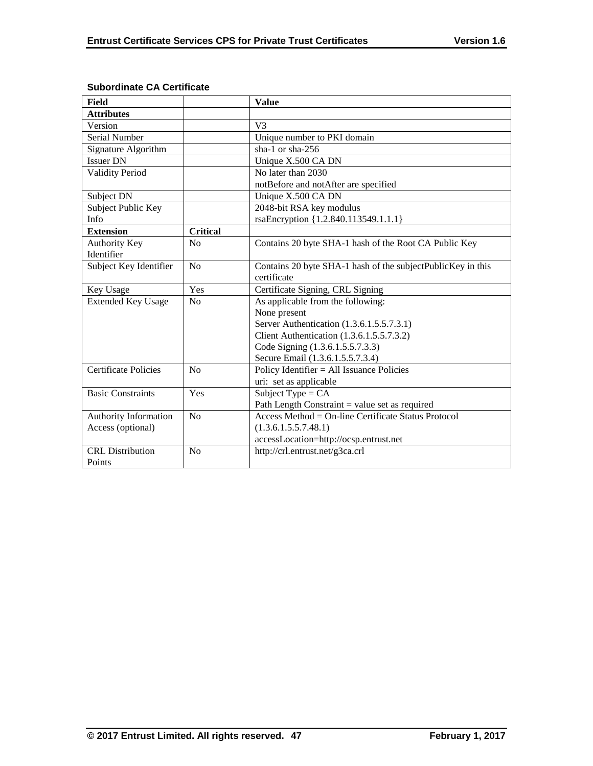**Subordinate CA Certificate**

| Field | | Value |
|---|---|---|
| **Attributes** | | |
| Version | | V3 |
| Serial Number | | Unique number to PKI domain |
| Signature Algorithm | | sha-1 or sha-256 |
| Issuer DN | | Unique X.500 CA DN |
| Validity Period | | No later than 2030<br>notBefore and notAfter are specified |
| Subject DN | | Unique X.500 CA DN |
| Subject Public Key Info | | 2048-bit RSA key modulus<br>rsaEncryption {1.2.840.113549.1.1.1} |
| **Extension** | **Critical** | |
| Authority Key Identifier | No | Contains 20 byte SHA-1 hash of the Root CA Public Key |
| Subject Key Identifier | No | Contains 20 byte SHA-1 hash of the subjectPublicKey in this certificate |
| Key Usage | Yes | Certificate Signing, CRL Signing |
| Extended Key Usage | No | As applicable from the following:<br>None present<br>Server Authentication (1.3.6.1.5.5.7.3.1)<br>Client Authentication (1.3.6.1.5.5.7.3.2)<br>Code Signing (1.3.6.1.5.5.7.3.3)<br>Secure Email (1.3.6.1.5.5.7.3.4) |
| Certificate Policies | No | Policy Identifier = All Issuance Policies<br>uri: set as applicable |
| Basic Constraints | Yes | Subject Type = CA<br>Path Length Constraint = value set as required |
| Authority Information Access (optional) | No | Access Method = On-line Certificate Status Protocol (1.3.6.1.5.5.7.48.1)<br>accessLocation=http://ocsp.entrust.net |
| CRL Distribution Points | No | http://crl.entrust.net/g3ca.crl |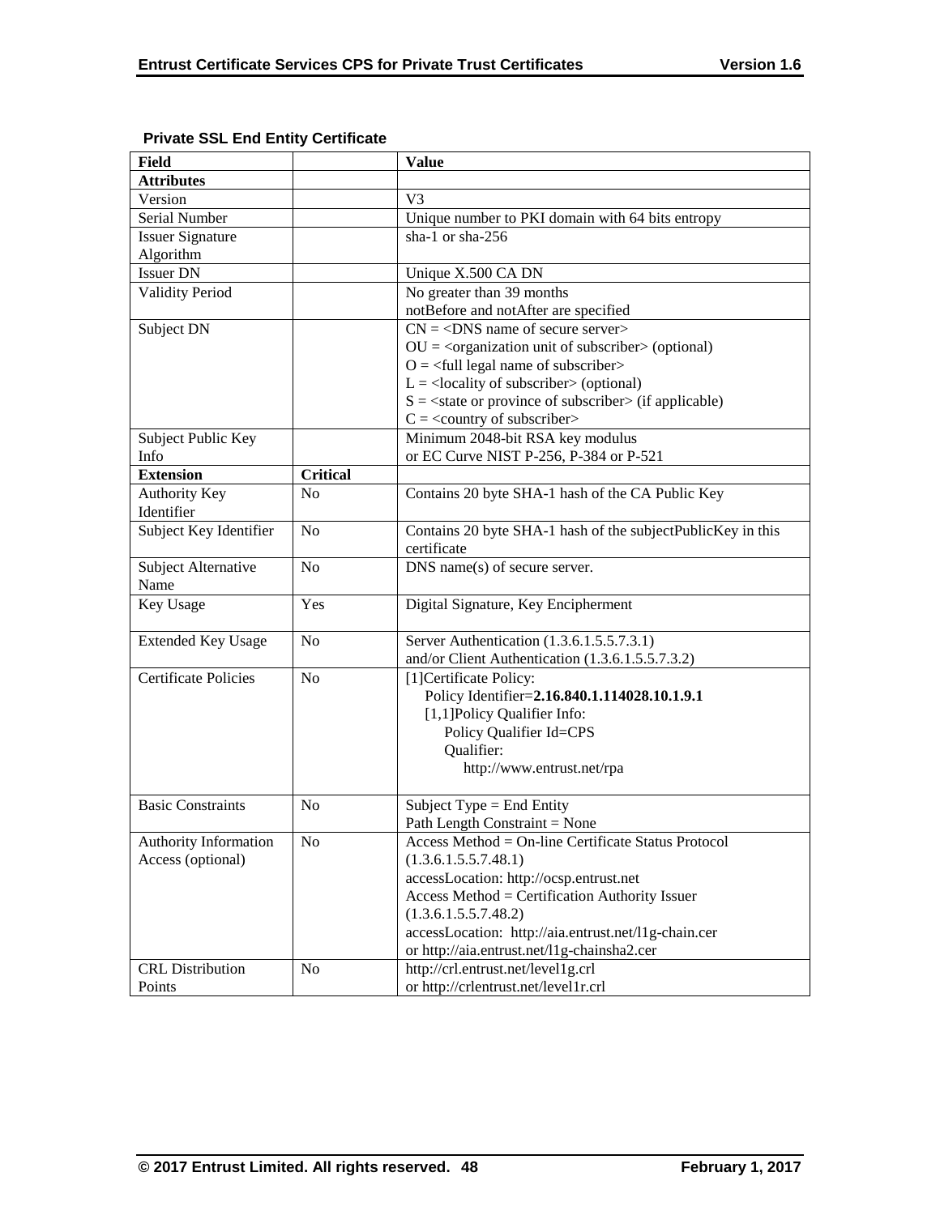**Private SSL End Entity Certificate**

| Field | | Value |
|---|---|---|
| **Attributes** | | |
| Version | | V3 |
| Serial Number | | Unique number to PKI domain with 64 bits entropy |
| Issuer Signature Algorithm | | sha-1 or sha-256 |
| Issuer DN | | Unique X.500 CA DN |
| Validity Period | | No greater than 39 months<br>notBefore and notAfter are specified |
| Subject DN | | CN = <DNS name of secure server><br>OU = <organization unit of subscriber> (optional)<br>O = <full legal name of subscriber><br>L = <locality of subscriber> (optional)<br>S = <state or province of subscriber> (if applicable)<br>C = <country of subscriber> |
| Subject Public Key Info | | Minimum 2048-bit RSA key modulus<br>or EC Curve NIST P-256, P-384 or P-521 |
| **Extension** | **Critical** | |
| Authority Key Identifier | No | Contains 20 byte SHA-1 hash of the CA Public Key |
| Subject Key Identifier | No | Contains 20 byte SHA-1 hash of the subjectPublicKey in this certificate |
| Subject Alternative Name | No | DNS name(s) of secure server. |
| Key Usage | Yes | Digital Signature, Key Encipherment |
| Extended Key Usage | No | Server Authentication (1.3.6.1.5.5.7.3.1)<br>and/or Client Authentication (1.3.6.1.5.5.7.3.2) |
| Certificate Policies | No | [1]Certificate Policy:<br>Policy Identifier=**2.16.840.1.114028.10.1.9.1**<br>[1,1]Policy Qualifier Info:<br>Policy Qualifier Id=CPS<br>Qualifier:<br>http://www.entrust.net/rpa |
| Basic Constraints | No | Subject Type = End Entity<br>Path Length Constraint = None |
| Authority Information Access (optional) | No | Access Method = On-line Certificate Status Protocol (1.3.6.1.5.5.7.48.1)<br>accessLocation: http://ocsp.entrust.net<br>Access Method = Certification Authority Issuer (1.3.6.1.5.5.7.48.2)<br>accessLocation: http://aia.entrust.net/l1g-chain.cer<br>or http://aia.entrust.net/l1g-chainsha2.cer |
| CRL Distribution Points | No | http://crl.entrust.net/level1g.crl<br>or http://crlentrust.net/level1r.crl |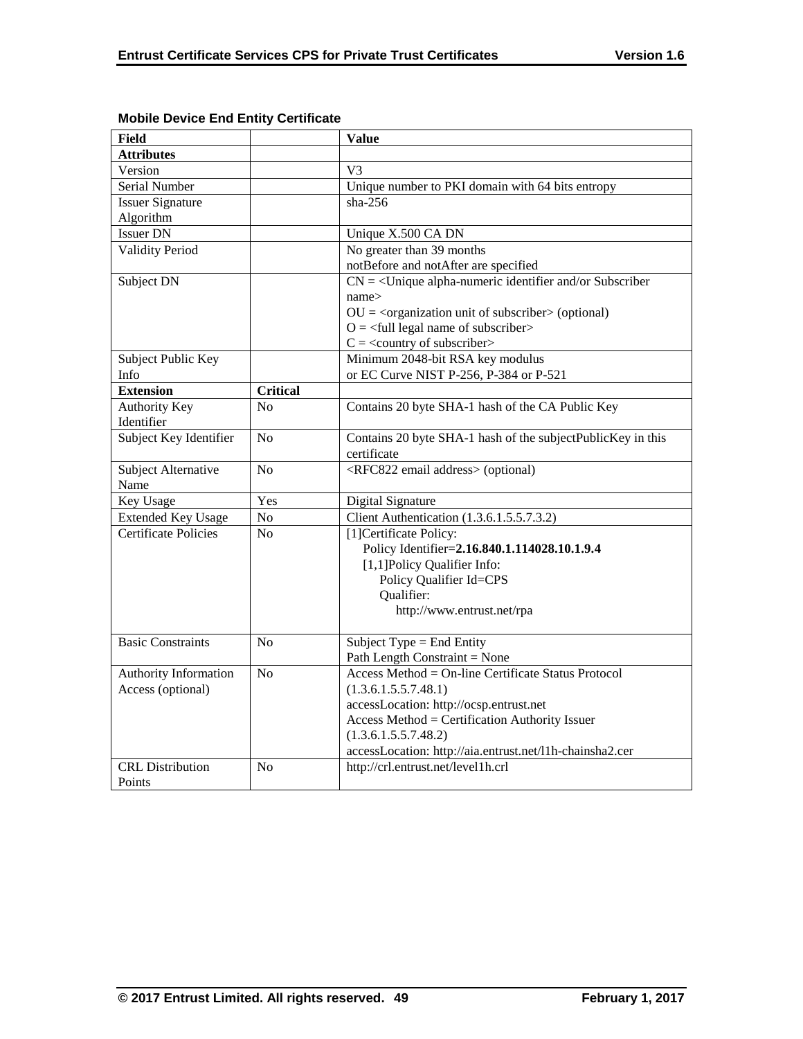**Mobile Device End Entity Certificate**

| Field | | Value |
|---|---|---|
| **Attributes** | | |
| Version | | V3 |
| Serial Number | | Unique number to PKI domain with 64 bits entropy |
| Issuer Signature Algorithm | | sha-256 |
| Issuer DN | | Unique X.500 CA DN |
| Validity Period | | No greater than 39 months<br>notBefore and notAfter are specified |
| Subject DN | | CN = <Unique alpha-numeric identifier and/or Subscriber name><br>OU = <organization unit of subscriber> (optional)<br>O = <full legal name of subscriber><br>C = <country of subscriber> |
| Subject Public Key Info | | Minimum 2048-bit RSA key modulus<br>or EC Curve NIST P-256, P-384 or P-521 |
| **Extension** | **Critical** | |
| Authority Key Identifier | No | Contains 20 byte SHA-1 hash of the CA Public Key |
| Subject Key Identifier | No | Contains 20 byte SHA-1 hash of the subjectPublicKey in this certificate |
| Subject Alternative Name | No | <RFC822 email address> (optional) |
| Key Usage | Yes | Digital Signature |
| Extended Key Usage | No | Client Authentication (1.3.6.1.5.5.7.3.2) |
| Certificate Policies | No | [1]Certificate Policy:<br>Policy Identifier=**2.16.840.1.114028.10.1.9.4**<br>[1,1]Policy Qualifier Info:<br>Policy Qualifier Id=CPS<br>Qualifier:<br>http://www.entrust.net/rpa |
| Basic Constraints | No | Subject Type = End Entity<br>Path Length Constraint = None |
| Authority Information Access (optional) | No | Access Method = On-line Certificate Status Protocol (1.3.6.1.5.5.7.48.1)<br>accessLocation: http://ocsp.entrust.net<br>Access Method = Certification Authority Issuer (1.3.6.1.5.5.7.48.2)<br>accessLocation: http://aia.entrust.net/l1h-chainsha2.cer |
| CRL Distribution Points | No | http://crl.entrust.net/level1h.crl |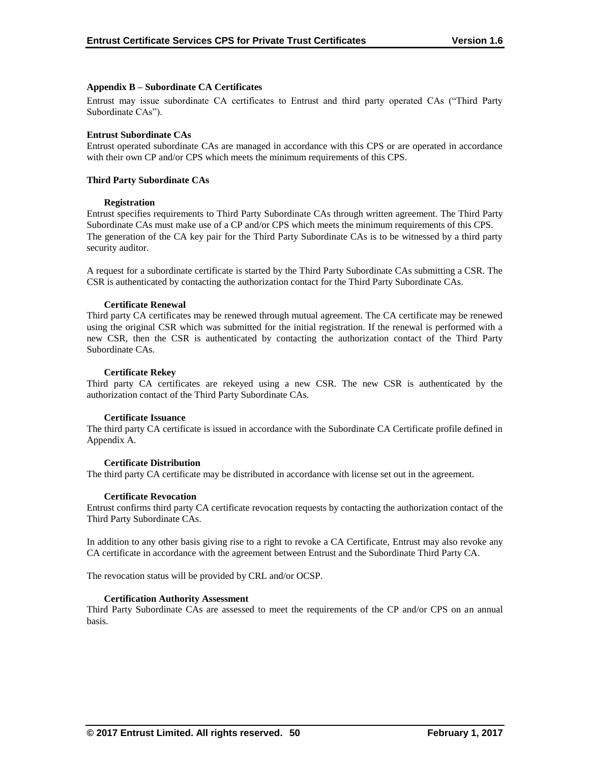## Appendix B – Subordinate CA Certificates

Entrust may issue subordinate CA certificates to Entrust and third party operated CAs ("Third Party Subordinate CAs").

### Entrust Subordinate CAs

Entrust operated subordinate CAs are managed in accordance with this CPS or are operated in accordance with their own CP and/or CPS which meets the minimum requirements of this CPS.

### Third Party Subordinate CAs

#### Registration

Entrust specifies requirements to Third Party Subordinate CAs through written agreement. The Third Party Subordinate CAs must make use of a CP and/or CPS which meets the minimum requirements of this CPS. The generation of the CA key pair for the Third Party Subordinate CAs is to be witnessed by a third party security auditor.

A request for a subordinate certificate is started by the Third Party Subordinate CAs submitting a CSR. The CSR is authenticated by contacting the authorization contact for the Third Party Subordinate CAs.

#### Certificate Renewal

Third party CA certificates may be renewed through mutual agreement. The CA certificate may be renewed using the original CSR which was submitted for the initial registration. If the renewal is performed with a new CSR, then the CSR is authenticated by contacting the authorization contact of the Third Party Subordinate CAs.

#### Certificate Rekey

Third party CA certificates are rekeyed using a new CSR. The new CSR is authenticated by the authorization contact of the Third Party Subordinate CAs.

#### Certificate Issuance

The third party CA certificate is issued in accordance with the Subordinate CA Certificate profile defined in Appendix A.

#### Certificate Distribution

The third party CA certificate may be distributed in accordance with license set out in the agreement.

#### Certificate Revocation

Entrust confirms third party CA certificate revocation requests by contacting the authorization contact of the Third Party Subordinate CAs.

In addition to any other basis giving rise to a right to revoke a CA Certificate, Entrust may also revoke any CA certificate in accordance with the agreement between Entrust and the Subordinate Third Party CA.

The revocation status will be provided by CRL and/or OCSP.

#### Certification Authority Assessment

Third Party Subordinate CAs are assessed to meet the requirements of the CP and/or CPS on an annual basis.